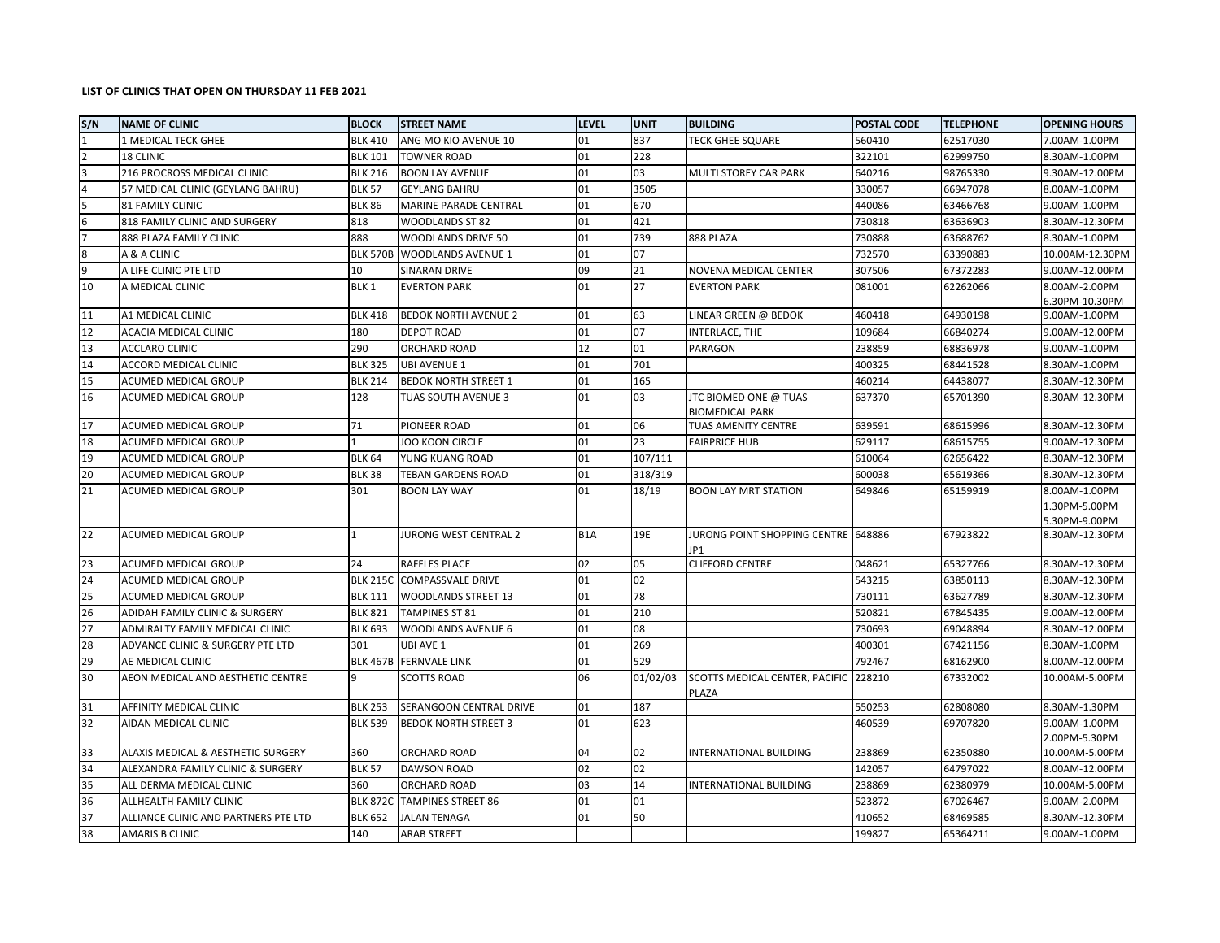**LIST OF CLINICS THAT OPEN ON THURSDAY 11 FEB 2021**

| S/N | NAME OF CLINIC | BLOCK | STREET NAME | LEVEL | UNIT | BUILDING | POSTAL CODE | TELEPHONE | OPENING HOURS |
|---|---|---|---|---|---|---|---|---|---|
| 1 | 1 MEDICAL TECK GHEE | BLK 410 | ANG MO KIO AVENUE 10 | 01 | 837 | TECK GHEE SQUARE | 560410 | 62517030 | 7.00AM-1.00PM |
| 2 | 18 CLINIC | BLK 101 | TOWNER ROAD | 01 | 228 | | 322101 | 62999750 | 8.30AM-1.00PM |
| 3 | 216 PROCROSS MEDICAL CLINIC | BLK 216 | BOON LAY AVENUE | 01 | 03 | MULTI STOREY CAR PARK | 640216 | 98765330 | 9.30AM-12.00PM |
| 4 | 57 MEDICAL CLINIC (GEYLANG BAHRU) | BLK 57 | GEYLANG BAHRU | 01 | 3505 | | 330057 | 66947078 | 8.00AM-1.00PM |
| 5 | 81 FAMILY CLINIC | BLK 86 | MARINE PARADE CENTRAL | 01 | 670 | | 440086 | 63466768 | 9.00AM-1.00PM |
| 6 | 818 FAMILY CLINIC AND SURGERY | 818 | WOODLANDS ST 82 | 01 | 421 | | 730818 | 63636903 | 8.30AM-12.30PM |
| 7 | 888 PLAZA FAMILY CLINIC | 888 | WOODLANDS DRIVE 50 | 01 | 739 | 888 PLAZA | 730888 | 63688762 | 8.30AM-1.00PM |
| 8 | A & A CLINIC | BLK 570B | WOODLANDS AVENUE 1 | 01 | 07 | | 732570 | 63390883 | 10.00AM-12.30PM |
| 9 | A LIFE CLINIC PTE LTD | 10 | SINARAN DRIVE | 09 | 21 | NOVENA MEDICAL CENTER | 307506 | 67372283 | 9.00AM-12.00PM |
| 10 | A MEDICAL CLINIC | BLK 1 | EVERTON PARK | 01 | 27 | EVERTON PARK | 081001 | 62262066 | 8.00AM-2.00PM 6.30PM-10.30PM |
| 11 | A1 MEDICAL CLINIC | BLK 418 | BEDOK NORTH AVENUE 2 | 01 | 63 | LINEAR GREEN @ BEDOK | 460418 | 64930198 | 9.00AM-1.00PM |
| 12 | ACACIA MEDICAL CLINIC | 180 | DEPOT ROAD | 01 | 07 | INTERLACE, THE | 109684 | 66840274 | 9.00AM-12.00PM |
| 13 | ACCLARO CLINIC | 290 | ORCHARD ROAD | 12 | 01 | PARAGON | 238859 | 68836978 | 9.00AM-1.00PM |
| 14 | ACCORD MEDICAL CLINIC | BLK 325 | UBI AVENUE 1 | 01 | 701 | | 400325 | 68441528 | 8.30AM-1.00PM |
| 15 | ACUMED MEDICAL GROUP | BLK 214 | BEDOK NORTH STREET 1 | 01 | 165 | | 460214 | 64438077 | 8.30AM-12.30PM |
| 16 | ACUMED MEDICAL GROUP | 128 | TUAS SOUTH AVENUE 3 | 01 | 03 | JTC BIOMED ONE @ TUAS BIOMEDICAL PARK | 637370 | 65701390 | 8.30AM-12.30PM |
| 17 | ACUMED MEDICAL GROUP | 71 | PIONEER ROAD | 01 | 06 | TUAS AMENITY CENTRE | 639591 | 68615996 | 8.30AM-12.30PM |
| 18 | ACUMED MEDICAL GROUP | 1 | JOO KOON CIRCLE | 01 | 23 | FAIRPRICE HUB | 629117 | 68615755 | 9.00AM-12.30PM |
| 19 | ACUMED MEDICAL GROUP | BLK 64 | YUNG KUANG ROAD | 01 | 107/111 | | 610064 | 62656422 | 8.30AM-12.30PM |
| 20 | ACUMED MEDICAL GROUP | BLK 38 | TEBAN GARDENS ROAD | 01 | 318/319 | | 600038 | 65619366 | 8.30AM-12.30PM |
| 21 | ACUMED MEDICAL GROUP | 301 | BOON LAY WAY | 01 | 18/19 | BOON LAY MRT STATION | 649846 | 65159919 | 8.00AM-1.00PM 1.30PM-5.00PM 5.30PM-9.00PM |
| 22 | ACUMED MEDICAL GROUP | 1 | JURONG WEST CENTRAL 2 | B1A | 19E | JURONG POINT SHOPPING CENTRE JP1 | 648886 | 67923822 | 8.30AM-12.30PM |
| 23 | ACUMED MEDICAL GROUP | 24 | RAFFLES PLACE | 02 | 05 | CLIFFORD CENTRE | 048621 | 65327766 | 8.30AM-12.30PM |
| 24 | ACUMED MEDICAL GROUP | BLK 215C | COMPASSVALE DRIVE | 01 | 02 | | 543215 | 63850113 | 8.30AM-12.30PM |
| 25 | ACUMED MEDICAL GROUP | BLK 111 | WOODLANDS STREET 13 | 01 | 78 | | 730111 | 63627789 | 8.30AM-12.30PM |
| 26 | ADIDAH FAMILY CLINIC & SURGERY | BLK 821 | TAMPINES ST 81 | 01 | 210 | | 520821 | 67845435 | 9.00AM-12.00PM |
| 27 | ADMIRALTY FAMILY MEDICAL CLINIC | BLK 693 | WOODLANDS AVENUE 6 | 01 | 08 | | 730693 | 69048894 | 8.30AM-12.00PM |
| 28 | ADVANCE CLINIC & SURGERY PTE LTD | 301 | UBI AVE 1 | 01 | 269 | | 400301 | 67421156 | 8.30AM-1.00PM |
| 29 | AE MEDICAL CLINIC | BLK 467B | FERNVALE LINK | 01 | 529 | | 792467 | 68162900 | 8.00AM-12.00PM |
| 30 | AEON MEDICAL AND AESTHETIC CENTRE | 9 | SCOTTS ROAD | 06 | 01/02/03 | SCOTTS MEDICAL CENTER, PACIFIC PLAZA | 228210 | 67332002 | 10.00AM-5.00PM |
| 31 | AFFINITY MEDICAL CLINIC | BLK 253 | SERANGOON CENTRAL DRIVE | 01 | 187 | | 550253 | 62808080 | 8.30AM-1.30PM |
| 32 | AIDAN MEDICAL CLINIC | BLK 539 | BEDOK NORTH STREET 3 | 01 | 623 | | 460539 | 69707820 | 9.00AM-1.00PM 2.00PM-5.30PM |
| 33 | ALAXIS MEDICAL & AESTHETIC SURGERY | 360 | ORCHARD ROAD | 04 | 02 | INTERNATIONAL BUILDING | 238869 | 62350880 | 10.00AM-5.00PM |
| 34 | ALEXANDRA FAMILY CLINIC & SURGERY | BLK 57 | DAWSON ROAD | 02 | 02 | | 142057 | 64797022 | 8.00AM-12.00PM |
| 35 | ALL DERMA MEDICAL CLINIC | 360 | ORCHARD ROAD | 03 | 14 | INTERNATIONAL BUILDING | 238869 | 62380979 | 10.00AM-5.00PM |
| 36 | ALLHEALTH FAMILY CLINIC | BLK 872C | TAMPINES STREET 86 | 01 | 01 | | 523872 | 67026467 | 9.00AM-2.00PM |
| 37 | ALLIANCE CLINIC AND PARTNERS PTE LTD | BLK 652 | JALAN TENAGA | 01 | 50 | | 410652 | 68469585 | 8.30AM-12.30PM |
| 38 | AMARIS B CLINIC | 140 | ARAB STREET | | | | 199827 | 65364211 | 9.00AM-1.00PM |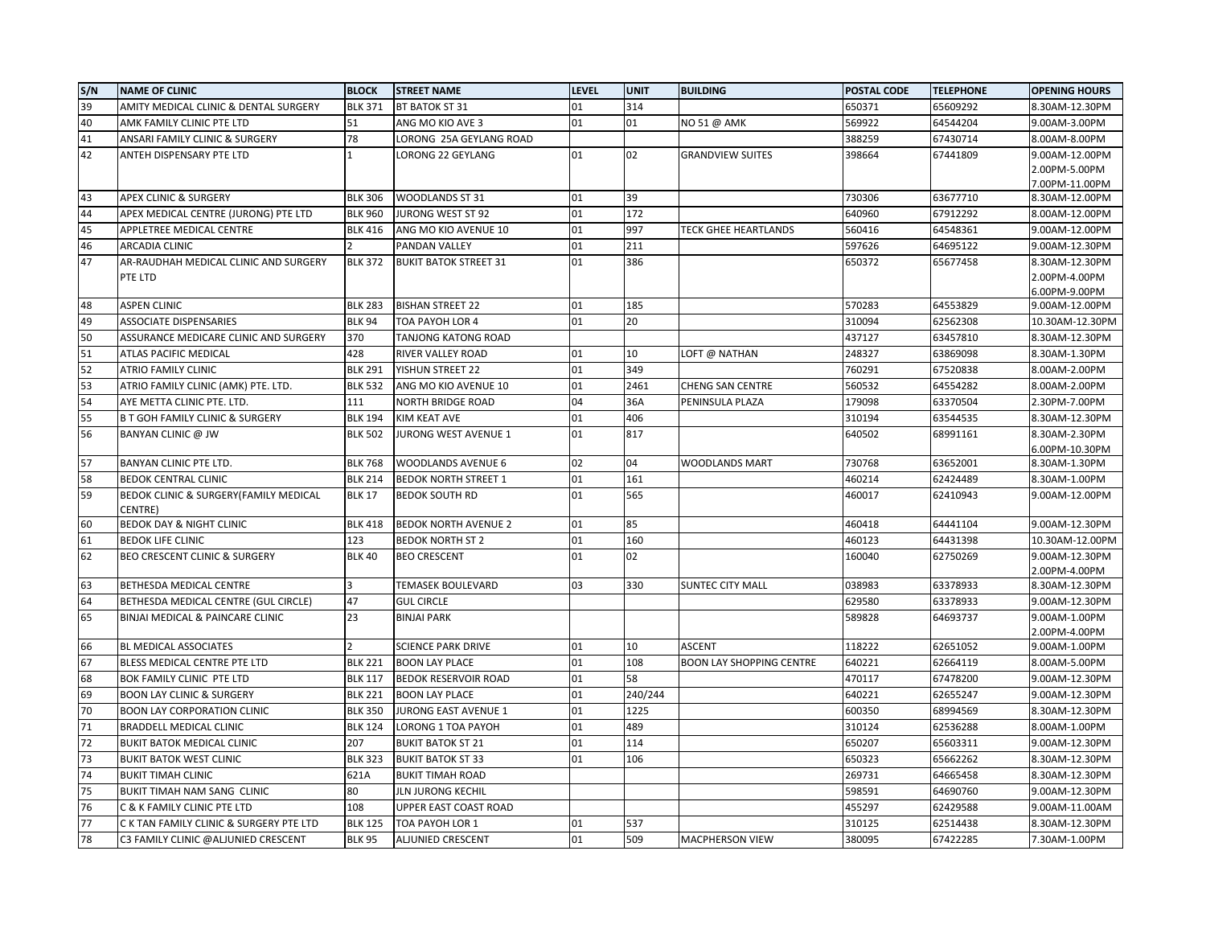| S/N | NAME OF CLINIC | BLOCK | STREET NAME | LEVEL | UNIT | BUILDING | POSTAL CODE | TELEPHONE | OPENING HOURS |
|---|---|---|---|---|---|---|---|---|---|
| 39 | AMITY MEDICAL CLINIC & DENTAL SURGERY | BLK 371 | BT BATOK ST 31 | 01 | 314 | | 650371 | 65609292 | 8.30AM-12.30PM |
| 40 | AMK FAMILY CLINIC PTE LTD | 51 | ANG MO KIO AVE 3 | 01 | 01 | NO 51 @ AMK | 569922 | 64544204 | 9.00AM-3.00PM |
| 41 | ANSARI FAMILY CLINIC & SURGERY | 78 | LORONG 25A GEYLANG ROAD | | | | 388259 | 67430714 | 8.00AM-8.00PM |
| 42 | ANTEH DISPENSARY PTE LTD | 1 | LORONG 22 GEYLANG | 01 | 02 | GRANDVIEW SUITES | 398664 | 67441809 | 9.00AM-12.00PM<br>2.00PM-5.00PM<br>7.00PM-11.00PM |
| 43 | APEX CLINIC & SURGERY | BLK 306 | WOODLANDS ST 31 | 01 | 39 | | 730306 | 63677710 | 8.30AM-12.00PM |
| 44 | APEX MEDICAL CENTRE (JURONG) PTE LTD | BLK 960 | JURONG WEST ST 92 | 01 | 172 | | 640960 | 67912292 | 8.00AM-12.00PM |
| 45 | APPLETREE MEDICAL CENTRE | BLK 416 | ANG MO KIO AVENUE 10 | 01 | 997 | TECK GHEE HEARTLANDS | 560416 | 64548361 | 9.00AM-12.00PM |
| 46 | ARCADIA CLINIC | 2 | PANDAN VALLEY | 01 | 211 | | 597626 | 64695122 | 9.00AM-12.30PM |
| 47 | AR-RAUDHAH MEDICAL CLINIC AND SURGERY PTE LTD | BLK 372 | BUKIT BATOK STREET 31 | 01 | 386 | | 650372 | 65677458 | 8.30AM-12.30PM<br>2.00PM-4.00PM<br>6.00PM-9.00PM |
| 48 | ASPEN CLINIC | BLK 283 | BISHAN STREET 22 | 01 | 185 | | 570283 | 64553829 | 9.00AM-12.00PM |
| 49 | ASSOCIATE DISPENSARIES | BLK 94 | TOA PAYOH LOR 4 | 01 | 20 | | 310094 | 62562308 | 10.30AM-12.30PM |
| 50 | ASSURANCE MEDICARE CLINIC AND SURGERY | 370 | TANJONG KATONG ROAD | | | | 437127 | 63457810 | 8.30AM-12.30PM |
| 51 | ATLAS PACIFIC MEDICAL | 428 | RIVER VALLEY ROAD | 01 | 10 | LOFT @ NATHAN | 248327 | 63869098 | 8.30AM-1.30PM |
| 52 | ATRIO FAMILY CLINIC | BLK 291 | YISHUN STREET 22 | 01 | 349 | | 760291 | 67520838 | 8.00AM-2.00PM |
| 53 | ATRIO FAMILY CLINIC (AMK) PTE. LTD. | BLK 532 | ANG MO KIO AVENUE 10 | 01 | 2461 | CHENG SAN CENTRE | 560532 | 64554282 | 8.00AM-2.00PM |
| 54 | AYE METTA CLINIC PTE. LTD. | 111 | NORTH BRIDGE ROAD | 04 | 36A | PENINSULA PLAZA | 179098 | 63370504 | 2.30PM-7.00PM |
| 55 | B T GOH FAMILY CLINIC & SURGERY | BLK 194 | KIM KEAT AVE | 01 | 406 | | 310194 | 63544535 | 8.30AM-12.30PM |
| 56 | BANYAN CLINIC @ JW | BLK 502 | JURONG WEST AVENUE 1 | 01 | 817 | | 640502 | 68991161 | 8.30AM-2.30PM<br>6.00PM-10.30PM |
| 57 | BANYAN CLINIC PTE LTD. | BLK 768 | WOODLANDS AVENUE 6 | 02 | 04 | WOODLANDS MART | 730768 | 63652001 | 8.30AM-1.30PM |
| 58 | BEDOK CENTRAL CLINIC | BLK 214 | BEDOK NORTH STREET 1 | 01 | 161 | | 460214 | 62424489 | 8.30AM-1.00PM |
| 59 | BEDOK CLINIC & SURGERY(FAMILY MEDICAL CENTRE) | BLK 17 | BEDOK SOUTH RD | 01 | 565 | | 460017 | 62410943 | 9.00AM-12.00PM |
| 60 | BEDOK DAY & NIGHT CLINIC | BLK 418 | BEDOK NORTH AVENUE 2 | 01 | 85 | | 460418 | 64441104 | 9.00AM-12.30PM |
| 61 | BEDOK LIFE CLINIC | 123 | BEDOK NORTH ST 2 | 01 | 160 | | 460123 | 64431398 | 10.30AM-12.00PM |
| 62 | BEO CRESCENT CLINIC & SURGERY | BLK 40 | BEO CRESCENT | 01 | 02 | | 160040 | 62750269 | 9.00AM-12.30PM<br>2.00PM-4.00PM |
| 63 | BETHESDA MEDICAL CENTRE | 3 | TEMASEK BOULEVARD | 03 | 330 | SUNTEC CITY MALL | 038983 | 63378933 | 8.30AM-12.30PM |
| 64 | BETHESDA MEDICAL CENTRE (GUL CIRCLE) | 47 | GUL CIRCLE | | | | 629580 | 63378933 | 9.00AM-12.30PM |
| 65 | BINJAI MEDICAL & PAINCARE CLINIC | 23 | BINJAI PARK | | | | 589828 | 64693737 | 9.00AM-1.00PM<br>2.00PM-4.00PM |
| 66 | BL MEDICAL ASSOCIATES | 2 | SCIENCE PARK DRIVE | 01 | 10 | ASCENT | 118222 | 62651052 | 9.00AM-1.00PM |
| 67 | BLESS MEDICAL CENTRE PTE LTD | BLK 221 | BOON LAY PLACE | 01 | 108 | BOON LAY SHOPPING CENTRE | 640221 | 62664119 | 8.00AM-5.00PM |
| 68 | BOK FAMILY CLINIC PTE LTD | BLK 117 | BEDOK RESERVOIR ROAD | 01 | 58 | | 470117 | 67478200 | 9.00AM-12.30PM |
| 69 | BOON LAY CLINIC & SURGERY | BLK 221 | BOON LAY PLACE | 01 | 240/244 | | 640221 | 62655247 | 9.00AM-12.30PM |
| 70 | BOON LAY CORPORATION CLINIC | BLK 350 | JURONG EAST AVENUE 1 | 01 | 1225 | | 600350 | 68994569 | 8.30AM-12.30PM |
| 71 | BRADDELL MEDICAL CLINIC | BLK 124 | LORONG 1 TOA PAYOH | 01 | 489 | | 310124 | 62536288 | 8.00AM-1.00PM |
| 72 | BUKIT BATOK MEDICAL CLINIC | 207 | BUKIT BATOK ST 21 | 01 | 114 | | 650207 | 65603311 | 9.00AM-12.30PM |
| 73 | BUKIT BATOK WEST CLINIC | BLK 323 | BUKIT BATOK ST 33 | 01 | 106 | | 650323 | 65662262 | 8.30AM-12.30PM |
| 74 | BUKIT TIMAH CLINIC | 621A | BUKIT TIMAH ROAD | | | | 269731 | 64665458 | 8.30AM-12.30PM |
| 75 | BUKIT TIMAH NAM SANG CLINIC | 80 | JLN JURONG KECHIL | | | | 598591 | 64690760 | 9.00AM-12.30PM |
| 76 | C & K FAMILY CLINIC PTE LTD | 108 | UPPER EAST COAST ROAD | | | | 455297 | 62429588 | 9.00AM-11.00AM |
| 77 | C K TAN FAMILY CLINIC & SURGERY PTE LTD | BLK 125 | TOA PAYOH LOR 1 | 01 | 537 | | 310125 | 62514438 | 8.30AM-12.30PM |
| 78 | C3 FAMILY CLINIC @ALJUNIED CRESCENT | BLK 95 | ALJUNIED CRESCENT | 01 | 509 | MACPHERSON VIEW | 380095 | 67422285 | 7.30AM-1.00PM |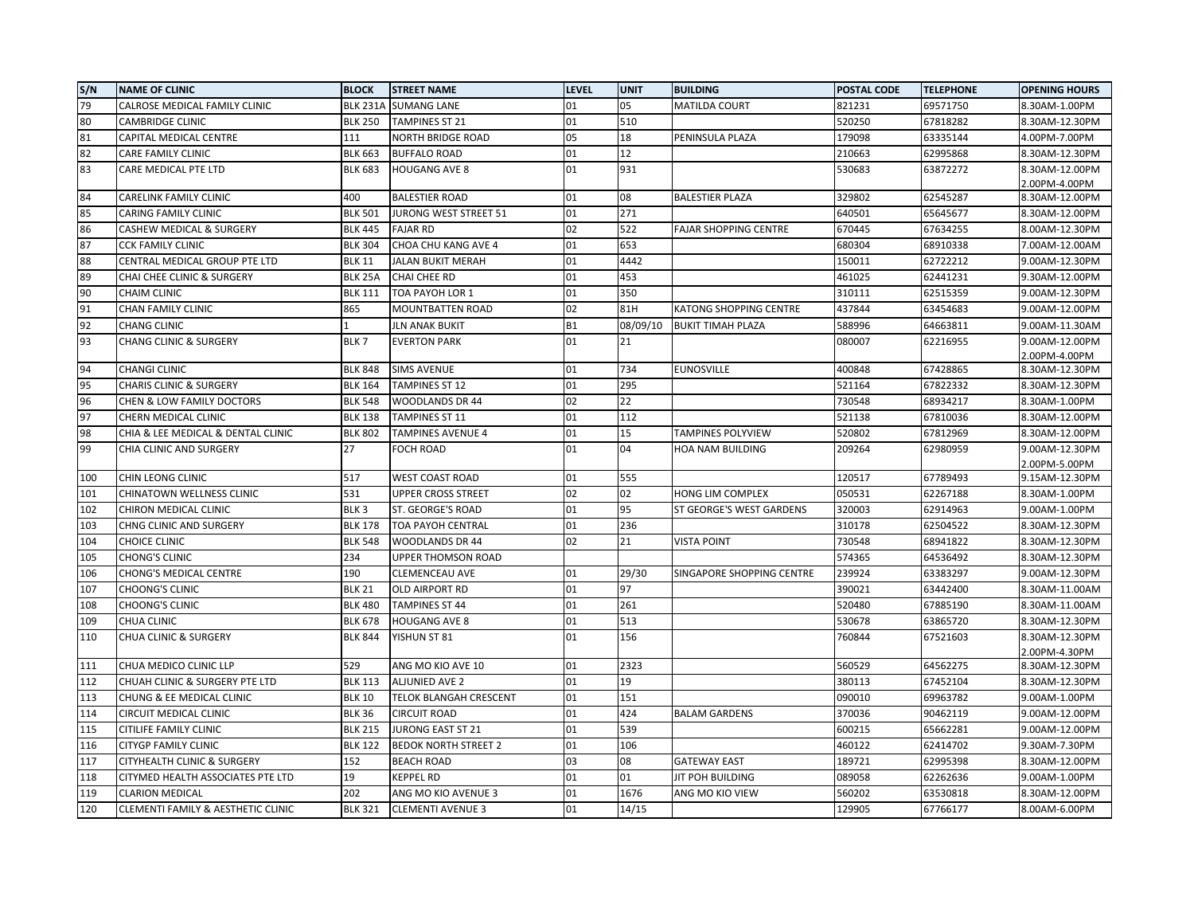| S/N | NAME OF CLINIC | BLOCK | STREET NAME | LEVEL | UNIT | BUILDING | POSTAL CODE | TELEPHONE | OPENING HOURS |
|---|---|---|---|---|---|---|---|---|---|
| 79 | CALROSE MEDICAL FAMILY CLINIC | BLK 231A | SUMANG LANE | 01 | 05 | MATILDA COURT | 821231 | 69571750 | 8.30AM-1.00PM |
| 80 | CAMBRIDGE CLINIC | BLK 250 | TAMPINES ST 21 | 01 | 510 | | 520250 | 67818282 | 8.30AM-12.30PM |
| 81 | CAPITAL MEDICAL CENTRE | 111 | NORTH BRIDGE ROAD | 05 | 18 | PENINSULA PLAZA | 179098 | 63335144 | 4.00PM-7.00PM |
| 82 | CARE FAMILY CLINIC | BLK 663 | BUFFALO ROAD | 01 | 12 | | 210663 | 62995868 | 8.30AM-12.30PM |
| 83 | CARE MEDICAL PTE LTD | BLK 683 | HOUGANG AVE 8 | 01 | 931 | | 530683 | 63872272 | 8.30AM-12.00PM 2.00PM-4.00PM |
| 84 | CARELINK FAMILY CLINIC | 400 | BALESTIER ROAD | 01 | 08 | BALESTIER PLAZA | 329802 | 62545287 | 8.30AM-12.00PM |
| 85 | CARING FAMILY CLINIC | BLK 501 | JURONG WEST STREET 51 | 01 | 271 | | 640501 | 65645677 | 8.30AM-12.00PM |
| 86 | CASHEW MEDICAL & SURGERY | BLK 445 | FAJAR RD | 02 | 522 | FAJAR SHOPPING CENTRE | 670445 | 67634255 | 8.00AM-12.30PM |
| 87 | CCK FAMILY CLINIC | BLK 304 | CHOA CHU KANG AVE 4 | 01 | 653 | | 680304 | 68910338 | 7.00AM-12.00AM |
| 88 | CENTRAL MEDICAL GROUP PTE LTD | BLK 11 | JALAN BUKIT MERAH | 01 | 4442 | | 150011 | 62722212 | 9.00AM-12.30PM |
| 89 | CHAI CHEE CLINIC & SURGERY | BLK 25A | CHAI CHEE RD | 01 | 453 | | 461025 | 62441231 | 9.30AM-12.00PM |
| 90 | CHAIM CLINIC | BLK 111 | TOA PAYOH LOR 1 | 01 | 350 | | 310111 | 62515359 | 9.00AM-12.30PM |
| 91 | CHAN FAMILY CLINIC | 865 | MOUNTBATTEN ROAD | 02 | 81H | KATONG SHOPPING CENTRE | 437844 | 63454683 | 9.00AM-12.00PM |
| 92 | CHANG CLINIC | 1 | JLN ANAK BUKIT | B1 | 08/09/10 | BUKIT TIMAH PLAZA | 588996 | 64663811 | 9.00AM-11.30AM |
| 93 | CHANG CLINIC & SURGERY | BLK 7 | EVERTON PARK | 01 | 21 | | 080007 | 62216955 | 9.00AM-12.00PM 2.00PM-4.00PM |
| 94 | CHANGI CLINIC | BLK 848 | SIMS AVENUE | 01 | 734 | EUNOSVILLE | 400848 | 67428865 | 8.30AM-12.30PM |
| 95 | CHARIS CLINIC & SURGERY | BLK 164 | TAMPINES ST 12 | 01 | 295 | | 521164 | 67822332 | 8.30AM-12.30PM |
| 96 | CHEN & LOW FAMILY DOCTORS | BLK 548 | WOODLANDS DR 44 | 02 | 22 | | 730548 | 68934217 | 8.30AM-1.00PM |
| 97 | CHERN MEDICAL CLINIC | BLK 138 | TAMPINES ST 11 | 01 | 112 | | 521138 | 67810036 | 8.30AM-12.00PM |
| 98 | CHIA & LEE MEDICAL & DENTAL CLINIC | BLK 802 | TAMPINES AVENUE 4 | 01 | 15 | TAMPINES POLYVIEW | 520802 | 67812969 | 8.30AM-12.00PM |
| 99 | CHIA CLINIC AND SURGERY | 27 | FOCH ROAD | 01 | 04 | HOA NAM BUILDING | 209264 | 62980959 | 9.00AM-12.30PM 2.00PM-5.00PM |
| 100 | CHIN LEONG CLINIC | 517 | WEST COAST ROAD | 01 | 555 | | 120517 | 67789493 | 9.15AM-12.30PM |
| 101 | CHINATOWN WELLNESS CLINIC | 531 | UPPER CROSS STREET | 02 | 02 | HONG LIM COMPLEX | 050531 | 62267188 | 8.30AM-1.00PM |
| 102 | CHIRON MEDICAL CLINIC | BLK 3 | ST. GEORGE'S ROAD | 01 | 95 | ST GEORGE'S WEST GARDENS | 320003 | 62914963 | 9.00AM-1.00PM |
| 103 | CHNG CLINIC AND SURGERY | BLK 178 | TOA PAYOH CENTRAL | 01 | 236 | | 310178 | 62504522 | 8.30AM-12.30PM |
| 104 | CHOICE CLINIC | BLK 548 | WOODLANDS DR 44 | 02 | 21 | VISTA POINT | 730548 | 68941822 | 8.30AM-12.30PM |
| 105 | CHONG'S CLINIC | 234 | UPPER THOMSON ROAD | | | | 574365 | 64536492 | 8.30AM-12.30PM |
| 106 | CHONG'S MEDICAL CENTRE | 190 | CLEMENCEAU AVE | 01 | 29/30 | SINGAPORE SHOPPING CENTRE | 239924 | 63383297 | 9.00AM-12.30PM |
| 107 | CHOONG'S CLINIC | BLK 21 | OLD AIRPORT RD | 01 | 97 | | 390021 | 63442400 | 8.30AM-11.00AM |
| 108 | CHOONG'S CLINIC | BLK 480 | TAMPINES ST 44 | 01 | 261 | | 520480 | 67885190 | 8.30AM-11.00AM |
| 109 | CHUA CLINIC | BLK 678 | HOUGANG AVE 8 | 01 | 513 | | 530678 | 63865720 | 8.30AM-12.30PM |
| 110 | CHUA CLINIC & SURGERY | BLK 844 | YISHUN ST 81 | 01 | 156 | | 760844 | 67521603 | 8.30AM-12.30PM 2.00PM-4.30PM |
| 111 | CHUA MEDICO CLINIC LLP | 529 | ANG MO KIO AVE 10 | 01 | 2323 | | 560529 | 64562275 | 8.30AM-12.30PM |
| 112 | CHUAH CLINIC & SURGERY PTE LTD | BLK 113 | ALJUNIED AVE 2 | 01 | 19 | | 380113 | 67452104 | 8.30AM-12.30PM |
| 113 | CHUNG & EE MEDICAL CLINIC | BLK 10 | TELOK BLANGAH CRESCENT | 01 | 151 | | 090010 | 69963782 | 9.00AM-1.00PM |
| 114 | CIRCUIT MEDICAL CLINIC | BLK 36 | CIRCUIT ROAD | 01 | 424 | BALAM GARDENS | 370036 | 90462119 | 9.00AM-12.00PM |
| 115 | CITILIFE FAMILY CLINIC | BLK 215 | JURONG EAST ST 21 | 01 | 539 | | 600215 | 65662281 | 9.00AM-12.00PM |
| 116 | CITYGP FAMILY CLINIC | BLK 122 | BEDOK NORTH STREET 2 | 01 | 106 | | 460122 | 62414702 | 9.30AM-7.30PM |
| 117 | CITYHEALTH CLINIC & SURGERY | 152 | BEACH ROAD | 03 | 08 | GATEWAY EAST | 189721 | 62995398 | 8.30AM-12.00PM |
| 118 | CITYMED HEALTH ASSOCIATES PTE LTD | 19 | KEPPEL RD | 01 | 01 | JIT POH BUILDING | 089058 | 62262636 | 9.00AM-1.00PM |
| 119 | CLARION MEDICAL | 202 | ANG MO KIO AVENUE 3 | 01 | 1676 | ANG MO KIO VIEW | 560202 | 63530818 | 8.30AM-12.00PM |
| 120 | CLEMENTI FAMILY & AESTHETIC CLINIC | BLK 321 | CLEMENTI AVENUE 3 | 01 | 14/15 | | 129905 | 67766177 | 8.00AM-6.00PM |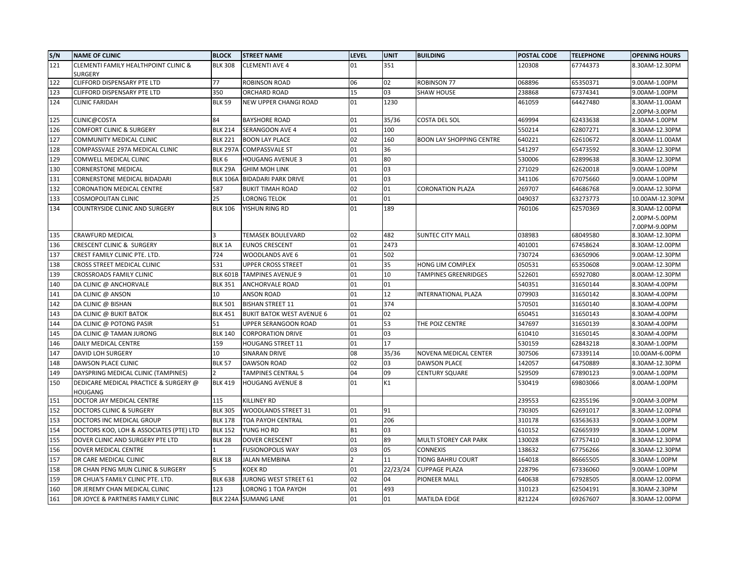| S/N | NAME OF CLINIC | BLOCK | STREET NAME | LEVEL | UNIT | BUILDING | POSTAL CODE | TELEPHONE | OPENING HOURS |
|---|---|---|---|---|---|---|---|---|---|
| 121 | CLEMENTI FAMILY HEALTHPOINT CLINIC & SURGERY | BLK 308 | CLEMENTI AVE 4 | 01 | 351 | | 120308 | 67744373 | 8.30AM-12.30PM |
| 122 | CLIFFORD DISPENSARY PTE LTD | 77 | ROBINSON ROAD | 06 | 02 | ROBINSON 77 | 068896 | 65350371 | 9.00AM-1.00PM |
| 123 | CLIFFORD DISPENSARY PTE LTD | 350 | ORCHARD ROAD | 15 | 03 | SHAW HOUSE | 238868 | 67374341 | 9.00AM-1.00PM |
| 124 | CLINIC FARIDAH | BLK 59 | NEW UPPER CHANGI ROAD | 01 | 1230 | | 461059 | 64427480 | 8.30AM-11.00AM 2.00PM-3.00PM |
| 125 | CLINIC@COSTA | 84 | BAYSHORE ROAD | 01 | 35/36 | COSTA DEL SOL | 469994 | 62433638 | 8.30AM-1.00PM |
| 126 | COMFORT CLINIC & SURGERY | BLK 214 | SERANGOON AVE 4 | 01 | 100 | | 550214 | 62807271 | 8.30AM-12.30PM |
| 127 | COMMUNITY MEDICAL CLINIC | BLK 221 | BOON LAY PLACE | 02 | 160 | BOON LAY SHOPPING CENTRE | 640221 | 62610672 | 8.00AM-11.00AM |
| 128 | COMPASSVALE 297A MEDICAL CLINIC | BLK 297A | COMPASSVALE ST | 01 | 36 | | 541297 | 65473592 | 8.30AM-12.30PM |
| 129 | COMWELL MEDICAL CLINIC | BLK 6 | HOUGANG AVENUE 3 | 01 | 80 | | 530006 | 62899638 | 8.30AM-12.30PM |
| 130 | CORNERSTONE MEDICAL | BLK 29A | GHIM MOH LINK | 01 | 03 | | 271029 | 62620018 | 9.00AM-1.00PM |
| 131 | CORNERSTONE MEDICAL BIDADARI | BLK 106A | BIDADARI PARK DRIVE | 01 | 03 | | 341106 | 67075660 | 9.00AM-1.00PM |
| 132 | CORONATION MEDICAL CENTRE | 587 | BUKIT TIMAH ROAD | 02 | 01 | CORONATION PLAZA | 269707 | 64686768 | 9.00AM-12.30PM |
| 133 | COSMOPOLITAN CLINIC | 25 | LORONG TELOK | 01 | 01 | | 049037 | 63273773 | 10.00AM-12.30PM |
| 134 | COUNTRYSIDE CLINIC AND SURGERY | BLK 106 | YISHUN RING RD | 01 | 189 | | 760106 | 62570369 | 8.30AM-12.00PM 2.00PM-5.00PM 7.00PM-9.00PM |
| 135 | CRAWFURD MEDICAL | 3 | TEMASEK BOULEVARD | 02 | 482 | SUNTEC CITY MALL | 038983 | 68049580 | 8.30AM-12.30PM |
| 136 | CRESCENT CLINIC & SURGERY | BLK 1A | EUNOS CRESCENT | 01 | 2473 | | 401001 | 67458624 | 8.30AM-12.00PM |
| 137 | CREST FAMILY CLINIC PTE. LTD. | 724 | WOODLANDS AVE 6 | 01 | 502 | | 730724 | 63650906 | 9.00AM-12.30PM |
| 138 | CROSS STREET MEDICAL CLINIC | 531 | UPPER CROSS STREET | 01 | 35 | HONG LIM COMPLEX | 050531 | 65350608 | 9.00AM-12.30PM |
| 139 | CROSSROADS FAMILY CLINIC | BLK 601B | TAMPINES AVENUE 9 | 01 | 10 | TAMPINES GREENRIDGES | 522601 | 65927080 | 8.00AM-12.30PM |
| 140 | DA CLINIC @ ANCHORVALE | BLK 351 | ANCHORVALE ROAD | 01 | 01 | | 540351 | 31650144 | 8.30AM-4.00PM |
| 141 | DA CLINIC @ ANSON | 10 | ANSON ROAD | 01 | 12 | INTERNATIONAL PLAZA | 079903 | 31650142 | 8.30AM-4.00PM |
| 142 | DA CLINIC @ BISHAN | BLK 501 | BISHAN STREET 11 | 01 | 374 | | 570501 | 31650140 | 8.30AM-4.00PM |
| 143 | DA CLINIC @ BUKIT BATOK | BLK 451 | BUKIT BATOK WEST AVENUE 6 | 01 | 02 | | 650451 | 31650143 | 8.30AM-4.00PM |
| 144 | DA CLINIC @ POTONG PASIR | 51 | UPPER SERANGOON ROAD | 01 | 53 | THE POIZ CENTRE | 347697 | 31650139 | 8.30AM-4.00PM |
| 145 | DA CLINIC @ TAMAN JURONG | BLK 140 | CORPORATION DRIVE | 01 | 03 | | 610410 | 31650145 | 8.30AM-4.00PM |
| 146 | DAILY MEDICAL CENTRE | 159 | HOUGANG STREET 11 | 01 | 17 | | 530159 | 62843218 | 8.30AM-1.00PM |
| 147 | DAVID LOH SURGERY | 10 | SINARAN DRIVE | 08 | 35/36 | NOVENA MEDICAL CENTER | 307506 | 67339114 | 10.00AM-6.00PM |
| 148 | DAWSON PLACE CLINIC | BLK 57 | DAWSON ROAD | 02 | 03 | DAWSON PLACE | 142057 | 64750889 | 8.30AM-12.30PM |
| 149 | DAYSPRING MEDICAL CLINIC (TAMPINES) | 2 | TAMPINES CENTRAL 5 | 04 | 09 | CENTURY SQUARE | 529509 | 67890123 | 9.00AM-1.00PM |
| 150 | DEDICARE MEDICAL PRACTICE & SURGERY @ HOUGANG | BLK 419 | HOUGANG AVENUE 8 | 01 | K1 | | 530419 | 69803066 | 8.00AM-1.00PM |
| 151 | DOCTOR JAY MEDICAL CENTRE | 115 | KILLINEY RD | | | | 239553 | 62355196 | 9.00AM-3.00PM |
| 152 | DOCTORS CLINIC & SURGERY | BLK 305 | WOODLANDS STREET 31 | 01 | 91 | | 730305 | 62691017 | 8.30AM-12.00PM |
| 153 | DOCTORS INC MEDICAL GROUP | BLK 178 | TOA PAYOH CENTRAL | 01 | 206 | | 310178 | 63563633 | 9.00AM-3.00PM |
| 154 | DOCTORS KOO, LOH & ASSOCIATES (PTE) LTD | BLK 152 | YUNG HO RD | B1 | 03 | | 610152 | 62665939 | 8.30AM-1.00PM |
| 155 | DOVER CLINIC AND SURGERY PTE LTD | BLK 28 | DOVER CRESCENT | 01 | 89 | MULTI STOREY CAR PARK | 130028 | 67757410 | 8.30AM-12.30PM |
| 156 | DOVER MEDICAL CENTRE | 1 | FUSIONOPOLIS WAY | 03 | 05 | CONNEXIS | 138632 | 67756266 | 8.30AM-12.30PM |
| 157 | DR CARE MEDICAL CLINIC | BLK 18 | JALAN MEMBINA | 2 | 11 | TIONG BAHRU COURT | 164018 | 86665505 | 8.30AM-1.00PM |
| 158 | DR CHAN PENG MUN CLINIC & SURGERY | 5 | KOEK RD | 01 | 22/23/24 | CUPPAGE PLAZA | 228796 | 67336060 | 9.00AM-1.00PM |
| 159 | DR CHUA'S FAMILY CLINIC PTE. LTD. | BLK 638 | JURONG WEST STREET 61 | 02 | 04 | PIONEER MALL | 640638 | 67928505 | 8.00AM-12.00PM |
| 160 | DR JEREMY CHAN MEDICAL CLINIC | 123 | LORONG 1 TOA PAYOH | 01 | 493 | | 310123 | 62504191 | 8.30AM-2.30PM |
| 161 | DR JOYCE & PARTNERS FAMILY CLINIC | BLK 224A | SUMANG LANE | 01 | 01 | MATILDA EDGE | 821224 | 69267607 | 8.30AM-12.00PM |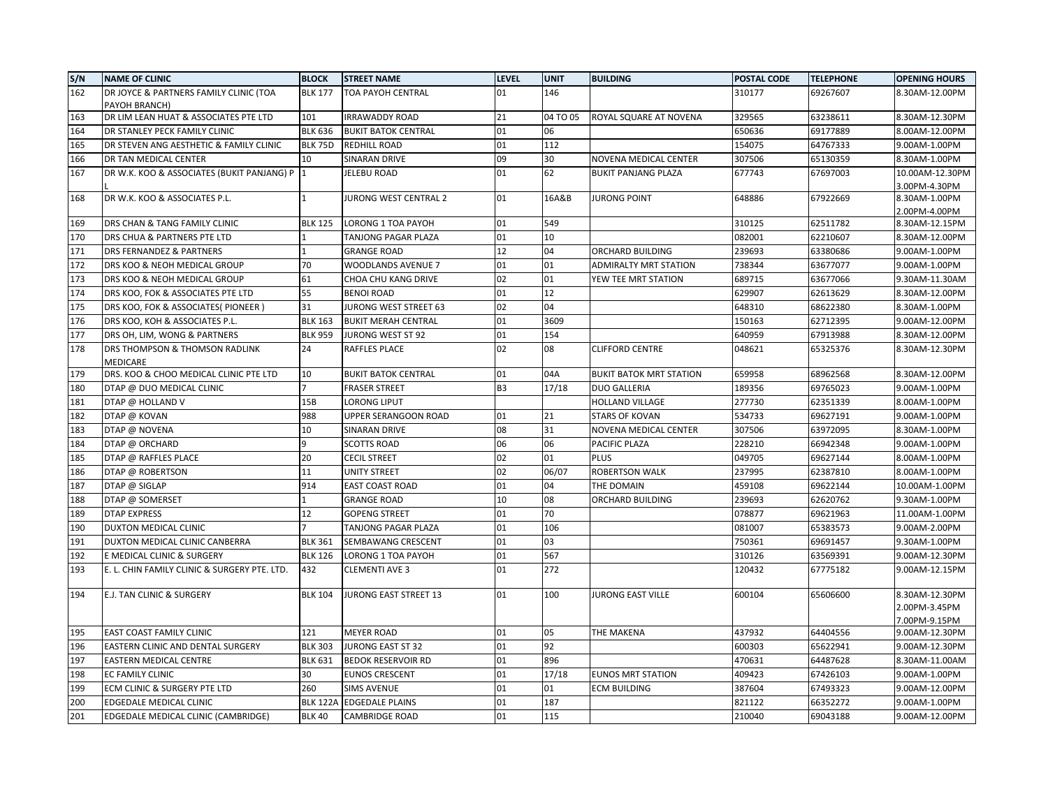| S/N | NAME OF CLINIC | BLOCK | STREET NAME | LEVEL | UNIT | BUILDING | POSTAL CODE | TELEPHONE | OPENING HOURS |
|---|---|---|---|---|---|---|---|---|---|
| 162 | DR JOYCE & PARTNERS FAMILY CLINIC (TOA PAYOH BRANCH) | BLK 177 | TOA PAYOH CENTRAL | 01 | 146 | | 310177 | 69267607 | 8.30AM-12.00PM |
| 163 | DR LIM LEAN HUAT & ASSOCIATES PTE LTD | 101 | IRRAWADDY ROAD | 21 | 04 TO 05 | ROYAL SQUARE AT NOVENA | 329565 | 63238611 | 8.30AM-12.30PM |
| 164 | DR STANLEY PECK FAMILY CLINIC | BLK 636 | BUKIT BATOK CENTRAL | 01 | 06 | | 650636 | 69177889 | 8.00AM-12.00PM |
| 165 | DR STEVEN ANG AESTHETIC & FAMILY CLINIC | BLK 75D | REDHILL ROAD | 01 | 112 | | 154075 | 64767333 | 9.00AM-1.00PM |
| 166 | DR TAN MEDICAL CENTER | 10 | SINARAN DRIVE | 09 | 30 | NOVENA MEDICAL CENTER | 307506 | 65130359 | 8.30AM-1.00PM |
| 167 | DR W.K. KOO & ASSOCIATES (BUKIT PANJANG) P L | 1 | JELEBU ROAD | 01 | 62 | BUKIT PANJANG PLAZA | 677743 | 67697003 | 10.00AM-12.30PM 3.00PM-4.30PM |
| 168 | DR W.K. KOO & ASSOCIATES P.L. | 1 | JURONG WEST CENTRAL 2 | 01 | 16A&B | JURONG POINT | 648886 | 67922669 | 8.30AM-1.00PM 2.00PM-4.00PM |
| 169 | DRS CHAN & TANG FAMILY CLINIC | BLK 125 | LORONG 1 TOA PAYOH | 01 | 549 | | 310125 | 62511782 | 8.30AM-12.15PM |
| 170 | DRS CHUA & PARTNERS PTE LTD | 1 | TANJONG PAGAR PLAZA | 01 | 10 | | 082001 | 62210607 | 8.30AM-12.00PM |
| 171 | DRS FERNANDEZ & PARTNERS | 1 | GRANGE ROAD | 12 | 04 | ORCHARD BUILDING | 239693 | 63380686 | 9.00AM-1.00PM |
| 172 | DRS KOO & NEOH MEDICAL GROUP | 70 | WOODLANDS AVENUE 7 | 01 | 01 | ADMIRALTY MRT STATION | 738344 | 63677077 | 9.00AM-1.00PM |
| 173 | DRS KOO & NEOH MEDICAL GROUP | 61 | CHOA CHU KANG DRIVE | 02 | 01 | YEW TEE MRT STATION | 689715 | 63677066 | 9.30AM-11.30AM |
| 174 | DRS KOO, FOK & ASSOCIATES PTE LTD | 55 | BENOI ROAD | 01 | 12 | | 629907 | 62613629 | 8.30AM-12.00PM |
| 175 | DRS KOO, FOK & ASSOCIATES( PIONEER ) | 31 | JURONG WEST STREET 63 | 02 | 04 | | 648310 | 68622380 | 8.30AM-1.00PM |
| 176 | DRS KOO, KOH & ASSOCIATES P.L. | BLK 163 | BUKIT MERAH CENTRAL | 01 | 3609 | | 150163 | 62712395 | 9.00AM-12.00PM |
| 177 | DRS OH, LIM, WONG & PARTNERS | BLK 959 | JURONG WEST ST 92 | 01 | 154 | | 640959 | 67913988 | 8.30AM-12.00PM |
| 178 | DRS THOMPSON & THOMSON RADLINK MEDICARE | 24 | RAFFLES PLACE | 02 | 08 | CLIFFORD CENTRE | 048621 | 65325376 | 8.30AM-12.30PM |
| 179 | DRS. KOO & CHOO MEDICAL CLINIC PTE LTD | 10 | BUKIT BATOK CENTRAL | 01 | 04A | BUKIT BATOK MRT STATION | 659958 | 68962568 | 8.30AM-12.00PM |
| 180 | DTAP @ DUO MEDICAL CLINIC | 7 | FRASER STREET | B3 | 17/18 | DUO GALLERIA | 189356 | 69765023 | 9.00AM-1.00PM |
| 181 | DTAP @ HOLLAND V | 15B | LORONG LIPUT | | | HOLLAND VILLAGE | 277730 | 62351339 | 8.00AM-1.00PM |
| 182 | DTAP @ KOVAN | 988 | UPPER SERANGOON ROAD | 01 | 21 | STARS OF KOVAN | 534733 | 69627191 | 9.00AM-1.00PM |
| 183 | DTAP @ NOVENA | 10 | SINARAN DRIVE | 08 | 31 | NOVENA MEDICAL CENTER | 307506 | 63972095 | 8.30AM-1.00PM |
| 184 | DTAP @ ORCHARD | 9 | SCOTTS ROAD | 06 | 06 | PACIFIC PLAZA | 228210 | 66942348 | 9.00AM-1.00PM |
| 185 | DTAP @ RAFFLES PLACE | 20 | CECIL STREET | 02 | 01 | PLUS | 049705 | 69627144 | 8.00AM-1.00PM |
| 186 | DTAP @ ROBERTSON | 11 | UNITY STREET | 02 | 06/07 | ROBERTSON WALK | 237995 | 62387810 | 8.00AM-1.00PM |
| 187 | DTAP @ SIGLAP | 914 | EAST COAST ROAD | 01 | 04 | THE DOMAIN | 459108 | 69622144 | 10.00AM-1.00PM |
| 188 | DTAP @ SOMERSET | 1 | GRANGE ROAD | 10 | 08 | ORCHARD BUILDING | 239693 | 62620762 | 9.30AM-1.00PM |
| 189 | DTAP EXPRESS | 12 | GOPENG STREET | 01 | 70 | | 078877 | 69621963 | 11.00AM-1.00PM |
| 190 | DUXTON MEDICAL CLINIC | 7 | TANJONG PAGAR PLAZA | 01 | 106 | | 081007 | 65383573 | 9.00AM-2.00PM |
| 191 | DUXTON MEDICAL CLINIC CANBERRA | BLK 361 | SEMBAWANG CRESCENT | 01 | 03 | | 750361 | 69691457 | 9.30AM-1.00PM |
| 192 | E MEDICAL CLINIC & SURGERY | BLK 126 | LORONG 1 TOA PAYOH | 01 | 567 | | 310126 | 63569391 | 9.00AM-12.30PM |
| 193 | E. L. CHIN FAMILY CLINIC & SURGERY PTE. LTD. | 432 | CLEMENTI AVE 3 | 01 | 272 | | 120432 | 67775182 | 9.00AM-12.15PM |
| 194 | E.J. TAN CLINIC & SURGERY | BLK 104 | JURONG EAST STREET 13 | 01 | 100 | JURONG EAST VILLE | 600104 | 65606600 | 8.30AM-12.30PM 2.00PM-3.45PM 7.00PM-9.15PM |
| 195 | EAST COAST FAMILY CLINIC | 121 | MEYER ROAD | 01 | 05 | THE MAKENA | 437932 | 64404556 | 9.00AM-12.30PM |
| 196 | EASTERN CLINIC AND DENTAL SURGERY | BLK 303 | JURONG EAST ST 32 | 01 | 92 | | 600303 | 65622941 | 9.00AM-12.30PM |
| 197 | EASTERN MEDICAL CENTRE | BLK 631 | BEDOK RESERVOIR RD | 01 | 896 | | 470631 | 64487628 | 8.30AM-11.00AM |
| 198 | EC FAMILY CLINIC | 30 | EUNOS CRESCENT | 01 | 17/18 | EUNOS MRT STATION | 409423 | 67426103 | 9.00AM-1.00PM |
| 199 | ECM CLINIC & SURGERY PTE LTD | 260 | SIMS AVENUE | 01 | 01 | ECM BUILDING | 387604 | 67493323 | 9.00AM-12.00PM |
| 200 | EDGEDALE MEDICAL CLINIC | BLK 122A | EDGEDALE PLAINS | 01 | 187 | | 821122 | 66352272 | 9.00AM-1.00PM |
| 201 | EDGEDALE MEDICAL CLINIC (CAMBRIDGE) | BLK 40 | CAMBRIDGE ROAD | 01 | 115 | | 210040 | 69043188 | 9.00AM-12.00PM |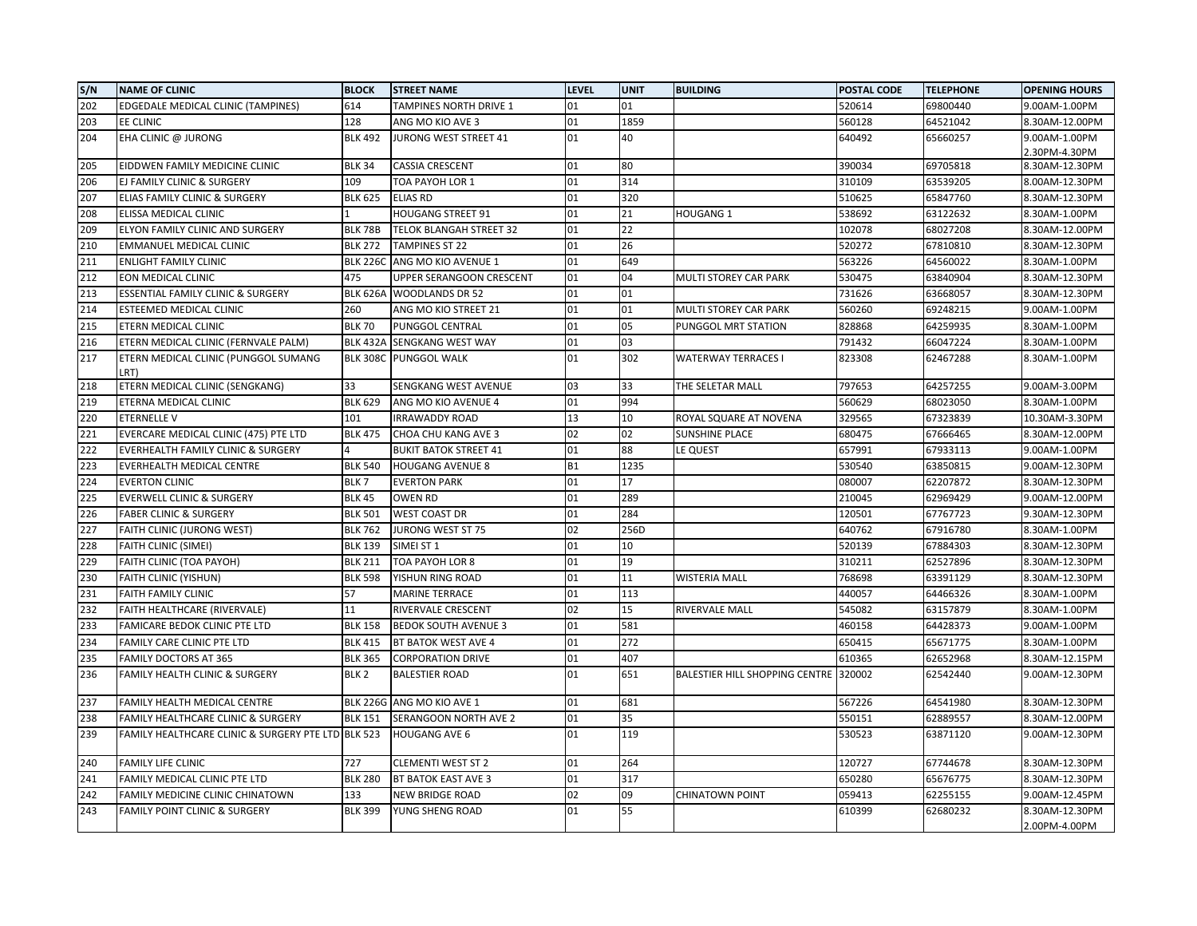| S/N | NAME OF CLINIC | BLOCK | STREET NAME | LEVEL | UNIT | BUILDING | POSTAL CODE | TELEPHONE | OPENING HOURS |
|---|---|---|---|---|---|---|---|---|---|
| 202 | EDGEDALE MEDICAL CLINIC (TAMPINES) | 614 | TAMPINES NORTH DRIVE 1 | 01 | 01 | | 520614 | 69800440 | 9.00AM-1.00PM |
| 203 | EE CLINIC | 128 | ANG MO KIO AVE 3 | 01 | 1859 | | 560128 | 64521042 | 8.30AM-12.00PM |
| 204 | EHA CLINIC @ JURONG | BLK 492 | JURONG WEST STREET 41 | 01 | 40 | | 640492 | 65660257 | 9.00AM-1.00PM 2.30PM-4.30PM |
| 205 | EIDDWEN FAMILY MEDICINE CLINIC | BLK 34 | CASSIA CRESCENT | 01 | 80 | | 390034 | 69705818 | 8.30AM-12.30PM |
| 206 | EJ FAMILY CLINIC & SURGERY | 109 | TOA PAYOH LOR 1 | 01 | 314 | | 310109 | 63539205 | 8.00AM-12.30PM |
| 207 | ELIAS FAMILY CLINIC & SURGERY | BLK 625 | ELIAS RD | 01 | 320 | | 510625 | 65847760 | 8.30AM-12.30PM |
| 208 | ELISSA MEDICAL CLINIC | 1 | HOUGANG STREET 91 | 01 | 21 | HOUGANG 1 | 538692 | 63122632 | 8.30AM-1.00PM |
| 209 | ELYON FAMILY CLINIC AND SURGERY | BLK 78B | TELOK BLANGAH STREET 32 | 01 | 22 | | 102078 | 68027208 | 8.30AM-12.00PM |
| 210 | EMMANUEL MEDICAL CLINIC | BLK 272 | TAMPINES ST 22 | 01 | 26 | | 520272 | 67810810 | 8.30AM-12.30PM |
| 211 | ENLIGHT FAMILY CLINIC | BLK 226C | ANG MO KIO AVENUE 1 | 01 | 649 | | 563226 | 64560022 | 8.30AM-1.00PM |
| 212 | EON MEDICAL CLINIC | 475 | UPPER SERANGOON CRESCENT | 01 | 04 | MULTI STOREY CAR PARK | 530475 | 63840904 | 8.30AM-12.30PM |
| 213 | ESSENTIAL FAMILY CLINIC & SURGERY | BLK 626A | WOODLANDS DR 52 | 01 | 01 | | 731626 | 63668057 | 8.30AM-12.30PM |
| 214 | ESTEEMED MEDICAL CLINIC | 260 | ANG MO KIO STREET 21 | 01 | 01 | MULTI STOREY CAR PARK | 560260 | 69248215 | 9.00AM-1.00PM |
| 215 | ETERN MEDICAL CLINIC | BLK 70 | PUNGGOL CENTRAL | 01 | 05 | PUNGGOL MRT STATION | 828868 | 64259935 | 8.30AM-1.00PM |
| 216 | ETERN MEDICAL CLINIC (FERNVALE PALM) | BLK 432A | SENGKANG WEST WAY | 01 | 03 | | 791432 | 66047224 | 8.30AM-1.00PM |
| 217 | ETERN MEDICAL CLINIC (PUNGGOL SUMANG LRT) | BLK 308C | PUNGGOL WALK | 01 | 302 | WATERWAY TERRACES I | 823308 | 62467288 | 8.30AM-1.00PM |
| 218 | ETERN MEDICAL CLINIC (SENGKANG) | 33 | SENGKANG WEST AVENUE | 03 | 33 | THE SELETAR MALL | 797653 | 64257255 | 9.00AM-3.00PM |
| 219 | ETERNA MEDICAL CLINIC | BLK 629 | ANG MO KIO AVENUE 4 | 01 | 994 | | 560629 | 68023050 | 8.30AM-1.00PM |
| 220 | ETERNELLE V | 101 | IRRAWADDY ROAD | 13 | 10 | ROYAL SQUARE AT NOVENA | 329565 | 67323839 | 10.30AM-3.30PM |
| 221 | EVERCARE MEDICAL CLINIC (475) PTE LTD | BLK 475 | CHOA CHU KANG AVE 3 | 02 | 02 | SUNSHINE PLACE | 680475 | 67666465 | 8.30AM-12.00PM |
| 222 | EVERHEALTH FAMILY CLINIC & SURGERY | 4 | BUKIT BATOK STREET 41 | 01 | 88 | LE QUEST | 657991 | 67933113 | 9.00AM-1.00PM |
| 223 | EVERHEALTH MEDICAL CENTRE | BLK 540 | HOUGANG AVENUE 8 | B1 | 1235 | | 530540 | 63850815 | 9.00AM-12.30PM |
| 224 | EVERTON CLINIC | BLK 7 | EVERTON PARK | 01 | 17 | | 080007 | 62207872 | 8.30AM-12.30PM |
| 225 | EVERWELL CLINIC & SURGERY | BLK 45 | OWEN RD | 01 | 289 | | 210045 | 62969429 | 9.00AM-12.00PM |
| 226 | FABER CLINIC & SURGERY | BLK 501 | WEST COAST DR | 01 | 284 | | 120501 | 67767723 | 9.30AM-12.30PM |
| 227 | FAITH CLINIC (JURONG WEST) | BLK 762 | JURONG WEST ST 75 | 02 | 256D | | 640762 | 67916780 | 8.30AM-1.00PM |
| 228 | FAITH CLINIC (SIMEI) | BLK 139 | SIMEI ST 1 | 01 | 10 | | 520139 | 67884303 | 8.30AM-12.30PM |
| 229 | FAITH CLINIC (TOA PAYOH) | BLK 211 | TOA PAYOH LOR 8 | 01 | 19 | | 310211 | 62527896 | 8.30AM-12.30PM |
| 230 | FAITH CLINIC (YISHUN) | BLK 598 | YISHUN RING ROAD | 01 | 11 | WISTERIA MALL | 768698 | 63391129 | 8.30AM-12.30PM |
| 231 | FAITH FAMILY CLINIC | 57 | MARINE TERRACE | 01 | 113 | | 440057 | 64466326 | 8.30AM-1.00PM |
| 232 | FAITH HEALTHCARE (RIVERVALE) | 11 | RIVERVALE CRESCENT | 02 | 15 | RIVERVALE MALL | 545082 | 63157879 | 8.30AM-1.00PM |
| 233 | FAMICARE BEDOK CLINIC PTE LTD | BLK 158 | BEDOK SOUTH AVENUE 3 | 01 | 581 | | 460158 | 64428373 | 9.00AM-1.00PM |
| 234 | FAMILY CARE CLINIC PTE LTD | BLK 415 | BT BATOK WEST AVE 4 | 01 | 272 | | 650415 | 65671775 | 8.30AM-1.00PM |
| 235 | FAMILY DOCTORS AT 365 | BLK 365 | CORPORATION DRIVE | 01 | 407 | | 610365 | 62652968 | 8.30AM-12.15PM |
| 236 | FAMILY HEALTH CLINIC & SURGERY | BLK 2 | BALESTIER ROAD | 01 | 651 | BALESTIER HILL SHOPPING CENTRE | 320002 | 62542440 | 9.00AM-12.30PM |
| 237 | FAMILY HEALTH MEDICAL CENTRE | BLK 226G | ANG MO KIO AVE 1 | 01 | 681 | | 567226 | 64541980 | 8.30AM-12.30PM |
| 238 | FAMILY HEALTHCARE CLINIC & SURGERY | BLK 151 | SERANGOON NORTH AVE 2 | 01 | 35 | | 550151 | 62889557 | 8.30AM-12.00PM |
| 239 | FAMILY HEALTHCARE CLINIC & SURGERY PTE LTD | BLK 523 | HOUGANG AVE 6 | 01 | 119 | | 530523 | 63871120 | 9.00AM-12.30PM |
| 240 | FAMILY LIFE CLINIC | 727 | CLEMENTI WEST ST 2 | 01 | 264 | | 120727 | 67744678 | 8.30AM-12.30PM |
| 241 | FAMILY MEDICAL CLINIC PTE LTD | BLK 280 | BT BATOK EAST AVE 3 | 01 | 317 | | 650280 | 65676775 | 8.30AM-12.30PM |
| 242 | FAMILY MEDICINE CLINIC CHINATOWN | 133 | NEW BRIDGE ROAD | 02 | 09 | CHINATOWN POINT | 059413 | 62255155 | 9.00AM-12.45PM |
| 243 | FAMILY POINT CLINIC & SURGERY | BLK 399 | YUNG SHENG ROAD | 01 | 55 | | 610399 | 62680232 | 8.30AM-12.30PM 2.00PM-4.00PM |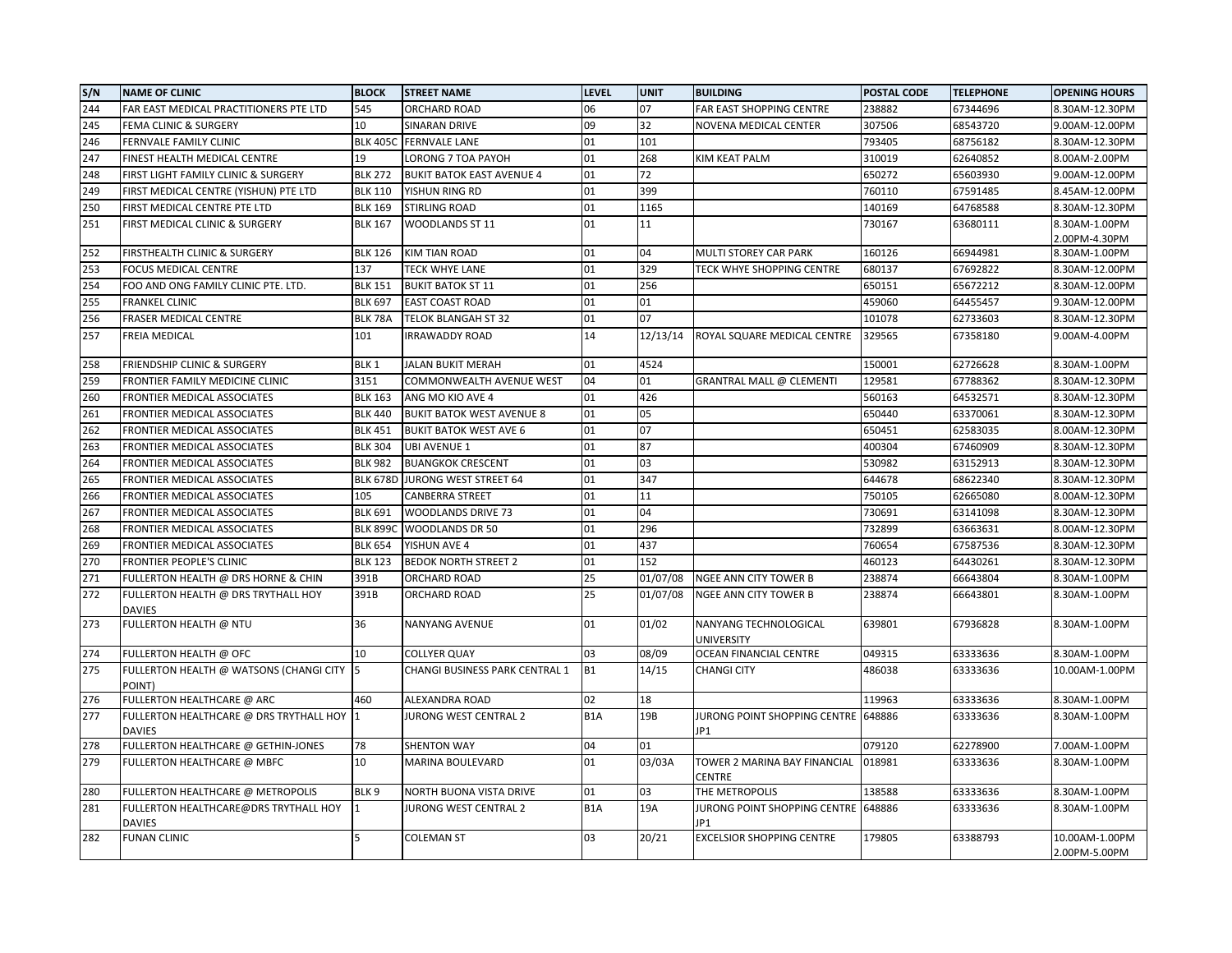| S/N | NAME OF CLINIC | BLOCK | STREET NAME | LEVEL | UNIT | BUILDING | POSTAL CODE | TELEPHONE | OPENING HOURS |
|---|---|---|---|---|---|---|---|---|---|
| 244 | FAR EAST MEDICAL PRACTITIONERS PTE LTD | 545 | ORCHARD ROAD | 06 | 07 | FAR EAST SHOPPING CENTRE | 238882 | 67344696 | 8.30AM-12.30PM |
| 245 | FEMA CLINIC & SURGERY | 10 | SINARAN DRIVE | 09 | 32 | NOVENA MEDICAL CENTER | 307506 | 68543720 | 9.00AM-12.00PM |
| 246 | FERNVALE FAMILY CLINIC | BLK 405C | FERNVALE LANE | 01 | 101 | | 793405 | 68756182 | 8.30AM-12.30PM |
| 247 | FINEST HEALTH MEDICAL CENTRE | 19 | LORONG 7 TOA PAYOH | 01 | 268 | KIM KEAT PALM | 310019 | 62640852 | 8.00AM-2.00PM |
| 248 | FIRST LIGHT FAMILY CLINIC & SURGERY | BLK 272 | BUKIT BATOK EAST AVENUE 4 | 01 | 72 | | 650272 | 65603930 | 9.00AM-12.00PM |
| 249 | FIRST MEDICAL CENTRE (YISHUN) PTE LTD | BLK 110 | YISHUN RING RD | 01 | 399 | | 760110 | 67591485 | 8.45AM-12.00PM |
| 250 | FIRST MEDICAL CENTRE PTE LTD | BLK 169 | STIRLING ROAD | 01 | 1165 | | 140169 | 64768588 | 8.30AM-12.30PM |
| 251 | FIRST MEDICAL CLINIC & SURGERY | BLK 167 | WOODLANDS ST 11 | 01 | 11 | | 730167 | 63680111 | 8.30AM-1.00PM 2.00PM-4.30PM |
| 252 | FIRSTHEALTH CLINIC & SURGERY | BLK 126 | KIM TIAN ROAD | 01 | 04 | MULTI STOREY CAR PARK | 160126 | 66944981 | 8.30AM-1.00PM |
| 253 | FOCUS MEDICAL CENTRE | 137 | TECK WHYE LANE | 01 | 329 | TECK WHYE SHOPPING CENTRE | 680137 | 67692822 | 8.30AM-12.00PM |
| 254 | FOO AND ONG FAMILY CLINIC PTE. LTD. | BLK 151 | BUKIT BATOK ST 11 | 01 | 256 | | 650151 | 65672212 | 8.30AM-12.00PM |
| 255 | FRANKEL CLINIC | BLK 697 | EAST COAST ROAD | 01 | 01 | | 459060 | 64455457 | 9.30AM-12.00PM |
| 256 | FRASER MEDICAL CENTRE | BLK 78A | TELOK BLANGAH ST 32 | 01 | 07 | | 101078 | 62733603 | 8.30AM-12.30PM |
| 257 | FREIA MEDICAL | 101 | IRRAWADDY ROAD | 14 | 12/13/14 | ROYAL SQUARE MEDICAL CENTRE | 329565 | 67358180 | 9.00AM-4.00PM |
| 258 | FRIENDSHIP CLINIC & SURGERY | BLK 1 | JALAN BUKIT MERAH | 01 | 4524 | | 150001 | 62726628 | 8.30AM-1.00PM |
| 259 | FRONTIER FAMILY MEDICINE CLINIC | 3151 | COMMONWEALTH AVENUE WEST | 04 | 01 | GRANTRAL MALL @ CLEMENTI | 129581 | 67788362 | 8.30AM-12.30PM |
| 260 | FRONTIER MEDICAL ASSOCIATES | BLK 163 | ANG MO KIO AVE 4 | 01 | 426 | | 560163 | 64532571 | 8.30AM-12.30PM |
| 261 | FRONTIER MEDICAL ASSOCIATES | BLK 440 | BUKIT BATOK WEST AVENUE 8 | 01 | 05 | | 650440 | 63370061 | 8.30AM-12.30PM |
| 262 | FRONTIER MEDICAL ASSOCIATES | BLK 451 | BUKIT BATOK WEST AVE 6 | 01 | 07 | | 650451 | 62583035 | 8.00AM-12.30PM |
| 263 | FRONTIER MEDICAL ASSOCIATES | BLK 304 | UBI AVENUE 1 | 01 | 87 | | 400304 | 67460909 | 8.30AM-12.30PM |
| 264 | FRONTIER MEDICAL ASSOCIATES | BLK 982 | BUANGKOK CRESCENT | 01 | 03 | | 530982 | 63152913 | 8.30AM-12.30PM |
| 265 | FRONTIER MEDICAL ASSOCIATES | BLK 678D | JURONG WEST STREET 64 | 01 | 347 | | 644678 | 68622340 | 8.30AM-12.30PM |
| 266 | FRONTIER MEDICAL ASSOCIATES | 105 | CANBERRA STREET | 01 | 11 | | 750105 | 62665080 | 8.00AM-12.30PM |
| 267 | FRONTIER MEDICAL ASSOCIATES | BLK 691 | WOODLANDS DRIVE 73 | 01 | 04 | | 730691 | 63141098 | 8.30AM-12.30PM |
| 268 | FRONTIER MEDICAL ASSOCIATES | BLK 899C | WOODLANDS DR 50 | 01 | 296 | | 732899 | 63663631 | 8.00AM-12.30PM |
| 269 | FRONTIER MEDICAL ASSOCIATES | BLK 654 | YISHUN AVE 4 | 01 | 437 | | 760654 | 67587536 | 8.30AM-12.30PM |
| 270 | FRONTIER PEOPLE'S CLINIC | BLK 123 | BEDOK NORTH STREET 2 | 01 | 152 | | 460123 | 64430261 | 8.30AM-12.30PM |
| 271 | FULLERTON HEALTH @ DRS HORNE & CHIN | 391B | ORCHARD ROAD | 25 | 01/07/08 | NGEE ANN CITY TOWER B | 238874 | 66643804 | 8.30AM-1.00PM |
| 272 | FULLERTON HEALTH @ DRS TRYTHALL HOY DAVIES | 391B | ORCHARD ROAD | 25 | 01/07/08 | NGEE ANN CITY TOWER B | 238874 | 66643801 | 8.30AM-1.00PM |
| 273 | FULLERTON HEALTH @ NTU | 36 | NANYANG AVENUE | 01 | 01/02 | NANYANG TECHNOLOGICAL UNIVERSITY | 639801 | 67936828 | 8.30AM-1.00PM |
| 274 | FULLERTON HEALTH @ OFC | 10 | COLLYER QUAY | 03 | 08/09 | OCEAN FINANCIAL CENTRE | 049315 | 63333636 | 8.30AM-1.00PM |
| 275 | FULLERTON HEALTH @ WATSONS (CHANGI CITY POINT) | 5 | CHANGI BUSINESS PARK CENTRAL 1 | B1 | 14/15 | CHANGI CITY | 486038 | 63333636 | 10.00AM-1.00PM |
| 276 | FULLERTON HEALTHCARE @ ARC | 460 | ALEXANDRA ROAD | 02 | 18 | | 119963 | 63333636 | 8.30AM-1.00PM |
| 277 | FULLERTON HEALTHCARE @ DRS TRYTHALL HOY DAVIES | 1 | JURONG WEST CENTRAL 2 | B1A | 19B | JURONG POINT SHOPPING CENTRE JP1 | 648886 | 63333636 | 8.30AM-1.00PM |
| 278 | FULLERTON HEALTHCARE @ GETHIN-JONES | 78 | SHENTON WAY | 04 | 01 | | 079120 | 62278900 | 7.00AM-1.00PM |
| 279 | FULLERTON HEALTHCARE @ MBFC | 10 | MARINA BOULEVARD | 01 | 03/03A | TOWER 2 MARINA BAY FINANCIAL CENTRE | 018981 | 63333636 | 8.30AM-1.00PM |
| 280 | FULLERTON HEALTHCARE @ METROPOLIS | BLK 9 | NORTH BUONA VISTA DRIVE | 01 | 03 | THE METROPOLIS | 138588 | 63333636 | 8.30AM-1.00PM |
| 281 | FULLERTON HEALTHCARE@DRS TRYTHALL HOY DAVIES | 1 | JURONG WEST CENTRAL 2 | B1A | 19A | JURONG POINT SHOPPING CENTRE JP1 | 648886 | 63333636 | 8.30AM-1.00PM |
| 282 | FUNAN CLINIC | 5 | COLEMAN ST | 03 | 20/21 | EXCELSIOR SHOPPING CENTRE | 179805 | 63388793 | 10.00AM-1.00PM 2.00PM-5.00PM |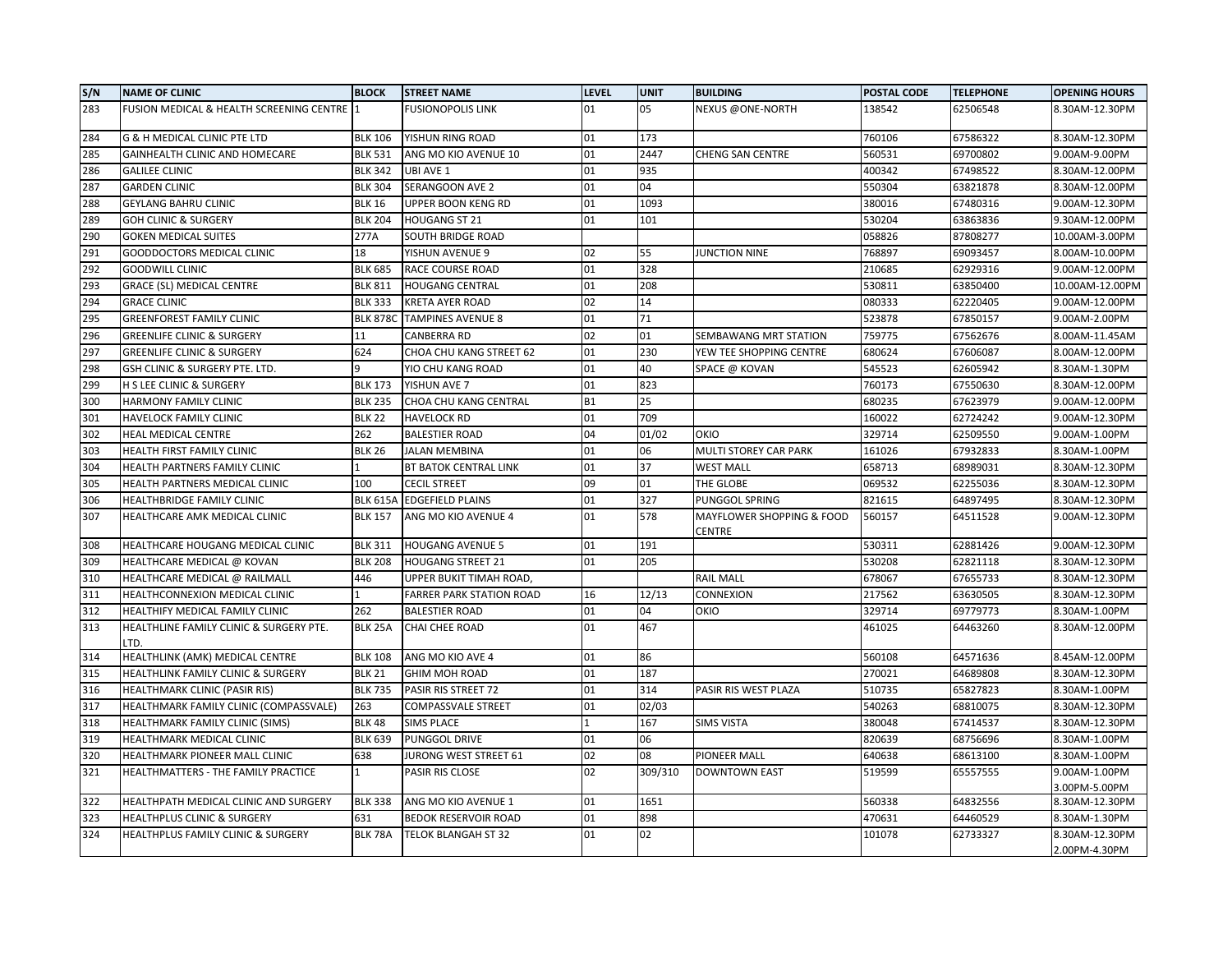| S/N | NAME OF CLINIC | BLOCK | STREET NAME | LEVEL | UNIT | BUILDING | POSTAL CODE | TELEPHONE | OPENING HOURS |
|---|---|---|---|---|---|---|---|---|---|
| 283 | FUSION MEDICAL & HEALTH SCREENING CENTRE | 1 | FUSIONOPOLIS LINK | 01 | 05 | NEXUS @ONE-NORTH | 138542 | 62506548 | 8.30AM-12.30PM |
| 284 | G & H MEDICAL CLINIC PTE LTD | BLK 106 | YISHUN RING ROAD | 01 | 173 | | 760106 | 67586322 | 8.30AM-12.30PM |
| 285 | GAINHEALTH CLINIC AND HOMECARE | BLK 531 | ANG MO KIO AVENUE 10 | 01 | 2447 | CHENG SAN CENTRE | 560531 | 69700802 | 9.00AM-9.00PM |
| 286 | GALILEE CLINIC | BLK 342 | UBI AVE 1 | 01 | 935 | | 400342 | 67498522 | 8.30AM-12.00PM |
| 287 | GARDEN CLINIC | BLK 304 | SERANGOON AVE 2 | 01 | 04 | | 550304 | 63821878 | 8.30AM-12.00PM |
| 288 | GEYLANG BAHRU CLINIC | BLK 16 | UPPER BOON KENG RD | 01 | 1093 | | 380016 | 67480316 | 9.00AM-12.30PM |
| 289 | GOH CLINIC & SURGERY | BLK 204 | HOUGANG ST 21 | 01 | 101 | | 530204 | 63863836 | 9.30AM-12.00PM |
| 290 | GOKEN MEDICAL SUITES | 277A | SOUTH BRIDGE ROAD | | | | 058826 | 87808277 | 10.00AM-3.00PM |
| 291 | GOODDOCTORS MEDICAL CLINIC | 18 | YISHUN AVENUE 9 | 02 | 55 | JUNCTION NINE | 768897 | 69093457 | 8.00AM-10.00PM |
| 292 | GOODWILL CLINIC | BLK 685 | RACE COURSE ROAD | 01 | 328 | | 210685 | 62929316 | 9.00AM-12.00PM |
| 293 | GRACE (SL) MEDICAL CENTRE | BLK 811 | HOUGANG CENTRAL | 01 | 208 | | 530811 | 63850400 | 10.00AM-12.00PM |
| 294 | GRACE CLINIC | BLK 333 | KRETA AYER ROAD | 02 | 14 | | 080333 | 62220405 | 9.00AM-12.00PM |
| 295 | GREENFOREST FAMILY CLINIC | BLK 878C | TAMPINES AVENUE 8 | 01 | 71 | | 523878 | 67850157 | 9.00AM-2.00PM |
| 296 | GREENLIFE CLINIC & SURGERY | 11 | CANBERRA RD | 02 | 01 | SEMBAWANG MRT STATION | 759775 | 67562676 | 8.00AM-11.45AM |
| 297 | GREENLIFE CLINIC & SURGERY | 624 | CHOA CHU KANG STREET 62 | 01 | 230 | YEW TEE SHOPPING CENTRE | 680624 | 67606087 | 8.00AM-12.00PM |
| 298 | GSH CLINIC & SURGERY PTE. LTD. | 9 | YIO CHU KANG ROAD | 01 | 40 | SPACE @ KOVAN | 545523 | 62605942 | 8.30AM-1.30PM |
| 299 | H S LEE CLINIC & SURGERY | BLK 173 | YISHUN AVE 7 | 01 | 823 | | 760173 | 67550630 | 8.30AM-12.00PM |
| 300 | HARMONY FAMILY CLINIC | BLK 235 | CHOA CHU KANG CENTRAL | B1 | 25 | | 680235 | 67623979 | 9.00AM-12.00PM |
| 301 | HAVELOCK FAMILY CLINIC | BLK 22 | HAVELOCK RD | 01 | 709 | | 160022 | 62724242 | 9.00AM-12.30PM |
| 302 | HEAL MEDICAL CENTRE | 262 | BALESTIER ROAD | 04 | 01/02 | OKIO | 329714 | 62509550 | 9.00AM-1.00PM |
| 303 | HEALTH FIRST FAMILY CLINIC | BLK 26 | JALAN MEMBINA | 01 | 06 | MULTI STOREY CAR PARK | 161026 | 67932833 | 8.30AM-1.00PM |
| 304 | HEALTH PARTNERS FAMILY CLINIC | 1 | BT BATOK CENTRAL LINK | 01 | 37 | WEST MALL | 658713 | 68989031 | 8.30AM-12.30PM |
| 305 | HEALTH PARTNERS MEDICAL CLINIC | 100 | CECIL STREET | 09 | 01 | THE GLOBE | 069532 | 62255036 | 8.30AM-12.30PM |
| 306 | HEALTHBRIDGE FAMILY CLINIC | BLK 615A | EDGEFIELD PLAINS | 01 | 327 | PUNGGOL SPRING | 821615 | 64897495 | 8.30AM-12.30PM |
| 307 | HEALTHCARE AMK MEDICAL CLINIC | BLK 157 | ANG MO KIO AVENUE 4 | 01 | 578 | MAYFLOWER SHOPPING & FOOD CENTRE | 560157 | 64511528 | 9.00AM-12.30PM |
| 308 | HEALTHCARE HOUGANG MEDICAL CLINIC | BLK 311 | HOUGANG AVENUE 5 | 01 | 191 | | 530311 | 62881426 | 9.00AM-12.30PM |
| 309 | HEALTHCARE MEDICAL @ KOVAN | BLK 208 | HOUGANG STREET 21 | 01 | 205 | | 530208 | 62821118 | 8.30AM-12.30PM |
| 310 | HEALTHCARE MEDICAL @ RAILMALL | 446 | UPPER BUKIT TIMAH ROAD, | | | RAIL MALL | 678067 | 67655733 | 8.30AM-12.30PM |
| 311 | HEALTHCONNEXION MEDICAL CLINIC | 1 | FARRER PARK STATION ROAD | 16 | 12/13 | CONNEXION | 217562 | 63630505 | 8.30AM-12.30PM |
| 312 | HEALTHIFY MEDICAL FAMILY CLINIC | 262 | BALESTIER ROAD | 01 | 04 | OKIO | 329714 | 69779773 | 8.30AM-1.00PM |
| 313 | HEALTHLINE FAMILY CLINIC & SURGERY PTE. LTD. | BLK 25A | CHAI CHEE ROAD | 01 | 467 | | 461025 | 64463260 | 8.30AM-12.00PM |
| 314 | HEALTHLINK (AMK) MEDICAL CENTRE | BLK 108 | ANG MO KIO AVE 4 | 01 | 86 | | 560108 | 64571636 | 8.45AM-12.00PM |
| 315 | HEALTHLINK FAMILY CLINIC & SURGERY | BLK 21 | GHIM MOH ROAD | 01 | 187 | | 270021 | 64689808 | 8.30AM-12.30PM |
| 316 | HEALTHMARK CLINIC (PASIR RIS) | BLK 735 | PASIR RIS STREET 72 | 01 | 314 | PASIR RIS WEST PLAZA | 510735 | 65827823 | 8.30AM-1.00PM |
| 317 | HEALTHMARK FAMILY CLINIC (COMPASSVALE) | 263 | COMPASSVALE STREET | 01 | 02/03 | | 540263 | 68810075 | 8.30AM-12.30PM |
| 318 | HEALTHMARK FAMILY CLINIC (SIMS) | BLK 48 | SIMS PLACE | 1 | 167 | SIMS VISTA | 380048 | 67414537 | 8.30AM-12.30PM |
| 319 | HEALTHMARK MEDICAL CLINIC | BLK 639 | PUNGGOL DRIVE | 01 | 06 | | 820639 | 68756696 | 8.30AM-1.00PM |
| 320 | HEALTHMARK PIONEER MALL CLINIC | 638 | JURONG WEST STREET 61 | 02 | 08 | PIONEER MALL | 640638 | 68613100 | 8.30AM-1.00PM |
| 321 | HEALTHMATTERS - THE FAMILY PRACTICE | 1 | PASIR RIS CLOSE | 02 | 309/310 | DOWNTOWN EAST | 519599 | 65557555 | 9.00AM-1.00PM 3.00PM-5.00PM |
| 322 | HEALTHPATH MEDICAL CLINIC AND SURGERY | BLK 338 | ANG MO KIO AVENUE 1 | 01 | 1651 | | 560338 | 64832556 | 8.30AM-12.30PM |
| 323 | HEALTHPLUS CLINIC & SURGERY | 631 | BEDOK RESERVOIR ROAD | 01 | 898 | | 470631 | 64460529 | 8.30AM-1.30PM |
| 324 | HEALTHPLUS FAMILY CLINIC & SURGERY | BLK 78A | TELOK BLANGAH ST 32 | 01 | 02 | | 101078 | 62733327 | 8.30AM-12.30PM 2.00PM-4.30PM |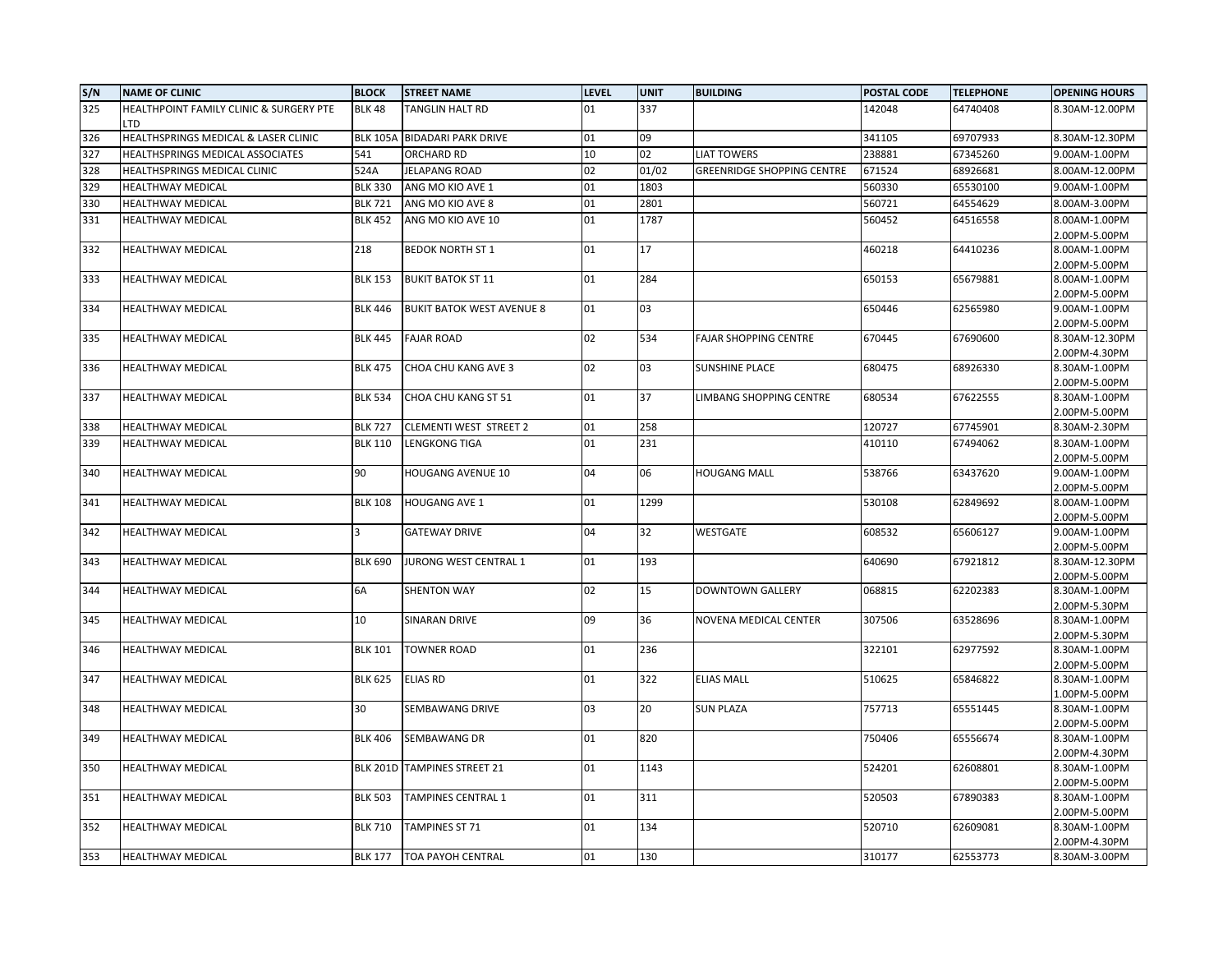| S/N | NAME OF CLINIC | BLOCK | STREET NAME | LEVEL | UNIT | BUILDING | POSTAL CODE | TELEPHONE | OPENING HOURS |
|---|---|---|---|---|---|---|---|---|---|
| 325 | HEALTHPOINT FAMILY CLINIC & SURGERY PTE LTD | BLK 48 | TANGLIN HALT RD | 01 | 337 | | 142048 | 64740408 | 8.30AM-12.00PM |
| 326 | HEALTHSPRINGS MEDICAL & LASER CLINIC | BLK 105A | BIDADARI PARK DRIVE | 01 | 09 | | 341105 | 69707933 | 8.30AM-12.30PM |
| 327 | HEALTHSPRINGS MEDICAL ASSOCIATES | 541 | ORCHARD RD | 10 | 02 | LIAT TOWERS | 238881 | 67345260 | 9.00AM-1.00PM |
| 328 | HEALTHSPRINGS MEDICAL CLINIC | 524A | JELAPANG ROAD | 02 | 01/02 | GREENRIDGE SHOPPING CENTRE | 671524 | 68926681 | 8.00AM-12.00PM |
| 329 | HEALTHWAY MEDICAL | BLK 330 | ANG MO KIO AVE 1 | 01 | 1803 | | 560330 | 65530100 | 9.00AM-1.00PM |
| 330 | HEALTHWAY MEDICAL | BLK 721 | ANG MO KIO AVE 8 | 01 | 2801 | | 560721 | 64554629 | 8.00AM-3.00PM |
| 331 | HEALTHWAY MEDICAL | BLK 452 | ANG MO KIO AVE 10 | 01 | 1787 | | 560452 | 64516558 | 8.00AM-1.00PM<br>2.00PM-5.00PM |
| 332 | HEALTHWAY MEDICAL | 218 | BEDOK NORTH ST 1 | 01 | 17 | | 460218 | 64410236 | 8.00AM-1.00PM<br>2.00PM-5.00PM |
| 333 | HEALTHWAY MEDICAL | BLK 153 | BUKIT BATOK ST 11 | 01 | 284 | | 650153 | 65679881 | 8.00AM-1.00PM<br>2.00PM-5.00PM |
| 334 | HEALTHWAY MEDICAL | BLK 446 | BUKIT BATOK WEST AVENUE 8 | 01 | 03 | | 650446 | 62565980 | 9.00AM-1.00PM<br>2.00PM-5.00PM |
| 335 | HEALTHWAY MEDICAL | BLK 445 | FAJAR ROAD | 02 | 534 | FAJAR SHOPPING CENTRE | 670445 | 67690600 | 8.30AM-12.30PM<br>2.00PM-4.30PM |
| 336 | HEALTHWAY MEDICAL | BLK 475 | CHOA CHU KANG AVE 3 | 02 | 03 | SUNSHINE PLACE | 680475 | 68926330 | 8.30AM-1.00PM<br>2.00PM-5.00PM |
| 337 | HEALTHWAY MEDICAL | BLK 534 | CHOA CHU KANG ST 51 | 01 | 37 | LIMBANG SHOPPING CENTRE | 680534 | 67622555 | 8.30AM-1.00PM<br>2.00PM-5.00PM |
| 338 | HEALTHWAY MEDICAL | BLK 727 | CLEMENTI WEST STREET 2 | 01 | 258 | | 120727 | 67745901 | 8.30AM-2.30PM |
| 339 | HEALTHWAY MEDICAL | BLK 110 | LENGKONG TIGA | 01 | 231 | | 410110 | 67494062 | 8.30AM-1.00PM<br>2.00PM-5.00PM |
| 340 | HEALTHWAY MEDICAL | 90 | HOUGANG AVENUE 10 | 04 | 06 | HOUGANG MALL | 538766 | 63437620 | 9.00AM-1.00PM<br>2.00PM-5.00PM |
| 341 | HEALTHWAY MEDICAL | BLK 108 | HOUGANG AVE 1 | 01 | 1299 | | 530108 | 62849692 | 8.00AM-1.00PM<br>2.00PM-5.00PM |
| 342 | HEALTHWAY MEDICAL | 3 | GATEWAY DRIVE | 04 | 32 | WESTGATE | 608532 | 65606127 | 9.00AM-1.00PM<br>2.00PM-5.00PM |
| 343 | HEALTHWAY MEDICAL | BLK 690 | JURONG WEST CENTRAL 1 | 01 | 193 | | 640690 | 67921812 | 8.30AM-12.30PM<br>2.00PM-5.00PM |
| 344 | HEALTHWAY MEDICAL | 6A | SHENTON WAY | 02 | 15 | DOWNTOWN GALLERY | 068815 | 62202383 | 8.30AM-1.00PM<br>2.00PM-5.30PM |
| 345 | HEALTHWAY MEDICAL | 10 | SINARAN DRIVE | 09 | 36 | NOVENA MEDICAL CENTER | 307506 | 63528696 | 8.30AM-1.00PM<br>2.00PM-5.30PM |
| 346 | HEALTHWAY MEDICAL | BLK 101 | TOWNER ROAD | 01 | 236 | | 322101 | 62977592 | 8.30AM-1.00PM<br>2.00PM-5.00PM |
| 347 | HEALTHWAY MEDICAL | BLK 625 | ELIAS RD | 01 | 322 | ELIAS MALL | 510625 | 65846822 | 8.30AM-1.00PM<br>1.00PM-5.00PM |
| 348 | HEALTHWAY MEDICAL | 30 | SEMBAWANG DRIVE | 03 | 20 | SUN PLAZA | 757713 | 65551445 | 8.30AM-1.00PM<br>2.00PM-5.00PM |
| 349 | HEALTHWAY MEDICAL | BLK 406 | SEMBAWANG DR | 01 | 820 | | 750406 | 65556674 | 8.30AM-1.00PM<br>2.00PM-4.30PM |
| 350 | HEALTHWAY MEDICAL | BLK 201D | TAMPINES STREET 21 | 01 | 1143 | | 524201 | 62608801 | 8.30AM-1.00PM<br>2.00PM-5.00PM |
| 351 | HEALTHWAY MEDICAL | BLK 503 | TAMPINES CENTRAL 1 | 01 | 311 | | 520503 | 67890383 | 8.30AM-1.00PM<br>2.00PM-5.00PM |
| 352 | HEALTHWAY MEDICAL | BLK 710 | TAMPINES ST 71 | 01 | 134 | | 520710 | 62609081 | 8.30AM-1.00PM<br>2.00PM-4.30PM |
| 353 | HEALTHWAY MEDICAL | BLK 177 | TOA PAYOH CENTRAL | 01 | 130 | | 310177 | 62553773 | 8.30AM-3.00PM |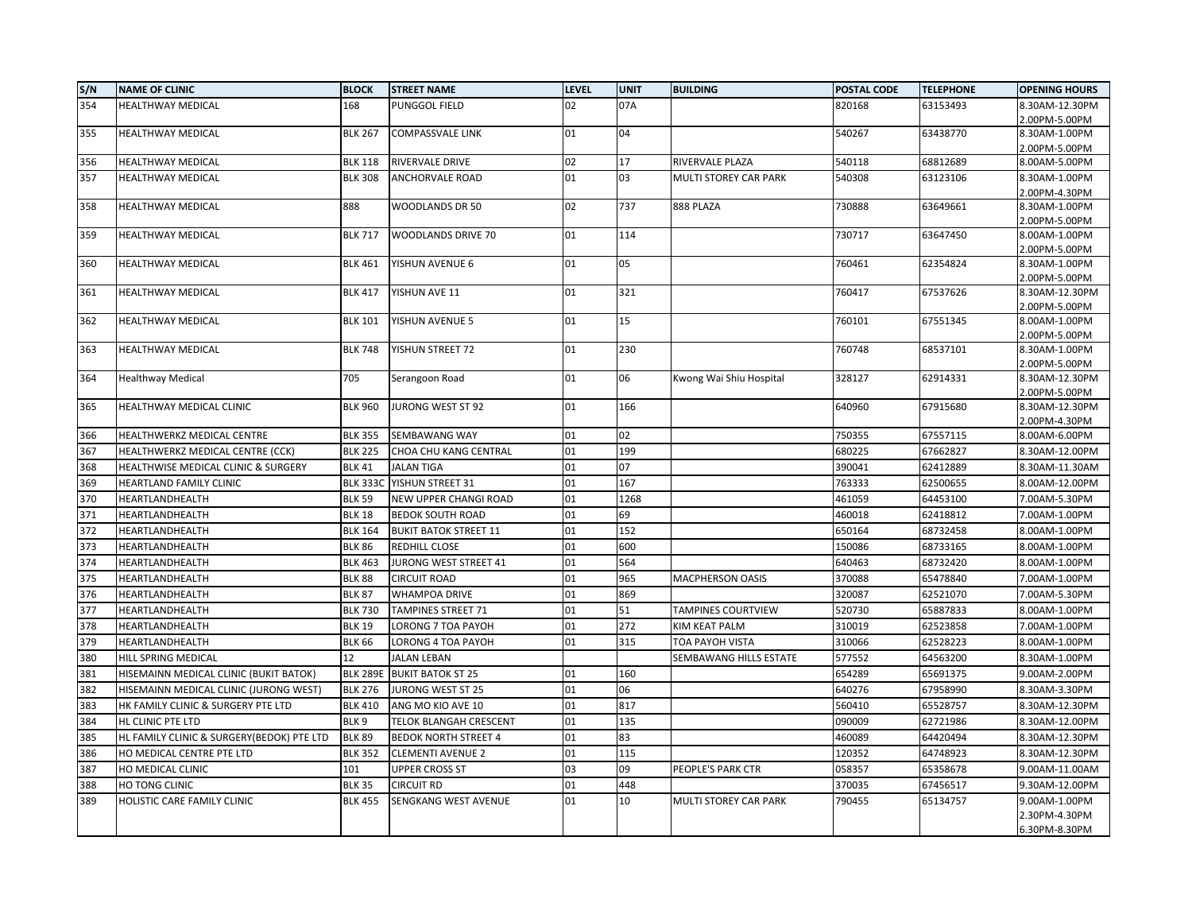| S/N | NAME OF CLINIC | BLOCK | STREET NAME | LEVEL | UNIT | BUILDING | POSTAL CODE | TELEPHONE | OPENING HOURS |
|---|---|---|---|---|---|---|---|---|---|
| 354 | HEALTHWAY MEDICAL | 168 | PUNGGOL FIELD | 02 | 07A | | 820168 | 63153493 | 8.30AM-12.30PM 2.00PM-5.00PM |
| 355 | HEALTHWAY MEDICAL | BLK 267 | COMPASSVALE LINK | 01 | 04 | | 540267 | 63438770 | 8.30AM-1.00PM 2.00PM-5.00PM |
| 356 | HEALTHWAY MEDICAL | BLK 118 | RIVERVALE DRIVE | 02 | 17 | RIVERVALE PLAZA | 540118 | 68812689 | 8.00AM-5.00PM |
| 357 | HEALTHWAY MEDICAL | BLK 308 | ANCHORVALE ROAD | 01 | 03 | MULTI STOREY CAR PARK | 540308 | 63123106 | 8.30AM-1.00PM 2.00PM-4.30PM |
| 358 | HEALTHWAY MEDICAL | 888 | WOODLANDS DR 50 | 02 | 737 | 888 PLAZA | 730888 | 63649661 | 8.30AM-1.00PM 2.00PM-5.00PM |
| 359 | HEALTHWAY MEDICAL | BLK 717 | WOODLANDS DRIVE 70 | 01 | 114 | | 730717 | 63647450 | 8.00AM-1.00PM 2.00PM-5.00PM |
| 360 | HEALTHWAY MEDICAL | BLK 461 | YISHUN AVENUE 6 | 01 | 05 | | 760461 | 62354824 | 8.30AM-1.00PM 2.00PM-5.00PM |
| 361 | HEALTHWAY MEDICAL | BLK 417 | YISHUN AVE 11 | 01 | 321 | | 760417 | 67537626 | 8.30AM-12.30PM 2.00PM-5.00PM |
| 362 | HEALTHWAY MEDICAL | BLK 101 | YISHUN AVENUE 5 | 01 | 15 | | 760101 | 67551345 | 8.00AM-1.00PM 2.00PM-5.00PM |
| 363 | HEALTHWAY MEDICAL | BLK 748 | YISHUN STREET 72 | 01 | 230 | | 760748 | 68537101 | 8.30AM-1.00PM 2.00PM-5.00PM |
| 364 | Healthway Medical | 705 | Serangoon Road | 01 | 06 | Kwong Wai Shiu Hospital | 328127 | 62914331 | 8.30AM-12.30PM 2.00PM-5.00PM |
| 365 | HEALTHWAY MEDICAL CLINIC | BLK 960 | JURONG WEST ST 92 | 01 | 166 | | 640960 | 67915680 | 8.30AM-12.30PM 2.00PM-4.30PM |
| 366 | HEALTHWERKZ MEDICAL CENTRE | BLK 355 | SEMBAWANG WAY | 01 | 02 | | 750355 | 67557115 | 8.00AM-6.00PM |
| 367 | HEALTHWERKZ MEDICAL CENTRE (CCK) | BLK 225 | CHOA CHU KANG CENTRAL | 01 | 199 | | 680225 | 67662827 | 8.30AM-12.00PM |
| 368 | HEALTHWISE MEDICAL CLINIC & SURGERY | BLK 41 | JALAN TIGA | 01 | 07 | | 390041 | 62412889 | 8.30AM-11.30AM |
| 369 | HEARTLAND FAMILY CLINIC | BLK 333C | YISHUN STREET 31 | 01 | 167 | | 763333 | 62500655 | 8.00AM-12.00PM |
| 370 | HEARTLANDHEALTH | BLK 59 | NEW UPPER CHANGI ROAD | 01 | 1268 | | 461059 | 64453100 | 7.00AM-5.30PM |
| 371 | HEARTLANDHEALTH | BLK 18 | BEDOK SOUTH ROAD | 01 | 69 | | 460018 | 62418812 | 7.00AM-1.00PM |
| 372 | HEARTLANDHEALTH | BLK 164 | BUKIT BATOK STREET 11 | 01 | 152 | | 650164 | 68732458 | 8.00AM-1.00PM |
| 373 | HEARTLANDHEALTH | BLK 86 | REDHILL CLOSE | 01 | 600 | | 150086 | 68733165 | 8.00AM-1.00PM |
| 374 | HEARTLANDHEALTH | BLK 463 | JURONG WEST STREET 41 | 01 | 564 | | 640463 | 68732420 | 8.00AM-1.00PM |
| 375 | HEARTLANDHEALTH | BLK 88 | CIRCUIT ROAD | 01 | 965 | MACPHERSON OASIS | 370088 | 65478840 | 7.00AM-1.00PM |
| 376 | HEARTLANDHEALTH | BLK 87 | WHAMPOA DRIVE | 01 | 869 | | 320087 | 62521070 | 7.00AM-5.30PM |
| 377 | HEARTLANDHEALTH | BLK 730 | TAMPINES STREET 71 | 01 | 51 | TAMPINES COURTVIEW | 520730 | 65887833 | 8.00AM-1.00PM |
| 378 | HEARTLANDHEALTH | BLK 19 | LORONG 7 TOA PAYOH | 01 | 272 | KIM KEAT PALM | 310019 | 62523858 | 7.00AM-1.00PM |
| 379 | HEARTLANDHEALTH | BLK 66 | LORONG 4 TOA PAYOH | 01 | 315 | TOA PAYOH VISTA | 310066 | 62528223 | 8.00AM-1.00PM |
| 380 | HILL SPRING MEDICAL | 12 | JALAN LEBAN | | | SEMBAWANG HILLS ESTATE | 577552 | 64563200 | 8.30AM-1.00PM |
| 381 | HISEMAINN MEDICAL CLINIC (BUKIT BATOK) | BLK 289E | BUKIT BATOK ST 25 | 01 | 160 | | 654289 | 65691375 | 9.00AM-2.00PM |
| 382 | HISEMAINN MEDICAL CLINIC (JURONG WEST) | BLK 276 | JURONG WEST ST 25 | 01 | 06 | | 640276 | 67958990 | 8.30AM-3.30PM |
| 383 | HK FAMILY CLINIC & SURGERY PTE LTD | BLK 410 | ANG MO KIO AVE 10 | 01 | 817 | | 560410 | 65528757 | 8.30AM-12.30PM |
| 384 | HL CLINIC PTE LTD | BLK 9 | TELOK BLANGAH CRESCENT | 01 | 135 | | 090009 | 62721986 | 8.30AM-12.00PM |
| 385 | HL FAMILY CLINIC & SURGERY(BEDOK) PTE LTD | BLK 89 | BEDOK NORTH STREET 4 | 01 | 83 | | 460089 | 64420494 | 8.30AM-12.30PM |
| 386 | HO MEDICAL CENTRE PTE LTD | BLK 352 | CLEMENTI AVENUE 2 | 01 | 115 | | 120352 | 64748923 | 8.30AM-12.30PM |
| 387 | HO MEDICAL CLINIC | 101 | UPPER CROSS ST | 03 | 09 | PEOPLE'S PARK CTR | 058357 | 65358678 | 9.00AM-11.00AM |
| 388 | HO TONG CLINIC | BLK 35 | CIRCUIT RD | 01 | 448 | | 370035 | 67456517 | 9.30AM-12.00PM |
| 389 | HOLISTIC CARE FAMILY CLINIC | BLK 455 | SENGKANG WEST AVENUE | 01 | 10 | MULTI STOREY CAR PARK | 790455 | 65134757 | 9.00AM-1.00PM 2.30PM-4.30PM 6.30PM-8.30PM |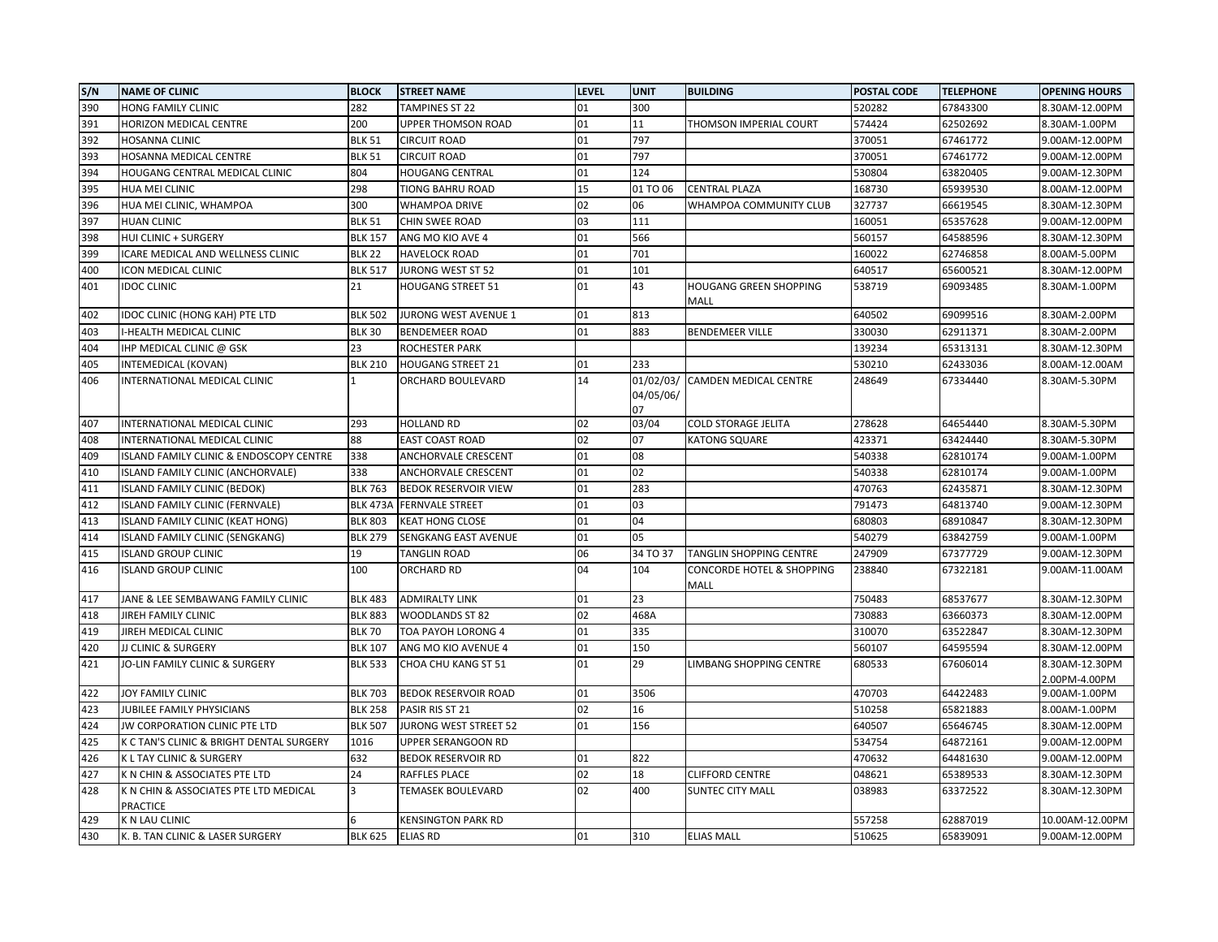| S/N | NAME OF CLINIC | BLOCK | STREET NAME | LEVEL | UNIT | BUILDING | POSTAL CODE | TELEPHONE | OPENING HOURS |
|---|---|---|---|---|---|---|---|---|---|
| 390 | HONG FAMILY CLINIC | 282 | TAMPINES ST 22 | 01 | 300 | | 520282 | 67843300 | 8.30AM-12.00PM |
| 391 | HORIZON MEDICAL CENTRE | 200 | UPPER THOMSON ROAD | 01 | 11 | THOMSON IMPERIAL COURT | 574424 | 62502692 | 8.30AM-1.00PM |
| 392 | HOSANNA CLINIC | BLK 51 | CIRCUIT ROAD | 01 | 797 | | 370051 | 67461772 | 9.00AM-12.00PM |
| 393 | HOSANNA MEDICAL CENTRE | BLK 51 | CIRCUIT ROAD | 01 | 797 | | 370051 | 67461772 | 9.00AM-12.00PM |
| 394 | HOUGANG CENTRAL MEDICAL CLINIC | 804 | HOUGANG CENTRAL | 01 | 124 | | 530804 | 63820405 | 9.00AM-12.30PM |
| 395 | HUA MEI CLINIC | 298 | TIONG BAHRU ROAD | 15 | 01 TO 06 | CENTRAL PLAZA | 168730 | 65939530 | 8.00AM-12.00PM |
| 396 | HUA MEI CLINIC, WHAMPOA | 300 | WHAMPOA DRIVE | 02 | 06 | WHAMPOA COMMUNITY CLUB | 327737 | 66619545 | 8.30AM-12.30PM |
| 397 | HUAN CLINIC | BLK 51 | CHIN SWEE ROAD | 03 | 111 | | 160051 | 65357628 | 9.00AM-12.00PM |
| 398 | HUI CLINIC + SURGERY | BLK 157 | ANG MO KIO AVE 4 | 01 | 566 | | 560157 | 64588596 | 8.30AM-12.30PM |
| 399 | ICARE MEDICAL AND WELLNESS CLINIC | BLK 22 | HAVELOCK ROAD | 01 | 701 | | 160022 | 62746858 | 8.00AM-5.00PM |
| 400 | ICON MEDICAL CLINIC | BLK 517 | JURONG WEST ST 52 | 01 | 101 | | 640517 | 65600521 | 8.30AM-12.00PM |
| 401 | IDOC CLINIC | 21 | HOUGANG STREET 51 | 01 | 43 | HOUGANG GREEN SHOPPING MALL | 538719 | 69093485 | 8.30AM-1.00PM |
| 402 | IDOC CLINIC (HONG KAH) PTE LTD | BLK 502 | JURONG WEST AVENUE 1 | 01 | 813 | | 640502 | 69099516 | 8.30AM-2.00PM |
| 403 | I-HEALTH MEDICAL CLINIC | BLK 30 | BENDEMEER ROAD | 01 | 883 | BENDEMEER VILLE | 330030 | 62911371 | 8.30AM-2.00PM |
| 404 | IHP MEDICAL CLINIC @ GSK | 23 | ROCHESTER PARK | | | | 139234 | 65313131 | 8.30AM-12.30PM |
| 405 | INTEMEDICAL (KOVAN) | BLK 210 | HOUGANG STREET 21 | 01 | 233 | | 530210 | 62433036 | 8.00AM-12.00AM |
| 406 | INTERNATIONAL MEDICAL CLINIC | 1 | ORCHARD BOULEVARD | 14 | 01/02/03/ 04/05/06/ 07 | CAMDEN MEDICAL CENTRE | 248649 | 67334440 | 8.30AM-5.30PM |
| 407 | INTERNATIONAL MEDICAL CLINIC | 293 | HOLLAND RD | 02 | 03/04 | COLD STORAGE JELITA | 278628 | 64654440 | 8.30AM-5.30PM |
| 408 | INTERNATIONAL MEDICAL CLINIC | 88 | EAST COAST ROAD | 02 | 07 | KATONG SQUARE | 423371 | 63424440 | 8.30AM-5.30PM |
| 409 | ISLAND FAMILY CLINIC & ENDOSCOPY CENTRE | 338 | ANCHORVALE CRESCENT | 01 | 08 | | 540338 | 62810174 | 9.00AM-1.00PM |
| 410 | ISLAND FAMILY CLINIC (ANCHORVALE) | 338 | ANCHORVALE CRESCENT | 01 | 02 | | 540338 | 62810174 | 9.00AM-1.00PM |
| 411 | ISLAND FAMILY CLINIC (BEDOK) | BLK 763 | BEDOK RESERVOIR VIEW | 01 | 283 | | 470763 | 62435871 | 8.30AM-12.30PM |
| 412 | ISLAND FAMILY CLINIC (FERNVALE) | BLK 473A | FERNVALE STREET | 01 | 03 | | 791473 | 64813740 | 9.00AM-12.30PM |
| 413 | ISLAND FAMILY CLINIC (KEAT HONG) | BLK 803 | KEAT HONG CLOSE | 01 | 04 | | 680803 | 68910847 | 8.30AM-12.30PM |
| 414 | ISLAND FAMILY CLINIC (SENGKANG) | BLK 279 | SENGKANG EAST AVENUE | 01 | 05 | | 540279 | 63842759 | 9.00AM-1.00PM |
| 415 | ISLAND GROUP CLINIC | 19 | TANGLIN ROAD | 06 | 34 TO 37 | TANGLIN SHOPPING CENTRE | 247909 | 67377729 | 9.00AM-12.30PM |
| 416 | ISLAND GROUP CLINIC | 100 | ORCHARD RD | 04 | 104 | CONCORDE HOTEL & SHOPPING MALL | 238840 | 67322181 | 9.00AM-11.00AM |
| 417 | JANE & LEE SEMBAWANG FAMILY CLINIC | BLK 483 | ADMIRALTY LINK | 01 | 23 | | 750483 | 68537677 | 8.30AM-12.30PM |
| 418 | JIREH FAMILY CLINIC | BLK 883 | WOODLANDS ST 82 | 02 | 468A | | 730883 | 63660373 | 8.30AM-12.00PM |
| 419 | JIREH MEDICAL CLINIC | BLK 70 | TOA PAYOH LORONG 4 | 01 | 335 | | 310070 | 63522847 | 8.30AM-12.30PM |
| 420 | JJ CLINIC & SURGERY | BLK 107 | ANG MO KIO AVENUE 4 | 01 | 150 | | 560107 | 64595594 | 8.30AM-12.00PM |
| 421 | JO-LIN FAMILY CLINIC & SURGERY | BLK 533 | CHOA CHU KANG ST 51 | 01 | 29 | LIMBANG SHOPPING CENTRE | 680533 | 67606014 | 8.30AM-12.30PM 2.00PM-4.00PM |
| 422 | JOY FAMILY CLINIC | BLK 703 | BEDOK RESERVOIR ROAD | 01 | 3506 | | 470703 | 64422483 | 9.00AM-1.00PM |
| 423 | JUBILEE FAMILY PHYSICIANS | BLK 258 | PASIR RIS ST 21 | 02 | 16 | | 510258 | 65821883 | 8.00AM-1.00PM |
| 424 | JW CORPORATION CLINIC PTE LTD | BLK 507 | JURONG WEST STREET 52 | 01 | 156 | | 640507 | 65646745 | 8.30AM-12.00PM |
| 425 | K C TAN'S CLINIC & BRIGHT DENTAL SURGERY | 1016 | UPPER SERANGOON RD | | | | 534754 | 64872161 | 9.00AM-12.00PM |
| 426 | K L TAY CLINIC & SURGERY | 632 | BEDOK RESERVOIR RD | 01 | 822 | | 470632 | 64481630 | 9.00AM-12.00PM |
| 427 | K N CHIN & ASSOCIATES PTE LTD | 24 | RAFFLES PLACE | 02 | 18 | CLIFFORD CENTRE | 048621 | 65389533 | 8.30AM-12.30PM |
| 428 | K N CHIN & ASSOCIATES PTE LTD MEDICAL PRACTICE | 3 | TEMASEK BOULEVARD | 02 | 400 | SUNTEC CITY MALL | 038983 | 63372522 | 8.30AM-12.30PM |
| 429 | K N LAU CLINIC | 6 | KENSINGTON PARK RD | | | | 557258 | 62887019 | 10.00AM-12.00PM |
| 430 | K. B. TAN CLINIC & LASER SURGERY | BLK 625 | ELIAS RD | 01 | 310 | ELIAS MALL | 510625 | 65839091 | 9.00AM-12.00PM |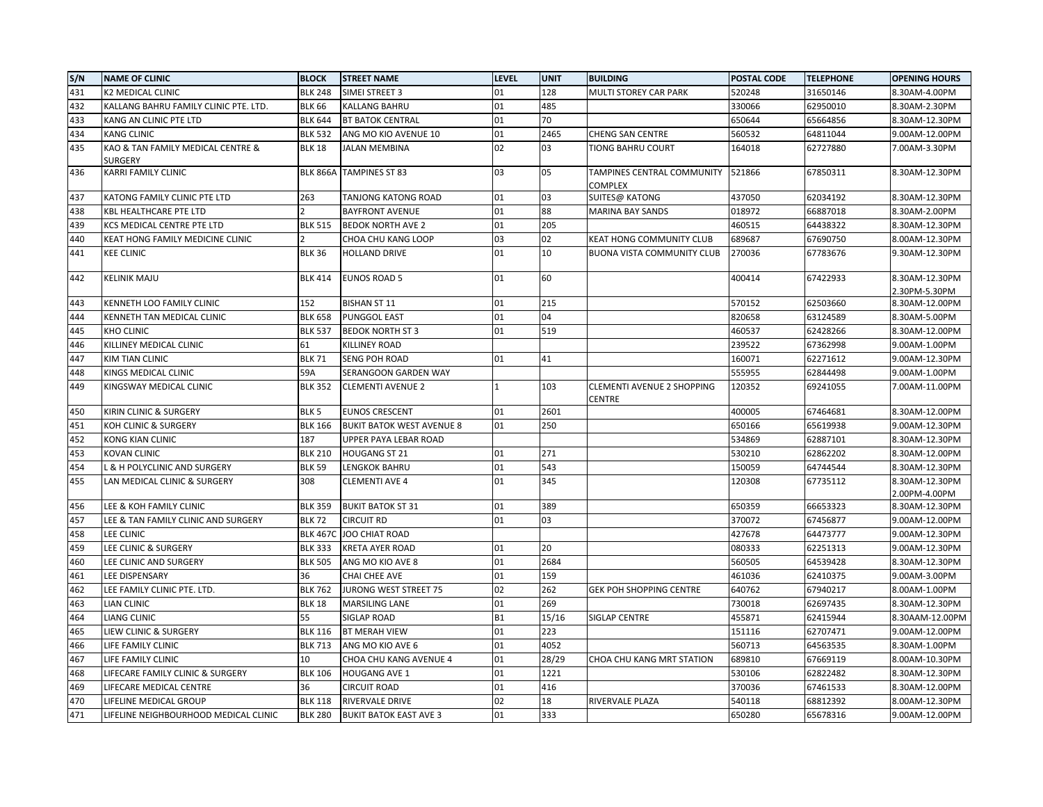| S/N | NAME OF CLINIC | BLOCK | STREET NAME | LEVEL | UNIT | BUILDING | POSTAL CODE | TELEPHONE | OPENING HOURS |
|---|---|---|---|---|---|---|---|---|---|
| 431 | K2 MEDICAL CLINIC | BLK 248 | SIMEI STREET 3 | 01 | 128 | MULTI STOREY CAR PARK | 520248 | 31650146 | 8.30AM-4.00PM |
| 432 | KALLANG BAHRU FAMILY CLINIC PTE. LTD. | BLK 66 | KALLANG BAHRU | 01 | 485 | | 330066 | 62950010 | 8.30AM-2.30PM |
| 433 | KANG AN CLINIC PTE LTD | BLK 644 | BT BATOK CENTRAL | 01 | 70 | | 650644 | 65664856 | 8.30AM-12.30PM |
| 434 | KANG CLINIC | BLK 532 | ANG MO KIO AVENUE 10 | 01 | 2465 | CHENG SAN CENTRE | 560532 | 64811044 | 9.00AM-12.00PM |
| 435 | KAO & TAN FAMILY MEDICAL CENTRE & SURGERY | BLK 18 | JALAN MEMBINA | 02 | 03 | TIONG BAHRU COURT | 164018 | 62727880 | 7.00AM-3.30PM |
| 436 | KARRI FAMILY CLINIC | BLK 866A | TAMPINES ST 83 | 03 | 05 | TAMPINES CENTRAL COMMUNITY COMPLEX | 521866 | 67850311 | 8.30AM-12.30PM |
| 437 | KATONG FAMILY CLINIC PTE LTD | 263 | TANJONG KATONG ROAD | 01 | 03 | SUITES@ KATONG | 437050 | 62034192 | 8.30AM-12.30PM |
| 438 | KBL HEALTHCARE PTE LTD | 2 | BAYFRONT AVENUE | 01 | 88 | MARINA BAY SANDS | 018972 | 66887018 | 8.30AM-2.00PM |
| 439 | KCS MEDICAL CENTRE PTE LTD | BLK 515 | BEDOK NORTH AVE 2 | 01 | 205 | | 460515 | 64438322 | 8.30AM-12.30PM |
| 440 | KEAT HONG FAMILY MEDICINE CLINIC | 2 | CHOA CHU KANG LOOP | 03 | 02 | KEAT HONG COMMUNITY CLUB | 689687 | 67690750 | 8.00AM-12.30PM |
| 441 | KEE CLINIC | BLK 36 | HOLLAND DRIVE | 01 | 10 | BUONA VISTA COMMUNITY CLUB | 270036 | 67783676 | 9.30AM-12.30PM |
| 442 | KELINIK MAJU | BLK 414 | EUNOS ROAD 5 | 01 | 60 | | 400414 | 67422933 | 8.30AM-12.30PM 2.30PM-5.30PM |
| 443 | KENNETH LOO FAMILY CLINIC | 152 | BISHAN ST 11 | 01 | 215 | | 570152 | 62503660 | 8.30AM-12.00PM |
| 444 | KENNETH TAN MEDICAL CLINIC | BLK 658 | PUNGGOL EAST | 01 | 04 | | 820658 | 63124589 | 8.30AM-5.00PM |
| 445 | KHO CLINIC | BLK 537 | BEDOK NORTH ST 3 | 01 | 519 | | 460537 | 62428266 | 8.30AM-12.00PM |
| 446 | KILLINEY MEDICAL CLINIC | 61 | KILLINEY ROAD | | | | 239522 | 67362998 | 9.00AM-1.00PM |
| 447 | KIM TIAN CLINIC | BLK 71 | SENG POH ROAD | 01 | 41 | | 160071 | 62271612 | 9.00AM-12.30PM |
| 448 | KINGS MEDICAL CLINIC | 59A | SERANGOON GARDEN WAY | | | | 555955 | 62844498 | 9.00AM-1.00PM |
| 449 | KINGSWAY MEDICAL CLINIC | BLK 352 | CLEMENTI AVENUE 2 | 1 | 103 | CLEMENTI AVENUE 2 SHOPPING CENTRE | 120352 | 69241055 | 7.00AM-11.00PM |
| 450 | KIRIN CLINIC & SURGERY | BLK 5 | EUNOS CRESCENT | 01 | 2601 | | 400005 | 67464681 | 8.30AM-12.00PM |
| 451 | KOH CLINIC & SURGERY | BLK 166 | BUKIT BATOK WEST AVENUE 8 | 01 | 250 | | 650166 | 65619938 | 9.00AM-12.30PM |
| 452 | KONG KIAN CLINIC | 187 | UPPER PAYA LEBAR ROAD | | | | 534869 | 62887101 | 8.30AM-12.30PM |
| 453 | KOVAN CLINIC | BLK 210 | HOUGANG ST 21 | 01 | 271 | | 530210 | 62862202 | 8.30AM-12.00PM |
| 454 | L & H POLYCLINIC AND SURGERY | BLK 59 | LENGKOK BAHRU | 01 | 543 | | 150059 | 64744544 | 8.30AM-12.30PM |
| 455 | LAN MEDICAL CLINIC & SURGERY | 308 | CLEMENTI AVE 4 | 01 | 345 | | 120308 | 67735112 | 8.30AM-12.30PM 2.00PM-4.00PM |
| 456 | LEE & KOH FAMILY CLINIC | BLK 359 | BUKIT BATOK ST 31 | 01 | 389 | | 650359 | 66653323 | 8.30AM-12.30PM |
| 457 | LEE & TAN FAMILY CLINIC AND SURGERY | BLK 72 | CIRCUIT RD | 01 | 03 | | 370072 | 67456877 | 9.00AM-12.00PM |
| 458 | LEE CLINIC | BLK 467C | JOO CHIAT ROAD | | | | 427678 | 64473777 | 9.00AM-12.30PM |
| 459 | LEE CLINIC & SURGERY | BLK 333 | KRETA AYER ROAD | 01 | 20 | | 080333 | 62251313 | 9.00AM-12.30PM |
| 460 | LEE CLINIC AND SURGERY | BLK 505 | ANG MO KIO AVE 8 | 01 | 2684 | | 560505 | 64539428 | 8.30AM-12.30PM |
| 461 | LEE DISPENSARY | 36 | CHAI CHEE AVE | 01 | 159 | | 461036 | 62410375 | 9.00AM-3.00PM |
| 462 | LEE FAMILY CLINIC PTE. LTD. | BLK 762 | JURONG WEST STREET 75 | 02 | 262 | GEK POH SHOPPING CENTRE | 640762 | 67940217 | 8.00AM-1.00PM |
| 463 | LIAN CLINIC | BLK 18 | MARSILING LANE | 01 | 269 | | 730018 | 62697435 | 8.30AM-12.30PM |
| 464 | LIANG CLINIC | 55 | SIGLAP ROAD | B1 | 15/16 | SIGLAP CENTRE | 455871 | 62415944 | 8.30AAM-12.00PM |
| 465 | LIEW CLINIC & SURGERY | BLK 116 | BT MERAH VIEW | 01 | 223 | | 151116 | 62707471 | 9.00AM-12.00PM |
| 466 | LIFE FAMILY CLINIC | BLK 713 | ANG MO KIO AVE 6 | 01 | 4052 | | 560713 | 64563535 | 8.30AM-1.00PM |
| 467 | LIFE FAMILY CLINIC | 10 | CHOA CHU KANG AVENUE 4 | 01 | 28/29 | CHOA CHU KANG MRT STATION | 689810 | 67669119 | 8.00AM-10.30PM |
| 468 | LIFECARE FAMILY CLINIC & SURGERY | BLK 106 | HOUGANG AVE 1 | 01 | 1221 | | 530106 | 62822482 | 8.30AM-12.30PM |
| 469 | LIFECARE MEDICAL CENTRE | 36 | CIRCUIT ROAD | 01 | 416 | | 370036 | 67461533 | 8.30AM-12.00PM |
| 470 | LIFELINE MEDICAL GROUP | BLK 118 | RIVERVALE DRIVE | 02 | 18 | RIVERVALE PLAZA | 540118 | 68812392 | 8.00AM-12.30PM |
| 471 | LIFELINE NEIGHBOURHOOD MEDICAL CLINIC | BLK 280 | BUKIT BATOK EAST AVE 3 | 01 | 333 | | 650280 | 65678316 | 9.00AM-12.00PM |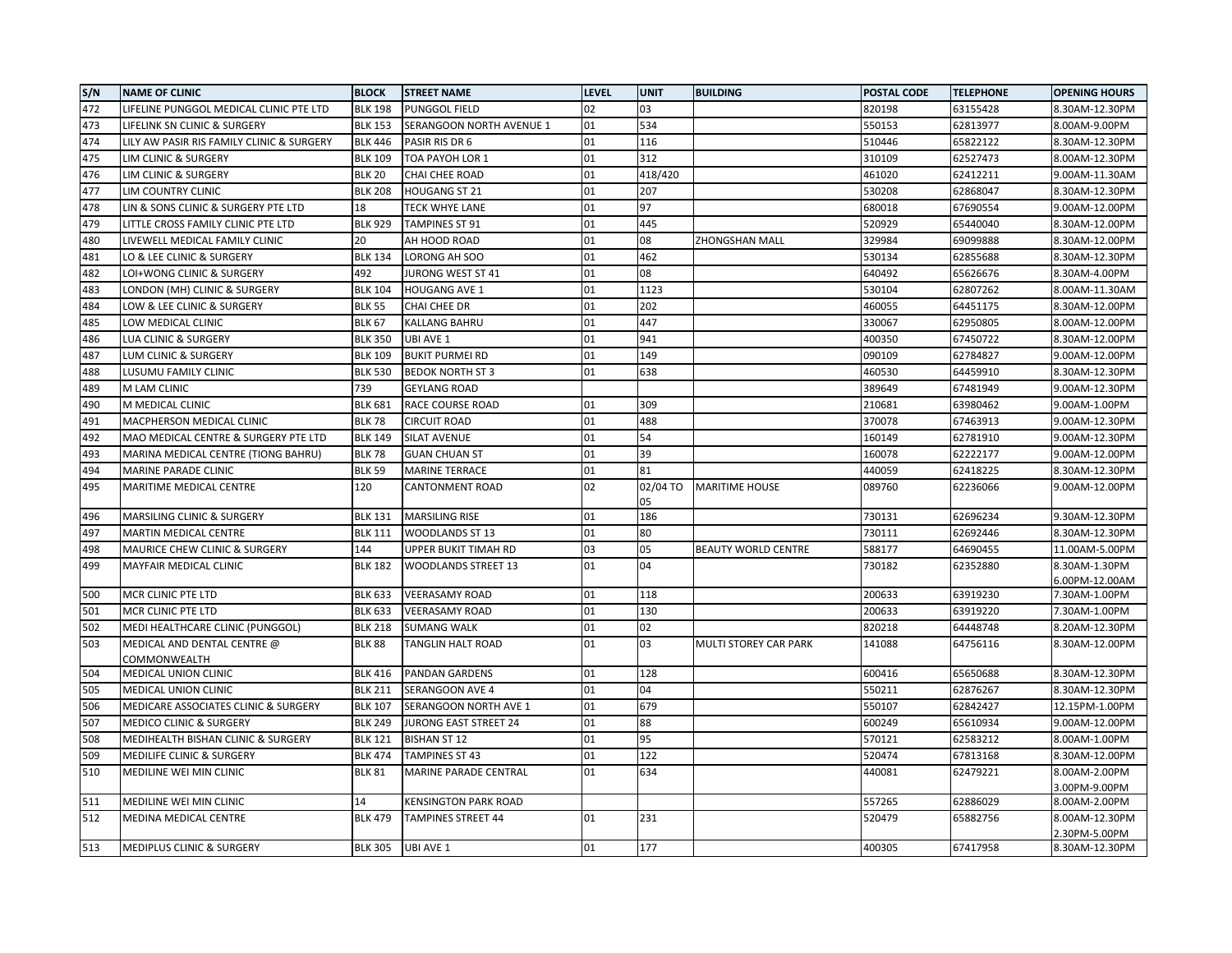| S/N | NAME OF CLINIC | BLOCK | STREET NAME | LEVEL | UNIT | BUILDING | POSTAL CODE | TELEPHONE | OPENING HOURS |
|---|---|---|---|---|---|---|---|---|---|
| 472 | LIFELINE PUNGGOL MEDICAL CLINIC PTE LTD | BLK 198 | PUNGGOL FIELD | 02 | 03 | | 820198 | 63155428 | 8.30AM-12.30PM |
| 473 | LIFELINK SN CLINIC & SURGERY | BLK 153 | SERANGOON NORTH AVENUE 1 | 01 | 534 | | 550153 | 62813977 | 8.00AM-9.00PM |
| 474 | LILY AW PASIR RIS FAMILY CLINIC & SURGERY | BLK 446 | PASIR RIS DR 6 | 01 | 116 | | 510446 | 65822122 | 8.30AM-12.30PM |
| 475 | LIM CLINIC & SURGERY | BLK 109 | TOA PAYOH LOR 1 | 01 | 312 | | 310109 | 62527473 | 8.00AM-12.30PM |
| 476 | LIM CLINIC & SURGERY | BLK 20 | CHAI CHEE ROAD | 01 | 418/420 | | 461020 | 62412211 | 9.00AM-11.30AM |
| 477 | LIM COUNTRY CLINIC | BLK 208 | HOUGANG ST 21 | 01 | 207 | | 530208 | 62868047 | 8.30AM-12.30PM |
| 478 | LIN & SONS CLINIC & SURGERY PTE LTD | 18 | TECK WHYE LANE | 01 | 97 | | 680018 | 67690554 | 9.00AM-12.00PM |
| 479 | LITTLE CROSS FAMILY CLINIC PTE LTD | BLK 929 | TAMPINES ST 91 | 01 | 445 | | 520929 | 65440040 | 8.30AM-12.00PM |
| 480 | LIVEWELL MEDICAL FAMILY CLINIC | 20 | AH HOOD ROAD | 01 | 08 | ZHONGSHAN MALL | 329984 | 69099888 | 8.30AM-12.00PM |
| 481 | LO & LEE CLINIC & SURGERY | BLK 134 | LORONG AH SOO | 01 | 462 | | 530134 | 62855688 | 8.30AM-12.30PM |
| 482 | LOI+WONG CLINIC & SURGERY | 492 | JURONG WEST ST 41 | 01 | 08 | | 640492 | 65626676 | 8.30AM-4.00PM |
| 483 | LONDON (MH) CLINIC & SURGERY | BLK 104 | HOUGANG AVE 1 | 01 | 1123 | | 530104 | 62807262 | 8.00AM-11.30AM |
| 484 | LOW & LEE CLINIC & SURGERY | BLK 55 | CHAI CHEE DR | 01 | 202 | | 460055 | 64451175 | 8.30AM-12.00PM |
| 485 | LOW MEDICAL CLINIC | BLK 67 | KALLANG BAHRU | 01 | 447 | | 330067 | 62950805 | 8.00AM-12.00PM |
| 486 | LUA CLINIC & SURGERY | BLK 350 | UBI AVE 1 | 01 | 941 | | 400350 | 67450722 | 8.30AM-12.00PM |
| 487 | LUM CLINIC & SURGERY | BLK 109 | BUKIT PURMEI RD | 01 | 149 | | 090109 | 62784827 | 9.00AM-12.00PM |
| 488 | LUSUMU FAMILY CLINIC | BLK 530 | BEDOK NORTH ST 3 | 01 | 638 | | 460530 | 64459910 | 8.30AM-12.30PM |
| 489 | M LAM CLINIC | 739 | GEYLANG ROAD | | | | 389649 | 67481949 | 9.00AM-12.30PM |
| 490 | M MEDICAL CLINIC | BLK 681 | RACE COURSE ROAD | 01 | 309 | | 210681 | 63980462 | 9.00AM-1.00PM |
| 491 | MACPHERSON MEDICAL CLINIC | BLK 78 | CIRCUIT ROAD | 01 | 488 | | 370078 | 67463913 | 9.00AM-12.30PM |
| 492 | MAO MEDICAL CENTRE & SURGERY PTE LTD | BLK 149 | SILAT AVENUE | 01 | 54 | | 160149 | 62781910 | 9.00AM-12.30PM |
| 493 | MARINA MEDICAL CENTRE (TIONG BAHRU) | BLK 78 | GUAN CHUAN ST | 01 | 39 | | 160078 | 62222177 | 9.00AM-12.00PM |
| 494 | MARINE PARADE CLINIC | BLK 59 | MARINE TERRACE | 01 | 81 | | 440059 | 62418225 | 8.30AM-12.30PM |
| 495 | MARITIME MEDICAL CENTRE | 120 | CANTONMENT ROAD | 02 | 02/04 TO 05 | MARITIME HOUSE | 089760 | 62236066 | 9.00AM-12.00PM |
| 496 | MARSILING CLINIC & SURGERY | BLK 131 | MARSILING RISE | 01 | 186 | | 730131 | 62696234 | 9.30AM-12.30PM |
| 497 | MARTIN MEDICAL CENTRE | BLK 111 | WOODLANDS ST 13 | 01 | 80 | | 730111 | 62692446 | 8.30AM-12.30PM |
| 498 | MAURICE CHEW CLINIC & SURGERY | 144 | UPPER BUKIT TIMAH RD | 03 | 05 | BEAUTY WORLD CENTRE | 588177 | 64690455 | 11.00AM-5.00PM |
| 499 | MAYFAIR MEDICAL CLINIC | BLK 182 | WOODLANDS STREET 13 | 01 | 04 | | 730182 | 62352880 | 8.30AM-1.30PM 6.00PM-12.00AM |
| 500 | MCR CLINIC PTE LTD | BLK 633 | VEERASAMY ROAD | 01 | 118 | | 200633 | 63919230 | 7.30AM-1.00PM |
| 501 | MCR CLINIC PTE LTD | BLK 633 | VEERASAMY ROAD | 01 | 130 | | 200633 | 63919220 | 7.30AM-1.00PM |
| 502 | MEDI HEALTHCARE CLINIC (PUNGGOL) | BLK 218 | SUMANG WALK | 01 | 02 | | 820218 | 64448748 | 8.20AM-12.30PM |
| 503 | MEDICAL AND DENTAL CENTRE @ COMMONWEALTH | BLK 88 | TANGLIN HALT ROAD | 01 | 03 | MULTI STOREY CAR PARK | 141088 | 64756116 | 8.30AM-12.00PM |
| 504 | MEDICAL UNION CLINIC | BLK 416 | PANDAN GARDENS | 01 | 128 | | 600416 | 65650688 | 8.30AM-12.30PM |
| 505 | MEDICAL UNION CLINIC | BLK 211 | SERANGOON AVE 4 | 01 | 04 | | 550211 | 62876267 | 8.30AM-12.30PM |
| 506 | MEDICARE ASSOCIATES CLINIC & SURGERY | BLK 107 | SERANGOON NORTH AVE 1 | 01 | 679 | | 550107 | 62842427 | 12.15PM-1.00PM |
| 507 | MEDICO CLINIC & SURGERY | BLK 249 | JURONG EAST STREET 24 | 01 | 88 | | 600249 | 65610934 | 9.00AM-12.00PM |
| 508 | MEDIHEALTH BISHAN CLINIC & SURGERY | BLK 121 | BISHAN ST 12 | 01 | 95 | | 570121 | 62583212 | 8.00AM-1.00PM |
| 509 | MEDILIFE CLINIC & SURGERY | BLK 474 | TAMPINES ST 43 | 01 | 122 | | 520474 | 67813168 | 8.30AM-12.00PM |
| 510 | MEDILINE WEI MIN CLINIC | BLK 81 | MARINE PARADE CENTRAL | 01 | 634 | | 440081 | 62479221 | 8.00AM-2.00PM 3.00PM-9.00PM |
| 511 | MEDILINE WEI MIN CLINIC | 14 | KENSINGTON PARK ROAD | | | | 557265 | 62886029 | 8.00AM-2.00PM |
| 512 | MEDINA MEDICAL CENTRE | BLK 479 | TAMPINES STREET 44 | 01 | 231 | | 520479 | 65882756 | 8.00AM-12.30PM 2.30PM-5.00PM |
| 513 | MEDIPLUS CLINIC & SURGERY | BLK 305 | UBI AVE 1 | 01 | 177 | | 400305 | 67417958 | 8.30AM-12.30PM |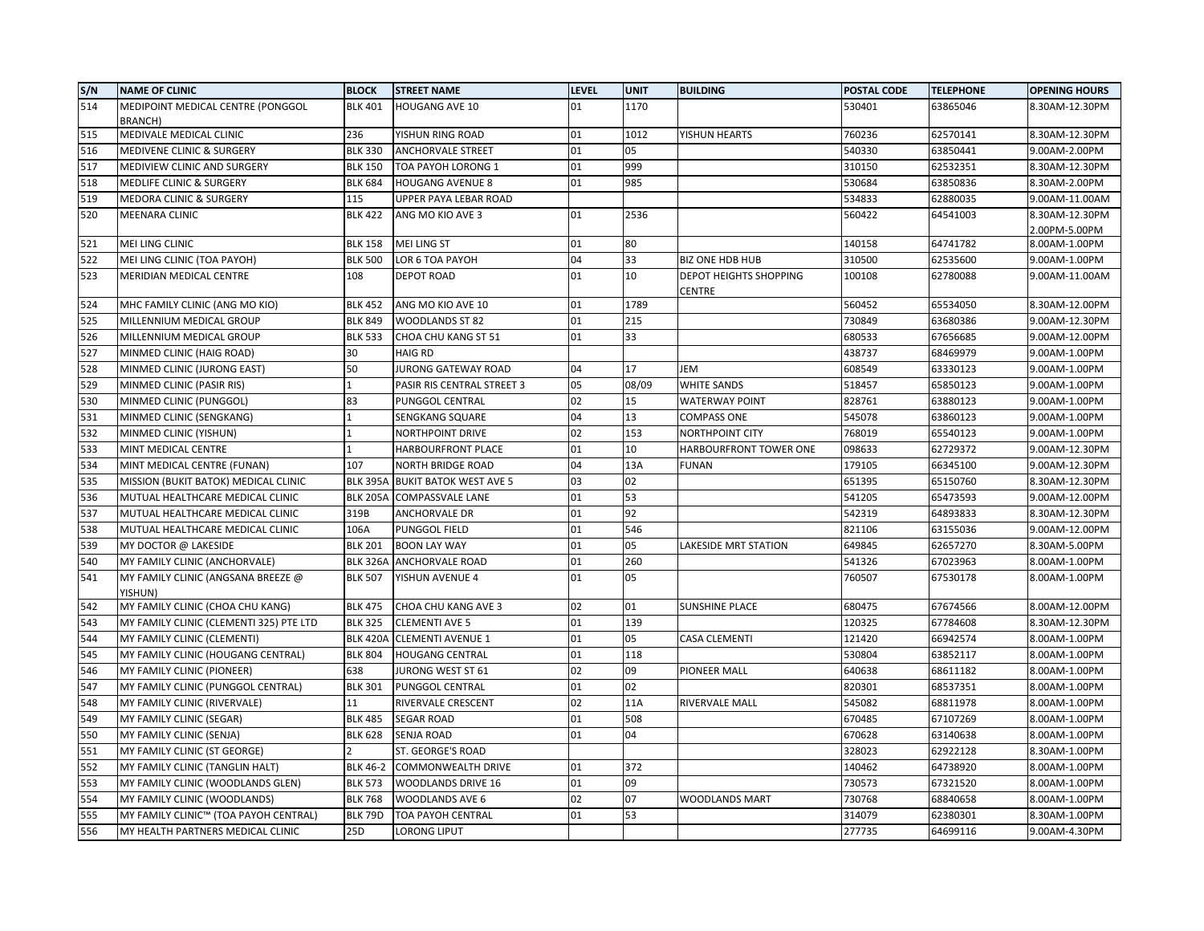| S/N | NAME OF CLINIC | BLOCK | STREET NAME | LEVEL | UNIT | BUILDING | POSTAL CODE | TELEPHONE | OPENING HOURS |
|---|---|---|---|---|---|---|---|---|---|
| 514 | MEDIPOINT MEDICAL CENTRE (PONGGOL BRANCH) | BLK 401 | HOUGANG AVE 10 | 01 | 1170 | | 530401 | 63865046 | 8.30AM-12.30PM |
| 515 | MEDIVALE MEDICAL CLINIC | 236 | YISHUN RING ROAD | 01 | 1012 | YISHUN HEARTS | 760236 | 62570141 | 8.30AM-12.30PM |
| 516 | MEDIVENE CLINIC & SURGERY | BLK 330 | ANCHORVALE STREET | 01 | 05 | | 540330 | 63850441 | 9.00AM-2.00PM |
| 517 | MEDIVIEW CLINIC AND SURGERY | BLK 150 | TOA PAYOH LORONG 1 | 01 | 999 | | 310150 | 62532351 | 8.30AM-12.30PM |
| 518 | MEDLIFE CLINIC & SURGERY | BLK 684 | HOUGANG AVENUE 8 | 01 | 985 | | 530684 | 63850836 | 8.30AM-2.00PM |
| 519 | MEDORA CLINIC & SURGERY | 115 | UPPER PAYA LEBAR ROAD | | | | 534833 | 62880035 | 9.00AM-11.00AM |
| 520 | MEENARA CLINIC | BLK 422 | ANG MO KIO AVE 3 | 01 | 2536 | | 560422 | 64541003 | 8.30AM-12.30PM 2.00PM-5.00PM |
| 521 | MEI LING CLINIC | BLK 158 | MEI LING ST | 01 | 80 | | 140158 | 64741782 | 8.00AM-1.00PM |
| 522 | MEI LING CLINIC (TOA PAYOH) | BLK 500 | LOR 6 TOA PAYOH | 04 | 33 | BIZ ONE HDB HUB | 310500 | 62535600 | 9.00AM-1.00PM |
| 523 | MERIDIAN MEDICAL CENTRE | 108 | DEPOT ROAD | 01 | 10 | DEPOT HEIGHTS SHOPPING CENTRE | 100108 | 62780088 | 9.00AM-11.00AM |
| 524 | MHC FAMILY CLINIC (ANG MO KIO) | BLK 452 | ANG MO KIO AVE 10 | 01 | 1789 | | 560452 | 65534050 | 8.30AM-12.00PM |
| 525 | MILLENNIUM MEDICAL GROUP | BLK 849 | WOODLANDS ST 82 | 01 | 215 | | 730849 | 63680386 | 9.00AM-12.30PM |
| 526 | MILLENNIUM MEDICAL GROUP | BLK 533 | CHOA CHU KANG ST 51 | 01 | 33 | | 680533 | 67656685 | 9.00AM-12.00PM |
| 527 | MINMED CLINIC (HAIG ROAD) | 30 | HAIG RD | | | | 438737 | 68469979 | 9.00AM-1.00PM |
| 528 | MINMED CLINIC (JURONG EAST) | 50 | JURONG GATEWAY ROAD | 04 | 17 | JEM | 608549 | 63330123 | 9.00AM-1.00PM |
| 529 | MINMED CLINIC (PASIR RIS) | 1 | PASIR RIS CENTRAL STREET 3 | 05 | 08/09 | WHITE SANDS | 518457 | 65850123 | 9.00AM-1.00PM |
| 530 | MINMED CLINIC (PUNGGOL) | 83 | PUNGGOL CENTRAL | 02 | 15 | WATERWAY POINT | 828761 | 63880123 | 9.00AM-1.00PM |
| 531 | MINMED CLINIC (SENGKANG) | 1 | SENGKANG SQUARE | 04 | 13 | COMPASS ONE | 545078 | 63860123 | 9.00AM-1.00PM |
| 532 | MINMED CLINIC (YISHUN) | 1 | NORTHPOINT DRIVE | 02 | 153 | NORTHPOINT CITY | 768019 | 65540123 | 9.00AM-1.00PM |
| 533 | MINT MEDICAL CENTRE | 1 | HARBOURFRONT PLACE | 01 | 10 | HARBOURFRONT TOWER ONE | 098633 | 62729372 | 9.00AM-12.30PM |
| 534 | MINT MEDICAL CENTRE (FUNAN) | 107 | NORTH BRIDGE ROAD | 04 | 13A | FUNAN | 179105 | 66345100 | 9.00AM-12.30PM |
| 535 | MISSION (BUKIT BATOK) MEDICAL CLINIC | BLK 395A | BUKIT BATOK WEST AVE 5 | 03 | 02 | | 651395 | 65150760 | 8.30AM-12.30PM |
| 536 | MUTUAL HEALTHCARE MEDICAL CLINIC | BLK 205A | COMPASSVALE LANE | 01 | 53 | | 541205 | 65473593 | 9.00AM-12.00PM |
| 537 | MUTUAL HEALTHCARE MEDICAL CLINIC | 319B | ANCHORVALE DR | 01 | 92 | | 542319 | 64893833 | 8.30AM-12.30PM |
| 538 | MUTUAL HEALTHCARE MEDICAL CLINIC | 106A | PUNGGOL FIELD | 01 | 546 | | 821106 | 63155036 | 9.00AM-12.00PM |
| 539 | MY DOCTOR @ LAKESIDE | BLK 201 | BOON LAY WAY | 01 | 05 | LAKESIDE MRT STATION | 649845 | 62657270 | 8.30AM-5.00PM |
| 540 | MY FAMILY CLINIC (ANCHORVALE) | BLK 326A | ANCHORVALE ROAD | 01 | 260 | | 541326 | 67023963 | 8.00AM-1.00PM |
| 541 | MY FAMILY CLINIC (ANGSANA BREEZE @ YISHUN) | BLK 507 | YISHUN AVENUE 4 | 01 | 05 | | 760507 | 67530178 | 8.00AM-1.00PM |
| 542 | MY FAMILY CLINIC (CHOA CHU KANG) | BLK 475 | CHOA CHU KANG AVE 3 | 02 | 01 | SUNSHINE PLACE | 680475 | 67674566 | 8.00AM-12.00PM |
| 543 | MY FAMILY CLINIC (CLEMENTI 325) PTE LTD | BLK 325 | CLEMENTI AVE 5 | 01 | 139 | | 120325 | 67784608 | 8.30AM-12.30PM |
| 544 | MY FAMILY CLINIC (CLEMENTI) | BLK 420A | CLEMENTI AVENUE 1 | 01 | 05 | CASA CLEMENTI | 121420 | 66942574 | 8.00AM-1.00PM |
| 545 | MY FAMILY CLINIC (HOUGANG CENTRAL) | BLK 804 | HOUGANG CENTRAL | 01 | 118 | | 530804 | 63852117 | 8.00AM-1.00PM |
| 546 | MY FAMILY CLINIC (PIONEER) | 638 | JURONG WEST ST 61 | 02 | 09 | PIONEER MALL | 640638 | 68611182 | 8.00AM-1.00PM |
| 547 | MY FAMILY CLINIC (PUNGGOL CENTRAL) | BLK 301 | PUNGGOL CENTRAL | 01 | 02 | | 820301 | 68537351 | 8.00AM-1.00PM |
| 548 | MY FAMILY CLINIC (RIVERVALE) | 11 | RIVERVALE CRESCENT | 02 | 11A | RIVERVALE MALL | 545082 | 68811978 | 8.00AM-1.00PM |
| 549 | MY FAMILY CLINIC (SEGAR) | BLK 485 | SEGAR ROAD | 01 | 508 | | 670485 | 67107269 | 8.00AM-1.00PM |
| 550 | MY FAMILY CLINIC (SENJA) | BLK 628 | SENJA ROAD | 01 | 04 | | 670628 | 63140638 | 8.00AM-1.00PM |
| 551 | MY FAMILY CLINIC (ST GEORGE) | 2 | ST. GEORGE'S ROAD | | | | 328023 | 62922128 | 8.30AM-1.00PM |
| 552 | MY FAMILY CLINIC (TANGLIN HALT) | BLK 46-2 | COMMONWEALTH DRIVE | 01 | 372 | | 140462 | 64738920 | 8.00AM-1.00PM |
| 553 | MY FAMILY CLINIC (WOODLANDS GLEN) | BLK 573 | WOODLANDS DRIVE 16 | 01 | 09 | | 730573 | 67321520 | 8.00AM-1.00PM |
| 554 | MY FAMILY CLINIC (WOODLANDS) | BLK 768 | WOODLANDS AVE 6 | 02 | 07 | WOODLANDS MART | 730768 | 68840658 | 8.00AM-1.00PM |
| 555 | MY FAMILY CLINIC™ (TOA PAYOH CENTRAL) | BLK 79D | TOA PAYOH CENTRAL | 01 | 53 | | 314079 | 62380301 | 8.30AM-1.00PM |
| 556 | MY HEALTH PARTNERS MEDICAL CLINIC | 25D | LORONG LIPUT | | | | 277735 | 64699116 | 9.00AM-4.30PM |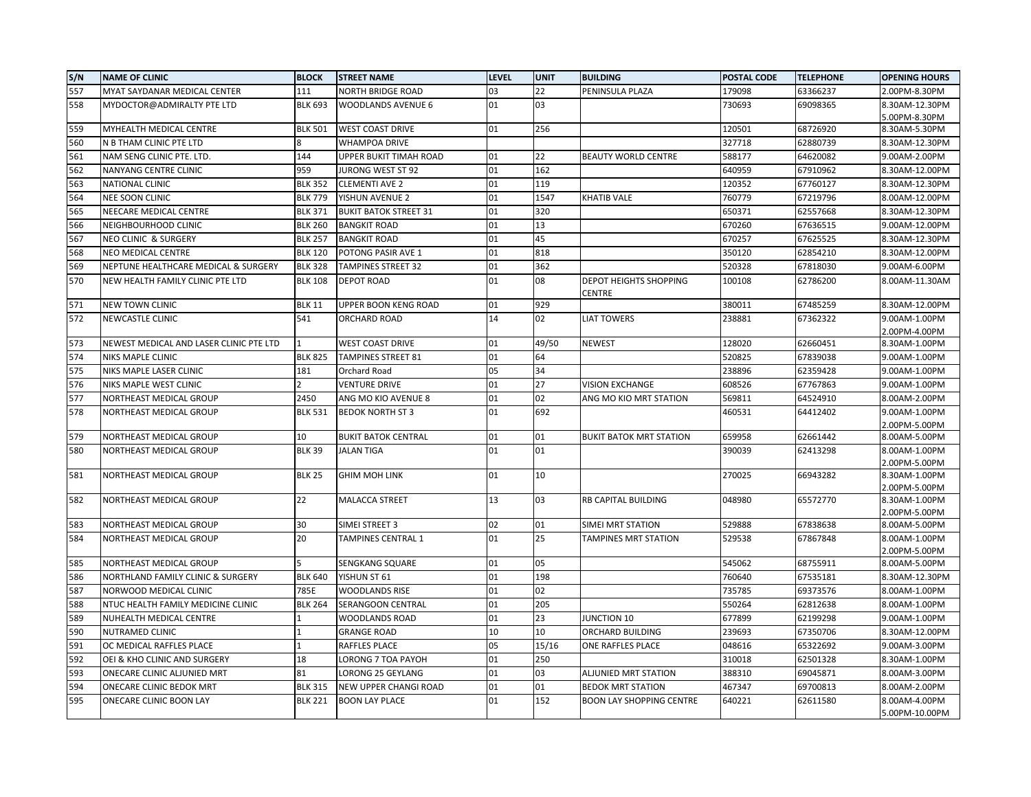| S/N | NAME OF CLINIC | BLOCK | STREET NAME | LEVEL | UNIT | BUILDING | POSTAL CODE | TELEPHONE | OPENING HOURS |
|---|---|---|---|---|---|---|---|---|---|
| 557 | MYAT SAYDANAR MEDICAL CENTER | 111 | NORTH BRIDGE ROAD | 03 | 22 | PENINSULA PLAZA | 179098 | 63366237 | 2.00PM-8.30PM |
| 558 | MYDOCTOR@ADMIRALTY PTE LTD | BLK 693 | WOODLANDS AVENUE 6 | 01 | 03 | | 730693 | 69098365 | 8.30AM-12.30PM 5.00PM-8.30PM |
| 559 | MYHEALTH MEDICAL CENTRE | BLK 501 | WEST COAST DRIVE | 01 | 256 | | 120501 | 68726920 | 8.30AM-5.30PM |
| 560 | N B THAM CLINIC PTE LTD | 8 | WHAMPOA DRIVE | | | | 327718 | 62880739 | 8.30AM-12.30PM |
| 561 | NAM SENG CLINIC PTE. LTD. | 144 | UPPER BUKIT TIMAH ROAD | 01 | 22 | BEAUTY WORLD CENTRE | 588177 | 64620082 | 9.00AM-2.00PM |
| 562 | NANYANG CENTRE CLINIC | 959 | JURONG WEST ST 92 | 01 | 162 | | 640959 | 67910962 | 8.30AM-12.00PM |
| 563 | NATIONAL CLINIC | BLK 352 | CLEMENTI AVE 2 | 01 | 119 | | 120352 | 67760127 | 8.30AM-12.30PM |
| 564 | NEE SOON CLINIC | BLK 779 | YISHUN AVENUE 2 | 01 | 1547 | KHATIB VALE | 760779 | 67219796 | 8.00AM-12.00PM |
| 565 | NEECARE MEDICAL CENTRE | BLK 371 | BUKIT BATOK STREET 31 | 01 | 320 | | 650371 | 62557668 | 8.30AM-12.30PM |
| 566 | NEIGHBOURHOOD CLINIC | BLK 260 | BANGKIT ROAD | 01 | 13 | | 670260 | 67636515 | 9.00AM-12.00PM |
| 567 | NEO CLINIC & SURGERY | BLK 257 | BANGKIT ROAD | 01 | 45 | | 670257 | 67625525 | 8.30AM-12.30PM |
| 568 | NEO MEDICAL CENTRE | BLK 120 | POTONG PASIR AVE 1 | 01 | 818 | | 350120 | 62854210 | 8.30AM-12.00PM |
| 569 | NEPTUNE HEALTHCARE MEDICAL & SURGERY | BLK 328 | TAMPINES STREET 32 | 01 | 362 | | 520328 | 67818030 | 9.00AM-6.00PM |
| 570 | NEW HEALTH FAMILY CLINIC PTE LTD | BLK 108 | DEPOT ROAD | 01 | 08 | DEPOT HEIGHTS SHOPPING CENTRE | 100108 | 62786200 | 8.00AM-11.30AM |
| 571 | NEW TOWN CLINIC | BLK 11 | UPPER BOON KENG ROAD | 01 | 929 | | 380011 | 67485259 | 8.30AM-12.00PM |
| 572 | NEWCASTLE CLINIC | 541 | ORCHARD ROAD | 14 | 02 | LIAT TOWERS | 238881 | 67362322 | 9.00AM-1.00PM 2.00PM-4.00PM |
| 573 | NEWEST MEDICAL AND LASER CLINIC PTE LTD | 1 | WEST COAST DRIVE | 01 | 49/50 | NEWEST | 128020 | 62660451 | 8.30AM-1.00PM |
| 574 | NIKS MAPLE CLINIC | BLK 825 | TAMPINES STREET 81 | 01 | 64 | | 520825 | 67839038 | 9.00AM-1.00PM |
| 575 | NIKS MAPLE LASER CLINIC | 181 | Orchard Road | 05 | 34 | | 238896 | 62359428 | 9.00AM-1.00PM |
| 576 | NIKS MAPLE WEST CLINIC | 2 | VENTURE DRIVE | 01 | 27 | VISION EXCHANGE | 608526 | 67767863 | 9.00AM-1.00PM |
| 577 | NORTHEAST MEDICAL GROUP | 2450 | ANG MO KIO AVENUE 8 | 01 | 02 | ANG MO KIO MRT STATION | 569811 | 64524910 | 8.00AM-2.00PM |
| 578 | NORTHEAST MEDICAL GROUP | BLK 531 | BEDOK NORTH ST 3 | 01 | 692 | | 460531 | 64412402 | 9.00AM-1.00PM 2.00PM-5.00PM |
| 579 | NORTHEAST MEDICAL GROUP | 10 | BUKIT BATOK CENTRAL | 01 | 01 | BUKIT BATOK MRT STATION | 659958 | 62661442 | 8.00AM-5.00PM |
| 580 | NORTHEAST MEDICAL GROUP | BLK 39 | JALAN TIGA | 01 | 01 | | 390039 | 62413298 | 8.00AM-1.00PM 2.00PM-5.00PM |
| 581 | NORTHEAST MEDICAL GROUP | BLK 25 | GHIM MOH LINK | 01 | 10 | | 270025 | 66943282 | 8.30AM-1.00PM 2.00PM-5.00PM |
| 582 | NORTHEAST MEDICAL GROUP | 22 | MALACCA STREET | 13 | 03 | RB CAPITAL BUILDING | 048980 | 65572770 | 8.30AM-1.00PM 2.00PM-5.00PM |
| 583 | NORTHEAST MEDICAL GROUP | 30 | SIMEI STREET 3 | 02 | 01 | SIMEI MRT STATION | 529888 | 67838638 | 8.00AM-5.00PM |
| 584 | NORTHEAST MEDICAL GROUP | 20 | TAMPINES CENTRAL 1 | 01 | 25 | TAMPINES MRT STATION | 529538 | 67867848 | 8.00AM-1.00PM 2.00PM-5.00PM |
| 585 | NORTHEAST MEDICAL GROUP | 5 | SENGKANG SQUARE | 01 | 05 | | 545062 | 68755911 | 8.00AM-5.00PM |
| 586 | NORTHLAND FAMILY CLINIC & SURGERY | BLK 640 | YISHUN ST 61 | 01 | 198 | | 760640 | 67535181 | 8.30AM-12.30PM |
| 587 | NORWOOD MEDICAL CLINIC | 785E | WOODLANDS RISE | 01 | 02 | | 735785 | 69373576 | 8.00AM-1.00PM |
| 588 | NTUC HEALTH FAMILY MEDICINE CLINIC | BLK 264 | SERANGOON CENTRAL | 01 | 205 | | 550264 | 62812638 | 8.00AM-1.00PM |
| 589 | NUHEALTH MEDICAL CENTRE | 1 | WOODLANDS ROAD | 01 | 23 | JUNCTION 10 | 677899 | 62199298 | 9.00AM-1.00PM |
| 590 | NUTRAMED CLINIC | 1 | GRANGE ROAD | 10 | 10 | ORCHARD BUILDING | 239693 | 67350706 | 8.30AM-12.00PM |
| 591 | OC MEDICAL RAFFLES PLACE | 1 | RAFFLES PLACE | 05 | 15/16 | ONE RAFFLES PLACE | 048616 | 65322692 | 9.00AM-3.00PM |
| 592 | OEI & KHO CLINIC AND SURGERY | 18 | LORONG 7 TOA PAYOH | 01 | 250 | | 310018 | 62501328 | 8.30AM-1.00PM |
| 593 | ONECARE CLINIC ALJUNIED MRT | 81 | LORONG 25 GEYLANG | 01 | 03 | ALJUNIED MRT STATION | 388310 | 69045871 | 8.00AM-3.00PM |
| 594 | ONECARE CLINIC BEDOK MRT | BLK 315 | NEW UPPER CHANGI ROAD | 01 | 01 | BEDOK MRT STATION | 467347 | 69700813 | 8.00AM-2.00PM |
| 595 | ONECARE CLINIC BOON LAY | BLK 221 | BOON LAY PLACE | 01 | 152 | BOON LAY SHOPPING CENTRE | 640221 | 62611580 | 8.00AM-4.00PM 5.00PM-10.00PM |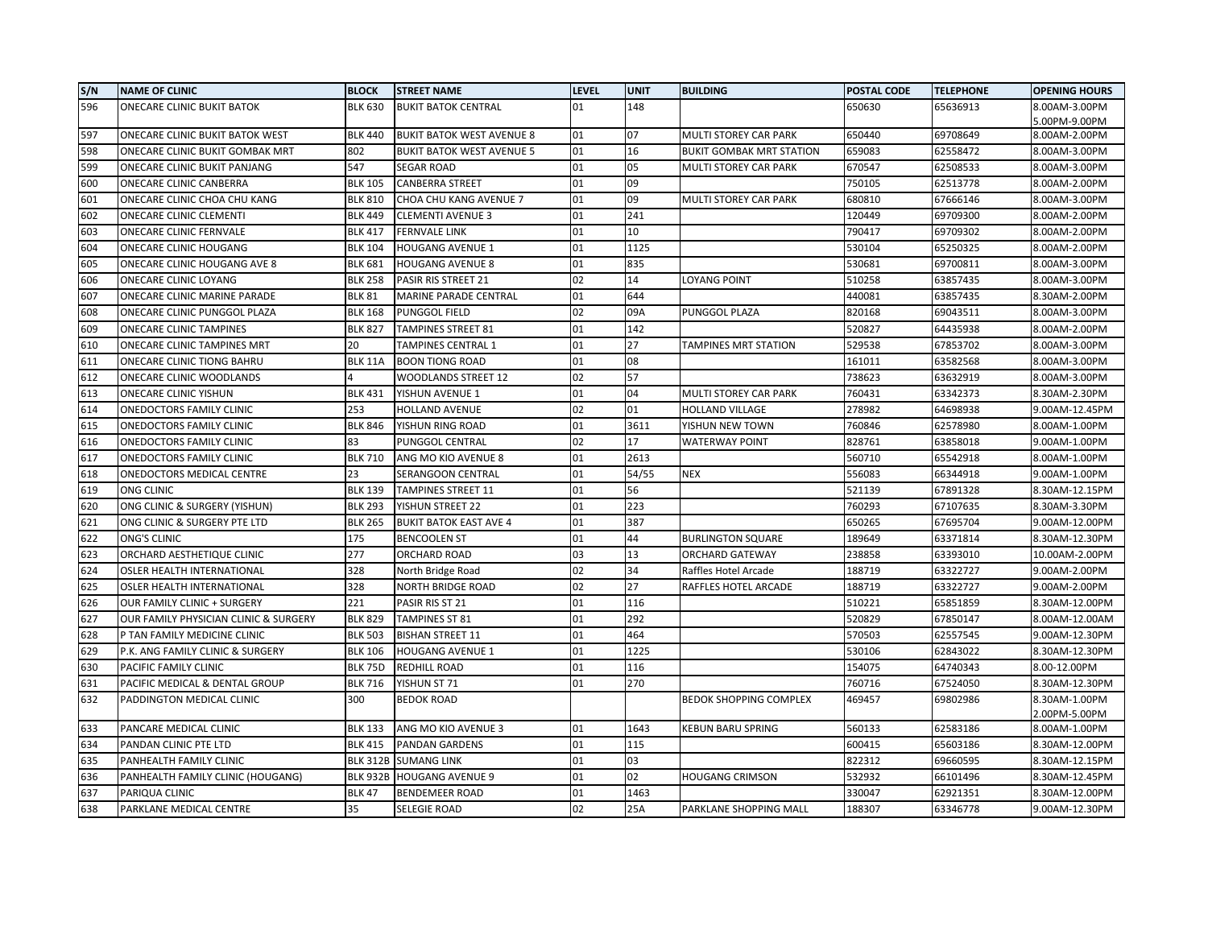| S/N | NAME OF CLINIC | BLOCK | STREET NAME | LEVEL | UNIT | BUILDING | POSTAL CODE | TELEPHONE | OPENING HOURS |
|---|---|---|---|---|---|---|---|---|---|
| 596 | ONECARE CLINIC BUKIT BATOK | BLK 630 | BUKIT BATOK CENTRAL | 01 | 148 | | 650630 | 65636913 | 8.00AM-3.00PM 5.00PM-9.00PM |
| 597 | ONECARE CLINIC BUKIT BATOK WEST | BLK 440 | BUKIT BATOK WEST AVENUE 8 | 01 | 07 | MULTI STOREY CAR PARK | 650440 | 69708649 | 8.00AM-2.00PM |
| 598 | ONECARE CLINIC BUKIT GOMBAK MRT | 802 | BUKIT BATOK WEST AVENUE 5 | 01 | 16 | BUKIT GOMBAK MRT STATION | 659083 | 62558472 | 8.00AM-3.00PM |
| 599 | ONECARE CLINIC BUKIT PANJANG | 547 | SEGAR ROAD | 01 | 05 | MULTI STOREY CAR PARK | 670547 | 62508533 | 8.00AM-3.00PM |
| 600 | ONECARE CLINIC CANBERRA | BLK 105 | CANBERRA STREET | 01 | 09 | | 750105 | 62513778 | 8.00AM-2.00PM |
| 601 | ONECARE CLINIC CHOA CHU KANG | BLK 810 | CHOA CHU KANG AVENUE 7 | 01 | 09 | MULTI STOREY CAR PARK | 680810 | 67666146 | 8.00AM-3.00PM |
| 602 | ONECARE CLINIC CLEMENTI | BLK 449 | CLEMENTI AVENUE 3 | 01 | 241 | | 120449 | 69709300 | 8.00AM-2.00PM |
| 603 | ONECARE CLINIC FERNVALE | BLK 417 | FERNVALE LINK | 01 | 10 | | 790417 | 69709302 | 8.00AM-2.00PM |
| 604 | ONECARE CLINIC HOUGANG | BLK 104 | HOUGANG AVENUE 1 | 01 | 1125 | | 530104 | 65250325 | 8.00AM-2.00PM |
| 605 | ONECARE CLINIC HOUGANG AVE 8 | BLK 681 | HOUGANG AVENUE 8 | 01 | 835 | | 530681 | 69700811 | 8.00AM-3.00PM |
| 606 | ONECARE CLINIC LOYANG | BLK 258 | PASIR RIS STREET 21 | 02 | 14 | LOYANG POINT | 510258 | 63857435 | 8.00AM-3.00PM |
| 607 | ONECARE CLINIC MARINE PARADE | BLK 81 | MARINE PARADE CENTRAL | 01 | 644 | | 440081 | 63857435 | 8.30AM-2.00PM |
| 608 | ONECARE CLINIC PUNGGOL PLAZA | BLK 168 | PUNGGOL FIELD | 02 | 09A | PUNGGOL PLAZA | 820168 | 69043511 | 8.00AM-3.00PM |
| 609 | ONECARE CLINIC TAMPINES | BLK 827 | TAMPINES STREET 81 | 01 | 142 | | 520827 | 64435938 | 8.00AM-2.00PM |
| 610 | ONECARE CLINIC TAMPINES MRT | 20 | TAMPINES CENTRAL 1 | 01 | 27 | TAMPINES MRT STATION | 529538 | 67853702 | 8.00AM-3.00PM |
| 611 | ONECARE CLINIC TIONG BAHRU | BLK 11A | BOON TIONG ROAD | 01 | 08 | | 161011 | 63582568 | 8.00AM-3.00PM |
| 612 | ONECARE CLINIC WOODLANDS | 4 | WOODLANDS STREET 12 | 02 | 57 | | 738623 | 63632919 | 8.00AM-3.00PM |
| 613 | ONECARE CLINIC YISHUN | BLK 431 | YISHUN AVENUE 1 | 01 | 04 | MULTI STOREY CAR PARK | 760431 | 63342373 | 8.30AM-2.30PM |
| 614 | ONEDOCTORS FAMILY CLINIC | 253 | HOLLAND AVENUE | 02 | 01 | HOLLAND VILLAGE | 278982 | 64698938 | 9.00AM-12.45PM |
| 615 | ONEDOCTORS FAMILY CLINIC | BLK 846 | YISHUN RING ROAD | 01 | 3611 | YISHUN NEW TOWN | 760846 | 62578980 | 8.00AM-1.00PM |
| 616 | ONEDOCTORS FAMILY CLINIC | 83 | PUNGGOL CENTRAL | 02 | 17 | WATERWAY POINT | 828761 | 63858018 | 9.00AM-1.00PM |
| 617 | ONEDOCTORS FAMILY CLINIC | BLK 710 | ANG MO KIO AVENUE 8 | 01 | 2613 | | 560710 | 65542918 | 8.00AM-1.00PM |
| 618 | ONEDOCTORS MEDICAL CENTRE | 23 | SERANGOON CENTRAL | 01 | 54/55 | NEX | 556083 | 66344918 | 9.00AM-1.00PM |
| 619 | ONG CLINIC | BLK 139 | TAMPINES STREET 11 | 01 | 56 | | 521139 | 67891328 | 8.30AM-12.15PM |
| 620 | ONG CLINIC & SURGERY (YISHUN) | BLK 293 | YISHUN STREET 22 | 01 | 223 | | 760293 | 67107635 | 8.30AM-3.30PM |
| 621 | ONG CLINIC & SURGERY PTE LTD | BLK 265 | BUKIT BATOK EAST AVE 4 | 01 | 387 | | 650265 | 67695704 | 9.00AM-12.00PM |
| 622 | ONG'S CLINIC | 175 | BENCOOLEN ST | 01 | 44 | BURLINGTON SQUARE | 189649 | 63371814 | 8.30AM-12.30PM |
| 623 | ORCHARD AESTHETIQUE CLINIC | 277 | ORCHARD ROAD | 03 | 13 | ORCHARD GATEWAY | 238858 | 63393010 | 10.00AM-2.00PM |
| 624 | OSLER HEALTH INTERNATIONAL | 328 | North Bridge Road | 02 | 34 | Raffles Hotel Arcade | 188719 | 63322727 | 9.00AM-2.00PM |
| 625 | OSLER HEALTH INTERNATIONAL | 328 | NORTH BRIDGE ROAD | 02 | 27 | RAFFLES HOTEL ARCADE | 188719 | 63322727 | 9.00AM-2.00PM |
| 626 | OUR FAMILY CLINIC + SURGERY | 221 | PASIR RIS ST 21 | 01 | 116 | | 510221 | 65851859 | 8.30AM-12.00PM |
| 627 | OUR FAMILY PHYSICIAN CLINIC & SURGERY | BLK 829 | TAMPINES ST 81 | 01 | 292 | | 520829 | 67850147 | 8.00AM-12.00AM |
| 628 | P TAN FAMILY MEDICINE CLINIC | BLK 503 | BISHAN STREET 11 | 01 | 464 | | 570503 | 62557545 | 9.00AM-12.30PM |
| 629 | P.K. ANG FAMILY CLINIC & SURGERY | BLK 106 | HOUGANG AVENUE 1 | 01 | 1225 | | 530106 | 62843022 | 8.30AM-12.30PM |
| 630 | PACIFIC FAMILY CLINIC | BLK 75D | REDHILL ROAD | 01 | 116 | | 154075 | 64740343 | 8.00-12.00PM |
| 631 | PACIFIC MEDICAL & DENTAL GROUP | BLK 716 | YISHUN ST 71 | 01 | 270 | | 760716 | 67524050 | 8.30AM-12.30PM |
| 632 | PADDINGTON MEDICAL CLINIC | 300 | BEDOK ROAD | | | BEDOK SHOPPING COMPLEX | 469457 | 69802986 | 8.30AM-1.00PM 2.00PM-5.00PM |
| 633 | PANCARE MEDICAL CLINIC | BLK 133 | ANG MO KIO AVENUE 3 | 01 | 1643 | KEBUN BARU SPRING | 560133 | 62583186 | 8.00AM-1.00PM |
| 634 | PANDAN CLINIC PTE LTD | BLK 415 | PANDAN GARDENS | 01 | 115 | | 600415 | 65603186 | 8.30AM-12.00PM |
| 635 | PANHEALTH FAMILY CLINIC | BLK 312B | SUMANG LINK | 01 | 03 | | 822312 | 69660595 | 8.30AM-12.15PM |
| 636 | PANHEALTH FAMILY CLINIC (HOUGANG) | BLK 932B | HOUGANG AVENUE 9 | 01 | 02 | HOUGANG CRIMSON | 532932 | 66101496 | 8.30AM-12.45PM |
| 637 | PARIQUA CLINIC | BLK 47 | BENDEMEER ROAD | 01 | 1463 | | 330047 | 62921351 | 8.30AM-12.00PM |
| 638 | PARKLANE MEDICAL CENTRE | 35 | SELEGIE ROAD | 02 | 25A | PARKLANE SHOPPING MALL | 188307 | 63346778 | 9.00AM-12.30PM |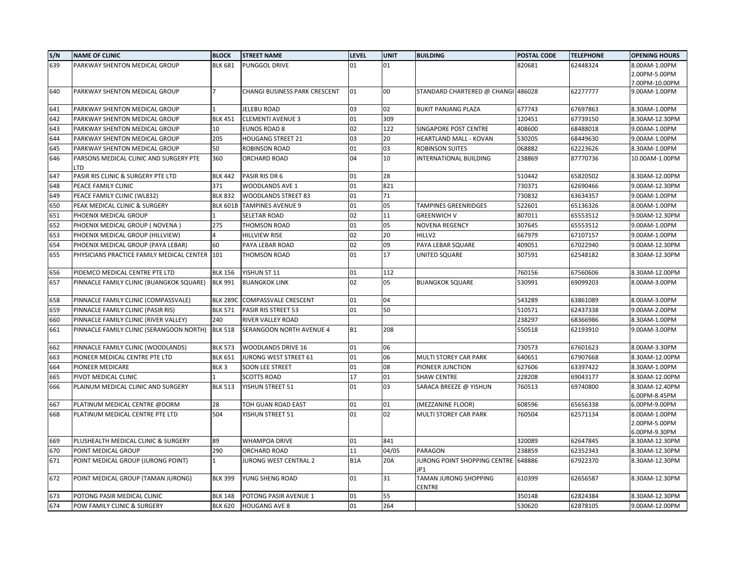| S/N | NAME OF CLINIC | BLOCK | STREET NAME | LEVEL | UNIT | BUILDING | POSTAL CODE | TELEPHONE | OPENING HOURS |
|---|---|---|---|---|---|---|---|---|---|
| 639 | PARKWAY SHENTON MEDICAL GROUP | BLK 681 | PUNGGOL DRIVE | 01 | 01 | | 820681 | 62448324 | 8.00AM-1.00PM 2.00PM-5.00PM 7.00PM-10.00PM |
| 640 | PARKWAY SHENTON MEDICAL GROUP | 7 | CHANGI BUSINESS PARK CRESCENT | 01 | 00 | STANDARD CHARTERED @ CHANGI | 486028 | 62277777 | 9.00AM-1.00PM |
| 641 | PARKWAY SHENTON MEDICAL GROUP | 1 | JELEBU ROAD | 03 | 02 | BUKIT PANJANG PLAZA | 677743 | 67697863 | 8.30AM-1.00PM |
| 642 | PARKWAY SHENTON MEDICAL GROUP | BLK 451 | CLEMENTI AVENUE 3 | 01 | 309 | | 120451 | 67739150 | 8.30AM-12.30PM |
| 643 | PARKWAY SHENTON MEDICAL GROUP | 10 | EUNOS ROAD 8 | 02 | 122 | SINGAPORE POST CENTRE | 408600 | 68488018 | 9.00AM-1.00PM |
| 644 | PARKWAY SHENTON MEDICAL GROUP | 205 | HOUGANG STREET 21 | 03 | 20 | HEARTLAND MALL - KOVAN | 530205 | 68449630 | 9.00AM-1.00PM |
| 645 | PARKWAY SHENTON MEDICAL GROUP | 50 | ROBINSON ROAD | 01 | 03 | ROBINSON SUITES | 068882 | 62223626 | 8.30AM-1.00PM |
| 646 | PARSONS MEDICAL CLINIC AND SURGERY PTE LTD | 360 | ORCHARD ROAD | 04 | 10 | INTERNATIONAL BUILDING | 238869 | 87770736 | 10.00AM-1.00PM |
| 647 | PASIR RIS CLINIC & SURGERY PTE LTD | BLK 442 | PASIR RIS DR 6 | 01 | 28 | | 510442 | 65820502 | 8.30AM-12.00PM |
| 648 | PEACE FAMILY CLINIC | 371 | WOODLANDS AVE 1 | 01 | 821 | | 730371 | 62690466 | 9.00AM-12.30PM |
| 649 | PEACE FAMILY CLINIC (WL832) | BLK 832 | WOODLANDS STREET 83 | 01 | 71 | | 730832 | 63634357 | 9.00AM-1.00PM |
| 650 | PEAK MEDICAL CLINIC & SURGERY | BLK 601B | TAMPINES AVENUE 9 | 01 | 05 | TAMPINES GREENRIDGES | 522601 | 65136326 | 8.00AM-1.00PM |
| 651 | PHOENIX MEDICAL GROUP | 1 | SELETAR ROAD | 02 | 11 | GREENWICH V | 807011 | 65553512 | 9.00AM-12.30PM |
| 652 | PHOENIX MEDICAL GROUP ( NOVENA ) | 275 | THOMSON ROAD | 01 | 05 | NOVENA REGENCY | 307645 | 65553512 | 9.00AM-1.00PM |
| 653 | PHOENIX MEDICAL GROUP (HILLVIEW) | 4 | HILLVIEW RISE | 02 | 20 | HILLV2 | 667979 | 67107157 | 9.00AM-1.00PM |
| 654 | PHOENIX MEDICAL GROUP (PAYA LEBAR) | 60 | PAYA LEBAR ROAD | 02 | 09 | PAYA LEBAR SQUARE | 409051 | 67022940 | 9.00AM-12.30PM |
| 655 | PHYSICIANS PRACTICE FAMILY MEDICAL CENTER | 101 | THOMSON ROAD | 01 | 17 | UNITED SQUARE | 307591 | 62548182 | 8.30AM-12.30PM |
| 656 | PIDEMCO MEDICAL CENTRE PTE LTD | BLK 156 | YISHUN ST 11 | 01 | 112 | | 760156 | 67560606 | 8.30AM-12.00PM |
| 657 | PINNACLE FAMILY CLINIC (BUANGKOK SQUARE) | BLK 991 | BUANGKOK LINK | 02 | 05 | BUANGKOK SQUARE | 530991 | 69099203 | 8.00AM-3.00PM |
| 658 | PINNACLE FAMILY CLINIC (COMPASSVALE) | BLK 289C | COMPASSVALE CRESCENT | 01 | 04 | | 543289 | 63861089 | 8.00AM-3.00PM |
| 659 | PINNACLE FAMILY CLINIC (PASIR RIS) | BLK 571 | PASIR RIS STREET 53 | 01 | 50 | | 510571 | 62437338 | 9.00AM-2.00PM |
| 660 | PINNACLE FAMILY CLINIC (RIVER VALLEY) | 240 | RIVER VALLEY ROAD | | | | 238297 | 68366986 | 8.30AM-1.00PM |
| 661 | PINNACLE FAMILY CLINIC (SERANGOON NORTH) | BLK 518 | SERANGOON NORTH AVENUE 4 | B1 | 208 | | 550518 | 62193910 | 9.00AM-3.00PM |
| 662 | PINNACLE FAMILY CLINIC (WOODLANDS) | BLK 573 | WOODLANDS DRIVE 16 | 01 | 06 | | 730573 | 67601623 | 8.00AM-3.30PM |
| 663 | PIONEER MEDICAL CENTRE PTE LTD | BLK 651 | JURONG WEST STREET 61 | 01 | 06 | MULTI STOREY CAR PARK | 640651 | 67907668 | 8.30AM-12.00PM |
| 664 | PIONEER MEDICARE | BLK 3 | SOON LEE STREET | 01 | 08 | PIONEER JUNCTION | 627606 | 63397422 | 8.30AM-1.00PM |
| 665 | PIVOT MEDICAL CLINIC | 1 | SCOTTS ROAD | 17 | 01 | SHAW CENTRE | 228208 | 69043177 | 8.30AM-12.00PM |
| 666 | PLAINUM MEDICAL CLINIC AND SURGERY | BLK 513 | YISHUN STREET 51 | 01 | 03 | SARACA BREEZE @ YISHUN | 760513 | 69740800 | 8.30AM-12.40PM 6.00PM-8.45PM |
| 667 | PLATINUM MEDICAL CENTRE @DORM | 28 | TOH GUAN ROAD EAST | 01 | 01 | (MEZZANINE FLOOR) | 608596 | 65656338 | 6.00PM-9.00PM |
| 668 | PLATINUM MEDICAL CENTRE PTE LTD | 504 | YISHUN STREET 51 | 01 | 02 | MULTI STOREY CAR PARK | 760504 | 62571134 | 8.00AM-1.00PM 2.00PM-5.00PM 6.00PM-9.30PM |
| 669 | PLUSHEALTH MEDICAL CLINIC & SURGERY | 89 | WHAMPOA DRIVE | 01 | 841 | | 320089 | 62647845 | 8.30AM-12.30PM |
| 670 | POINT MEDICAL GROUP | 290 | ORCHARD ROAD | 11 | 04/05 | PARAGON | 238859 | 62352343 | 8.30AM-12.30PM |
| 671 | POINT MEDICAL GROUP (JURONG POINT) | 1 | JURONG WEST CENTRAL 2 | B1A | 20A | JURONG POINT SHOPPING CENTRE JP1 | 648886 | 67922370 | 8.30AM-12.30PM |
| 672 | POINT MEDICAL GROUP (TAMAN JURONG) | BLK 399 | YUNG SHENG ROAD | 01 | 31 | TAMAN JURONG SHOPPING CENTRE | 610399 | 62656587 | 8.30AM-12.30PM |
| 673 | POTONG PASIR MEDICAL CLINIC | BLK 148 | POTONG PASIR AVENUE 1 | 01 | 55 | | 350148 | 62824384 | 8.30AM-12.30PM |
| 674 | POW FAMILY CLINIC & SURGERY | BLK 620 | HOUGANG AVE 8 | 01 | 264 | | 530620 | 62878105 | 9.00AM-12.00PM |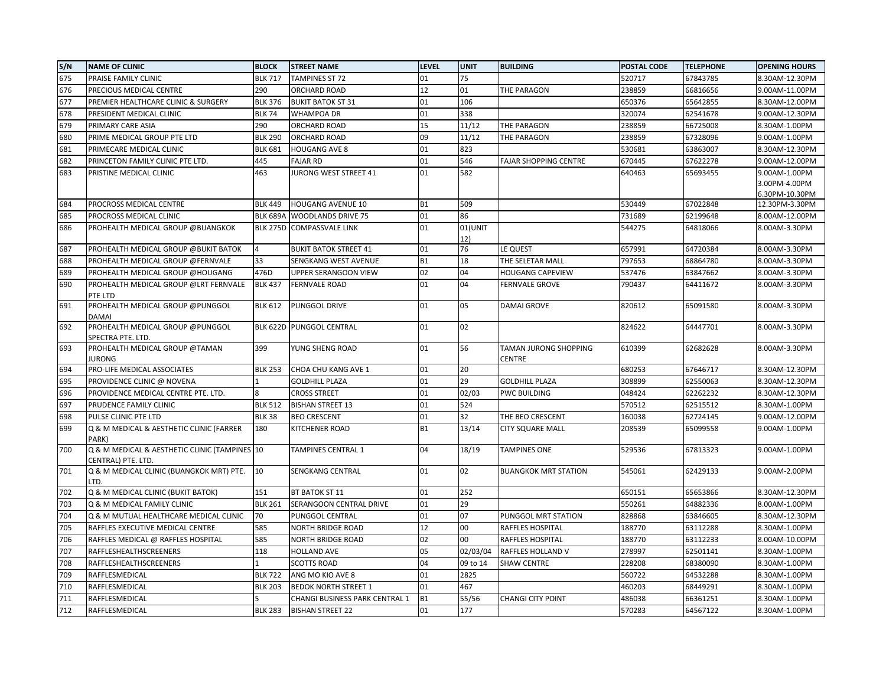| S/N | NAME OF CLINIC | BLOCK | STREET NAME | LEVEL | UNIT | BUILDING | POSTAL CODE | TELEPHONE | OPENING HOURS |
|---|---|---|---|---|---|---|---|---|---|
| 675 | PRAISE FAMILY CLINIC | BLK 717 | TAMPINES ST 72 | 01 | 75 | | 520717 | 67843785 | 8.30AM-12.30PM |
| 676 | PRECIOUS MEDICAL CENTRE | 290 | ORCHARD ROAD | 12 | 01 | THE PARAGON | 238859 | 66816656 | 9.00AM-11.00PM |
| 677 | PREMIER HEALTHCARE CLINIC & SURGERY | BLK 376 | BUKIT BATOK ST 31 | 01 | 106 | | 650376 | 65642855 | 8.30AM-12.00PM |
| 678 | PRESIDENT MEDICAL CLINIC | BLK 74 | WHAMPOA DR | 01 | 338 | | 320074 | 62541678 | 9.00AM-12.30PM |
| 679 | PRIMARY CARE ASIA | 290 | ORCHARD ROAD | 15 | 11/12 | THE PARAGON | 238859 | 66725008 | 8.30AM-1.00PM |
| 680 | PRIME MEDICAL GROUP PTE LTD | BLK 290 | ORCHARD ROAD | 09 | 11/12 | THE PARAGON | 238859 | 67328096 | 9.00AM-1.00PM |
| 681 | PRIMECARE MEDICAL CLINIC | BLK 681 | HOUGANG AVE 8 | 01 | 823 | | 530681 | 63863007 | 8.30AM-12.30PM |
| 682 | PRINCETON FAMILY CLINIC PTE LTD. | 445 | FAJAR RD | 01 | 546 | FAJAR SHOPPING CENTRE | 670445 | 67622278 | 9.00AM-12.00PM |
| 683 | PRISTINE MEDICAL CLINIC | 463 | JURONG WEST STREET 41 | 01 | 582 | | 640463 | 65693455 | 9.00AM-1.00PM 3.00PM-4.00PM 6.30PM-10.30PM |
| 684 | PROCROSS MEDICAL CENTRE | BLK 449 | HOUGANG AVENUE 10 | B1 | 509 | | 530449 | 67022848 | 12.30PM-3.30PM |
| 685 | PROCROSS MEDICAL CLINIC | BLK 689A | WOODLANDS DRIVE 75 | 01 | 86 | | 731689 | 62199648 | 8.00AM-12.00PM |
| 686 | PROHEALTH MEDICAL GROUP @BUANGKOK | BLK 275D | COMPASSVALE LINK | 01 | 01(UNIT 12) | | 544275 | 64818066 | 8.00AM-3.30PM |
| 687 | PROHEALTH MEDICAL GROUP @BUKIT BATOK | 4 | BUKIT BATOK STREET 41 | 01 | 76 | LE QUEST | 657991 | 64720384 | 8.00AM-3.30PM |
| 688 | PROHEALTH MEDICAL GROUP @FERNVALE | 33 | SENGKANG WEST AVENUE | B1 | 18 | THE SELETAR MALL | 797653 | 68864780 | 8.00AM-3.30PM |
| 689 | PROHEALTH MEDICAL GROUP @HOUGANG | 476D | UPPER SERANGOON VIEW | 02 | 04 | HOUGANG CAPEVIEW | 537476 | 63847662 | 8.00AM-3.30PM |
| 690 | PROHEALTH MEDICAL GROUP @LRT FERNVALE PTE LTD | BLK 437 | FERNVALE ROAD | 01 | 04 | FERNVALE GROVE | 790437 | 64411672 | 8.00AM-3.30PM |
| 691 | PROHEALTH MEDICAL GROUP @PUNGGOL DAMAI | BLK 612 | PUNGGOL DRIVE | 01 | 05 | DAMAI GROVE | 820612 | 65091580 | 8.00AM-3.30PM |
| 692 | PROHEALTH MEDICAL GROUP @PUNGGOL SPECTRA PTE. LTD. | BLK 622D | PUNGGOL CENTRAL | 01 | 02 | | 824622 | 64447701 | 8.00AM-3.30PM |
| 693 | PROHEALTH MEDICAL GROUP @TAMAN JURONG | 399 | YUNG SHENG ROAD | 01 | 56 | TAMAN JURONG SHOPPING CENTRE | 610399 | 62682628 | 8.00AM-3.30PM |
| 694 | PRO-LIFE MEDICAL ASSOCIATES | BLK 253 | CHOA CHU KANG AVE 1 | 01 | 20 | | 680253 | 67646717 | 8.30AM-12.30PM |
| 695 | PROVIDENCE CLINIC @ NOVENA | 1 | GOLDHILL PLAZA | 01 | 29 | GOLDHILL PLAZA | 308899 | 62550063 | 8.30AM-12.30PM |
| 696 | PROVIDENCE MEDICAL CENTRE PTE. LTD. | 8 | CROSS STREET | 01 | 02/03 | PWC BUILDING | 048424 | 62262232 | 8.30AM-12.30PM |
| 697 | PRUDENCE FAMILY CLINIC | BLK 512 | BISHAN STREET 13 | 01 | 524 | | 570512 | 62515512 | 8.30AM-1.00PM |
| 698 | PULSE CLINIC PTE LTD | BLK 38 | BEO CRESCENT | 01 | 32 | THE BEO CRESCENT | 160038 | 62724145 | 9.00AM-12.00PM |
| 699 | Q & M MEDICAL & AESTHETIC CLINIC (FARRER PARK) | 180 | KITCHENER ROAD | B1 | 13/14 | CITY SQUARE MALL | 208539 | 65099558 | 9.00AM-1.00PM |
| 700 | Q & M MEDICAL & AESTHETIC CLINIC (TAMPINES CENTRAL) PTE. LTD. | 10 | TAMPINES CENTRAL 1 | 04 | 18/19 | TAMPINES ONE | 529536 | 67813323 | 9.00AM-1.00PM |
| 701 | Q & M MEDICAL CLINIC (BUANGKOK MRT) PTE. LTD. | 10 | SENGKANG CENTRAL | 01 | 02 | BUANGKOK MRT STATION | 545061 | 62429133 | 9.00AM-2.00PM |
| 702 | Q & M MEDICAL CLINIC (BUKIT BATOK) | 151 | BT BATOK ST 11 | 01 | 252 | | 650151 | 65653866 | 8.30AM-12.30PM |
| 703 | Q & M MEDICAL FAMILY CLINIC | BLK 261 | SERANGOON CENTRAL DRIVE | 01 | 29 | | 550261 | 64882336 | 8.00AM-1.00PM |
| 704 | Q & M MUTUAL HEALTHCARE MEDICAL CLINIC | 70 | PUNGGOL CENTRAL | 01 | 07 | PUNGGOL MRT STATION | 828868 | 63846605 | 8.30AM-12.30PM |
| 705 | RAFFLES EXECUTIVE MEDICAL CENTRE | 585 | NORTH BRIDGE ROAD | 12 | 00 | RAFFLES HOSPITAL | 188770 | 63112288 | 8.30AM-1.00PM |
| 706 | RAFFLES MEDICAL @ RAFFLES HOSPITAL | 585 | NORTH BRIDGE ROAD | 02 | 00 | RAFFLES HOSPITAL | 188770 | 63112233 | 8.00AM-10.00PM |
| 707 | RAFFLESHEALTHSCREENERS | 118 | HOLLAND AVE | 05 | 02/03/04 | RAFFLES HOLLAND V | 278997 | 62501141 | 8.30AM-1.00PM |
| 708 | RAFFLESHEALTHSCREENERS | 1 | SCOTTS ROAD | 04 | 09 to 14 | SHAW CENTRE | 228208 | 68380090 | 8.30AM-1.00PM |
| 709 | RAFFLESMEDICAL | BLK 722 | ANG MO KIO AVE 8 | 01 | 2825 | | 560722 | 64532288 | 8.30AM-1.00PM |
| 710 | RAFFLESMEDICAL | BLK 203 | BEDOK NORTH STREET 1 | 01 | 467 | | 460203 | 68449291 | 8.30AM-1.00PM |
| 711 | RAFFLESMEDICAL | 5 | CHANGI BUSINESS PARK CENTRAL 1 | B1 | 55/56 | CHANGI CITY POINT | 486038 | 66361251 | 8.30AM-1.00PM |
| 712 | RAFFLESMEDICAL | BLK 283 | BISHAN STREET 22 | 01 | 177 | | 570283 | 64567122 | 8.30AM-1.00PM |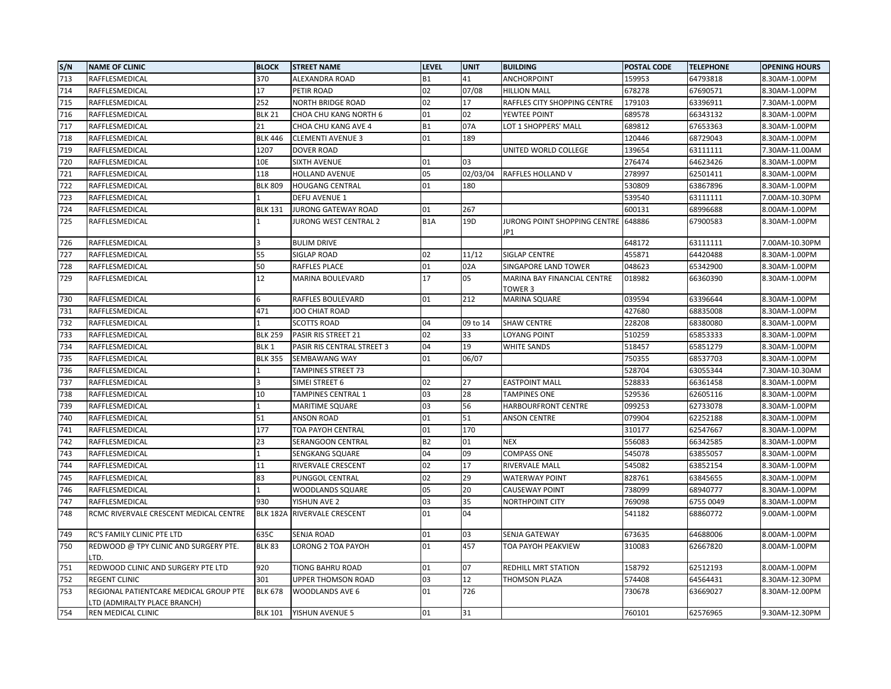| S/N | NAME OF CLINIC | BLOCK | STREET NAME | LEVEL | UNIT | BUILDING | POSTAL CODE | TELEPHONE | OPENING HOURS |
|---|---|---|---|---|---|---|---|---|---|
| 713 | RAFFLESMEDICAL | 370 | ALEXANDRA ROAD | B1 | 41 | ANCHORPOINT | 159953 | 64793818 | 8.30AM-1.00PM |
| 714 | RAFFLESMEDICAL | 17 | PETIR ROAD | 02 | 07/08 | HILLION MALL | 678278 | 67690571 | 8.30AM-1.00PM |
| 715 | RAFFLESMEDICAL | 252 | NORTH BRIDGE ROAD | 02 | 17 | RAFFLES CITY SHOPPING CENTRE | 179103 | 63396911 | 7.30AM-1.00PM |
| 716 | RAFFLESMEDICAL | BLK 21 | CHOA CHU KANG NORTH 6 | 01 | 02 | YEWTEE POINT | 689578 | 66343132 | 8.30AM-1.00PM |
| 717 | RAFFLESMEDICAL | 21 | CHOA CHU KANG AVE 4 | B1 | 07A | LOT 1 SHOPPERS' MALL | 689812 | 67653363 | 8.30AM-1.00PM |
| 718 | RAFFLESMEDICAL | BLK 446 | CLEMENTI AVENUE 3 | 01 | 189 | | 120446 | 68729043 | 8.30AM-1.00PM |
| 719 | RAFFLESMEDICAL | 1207 | DOVER ROAD | | | UNITED WORLD COLLEGE | 139654 | 63111111 | 7.30AM-11.00AM |
| 720 | RAFFLESMEDICAL | 10E | SIXTH AVENUE | 01 | 03 | | 276474 | 64623426 | 8.30AM-1.00PM |
| 721 | RAFFLESMEDICAL | 118 | HOLLAND AVENUE | 05 | 02/03/04 | RAFFLES HOLLAND V | 278997 | 62501411 | 8.30AM-1.00PM |
| 722 | RAFFLESMEDICAL | BLK 809 | HOUGANG CENTRAL | 01 | 180 | | 530809 | 63867896 | 8.30AM-1.00PM |
| 723 | RAFFLESMEDICAL | 1 | DEFU AVENUE 1 | | | | 539540 | 63111111 | 7.00AM-10.30PM |
| 724 | RAFFLESMEDICAL | BLK 131 | JURONG GATEWAY ROAD | 01 | 267 | | 600131 | 68996688 | 8.00AM-1.00PM |
| 725 | RAFFLESMEDICAL | 1 | JURONG WEST CENTRAL 2 | B1A | 19D | JURONG POINT SHOPPING CENTRE JP1 | 648886 | 67900583 | 8.30AM-1.00PM |
| 726 | RAFFLESMEDICAL | 3 | BULIM DRIVE | | | | 648172 | 63111111 | 7.00AM-10.30PM |
| 727 | RAFFLESMEDICAL | 55 | SIGLAP ROAD | 02 | 11/12 | SIGLAP CENTRE | 455871 | 64420488 | 8.30AM-1.00PM |
| 728 | RAFFLESMEDICAL | 50 | RAFFLES PLACE | 01 | 02A | SINGAPORE LAND TOWER | 048623 | 65342900 | 8.30AM-1.00PM |
| 729 | RAFFLESMEDICAL | 12 | MARINA BOULEVARD | 17 | 05 | MARINA BAY FINANCIAL CENTRE TOWER 3 | 018982 | 66360390 | 8.30AM-1.00PM |
| 730 | RAFFLESMEDICAL | 6 | RAFFLES BOULEVARD | 01 | 212 | MARINA SQUARE | 039594 | 63396644 | 8.30AM-1.00PM |
| 731 | RAFFLESMEDICAL | 471 | JOO CHIAT ROAD | | | | 427680 | 68835008 | 8.30AM-1.00PM |
| 732 | RAFFLESMEDICAL | 1 | SCOTTS ROAD | 04 | 09 to 14 | SHAW CENTRE | 228208 | 68380080 | 8.30AM-1.00PM |
| 733 | RAFFLESMEDICAL | BLK 259 | PASIR RIS STREET 21 | 02 | 33 | LOYANG POINT | 510259 | 65853333 | 8.30AM-1.00PM |
| 734 | RAFFLESMEDICAL | BLK 1 | PASIR RIS CENTRAL STREET 3 | 04 | 19 | WHITE SANDS | 518457 | 65851279 | 8.30AM-1.00PM |
| 735 | RAFFLESMEDICAL | BLK 355 | SEMBAWANG WAY | 01 | 06/07 | | 750355 | 68537703 | 8.30AM-1.00PM |
| 736 | RAFFLESMEDICAL | 1 | TAMPINES STREET 73 | | | | 528704 | 63055344 | 7.30AM-10.30AM |
| 737 | RAFFLESMEDICAL | 3 | SIMEI STREET 6 | 02 | 27 | EASTPOINT MALL | 528833 | 66361458 | 8.30AM-1.00PM |
| 738 | RAFFLESMEDICAL | 10 | TAMPINES CENTRAL 1 | 03 | 28 | TAMPINES ONE | 529536 | 62605116 | 8.30AM-1.00PM |
| 739 | RAFFLESMEDICAL | 1 | MARITIME SQUARE | 03 | 56 | HARBOURFRONT CENTRE | 099253 | 62733078 | 8.30AM-1.00PM |
| 740 | RAFFLESMEDICAL | 51 | ANSON ROAD | 01 | 51 | ANSON CENTRE | 079904 | 62252188 | 8.30AM-1.00PM |
| 741 | RAFFLESMEDICAL | 177 | TOA PAYOH CENTRAL | 01 | 170 | | 310177 | 62547667 | 8.30AM-1.00PM |
| 742 | RAFFLESMEDICAL | 23 | SERANGOON CENTRAL | B2 | 01 | NEX | 556083 | 66342585 | 8.30AM-1.00PM |
| 743 | RAFFLESMEDICAL | 1 | SENGKANG SQUARE | 04 | 09 | COMPASS ONE | 545078 | 63855057 | 8.30AM-1.00PM |
| 744 | RAFFLESMEDICAL | 11 | RIVERVALE CRESCENT | 02 | 17 | RIVERVALE MALL | 545082 | 63852154 | 8.30AM-1.00PM |
| 745 | RAFFLESMEDICAL | 83 | PUNGGOL CENTRAL | 02 | 29 | WATERWAY POINT | 828761 | 63845655 | 8.30AM-1.00PM |
| 746 | RAFFLESMEDICAL | 1 | WOODLANDS SQUARE | 05 | 20 | CAUSEWAY POINT | 738099 | 68940777 | 8.30AM-1.00PM |
| 747 | RAFFLESMEDICAL | 930 | YISHUN AVE 2 | 03 | 35 | NORTHPOINT CITY | 769098 | 6755 0049 | 8.30AM-1.00PM |
| 748 | RCMC RIVERVALE CRESCENT MEDICAL CENTRE | BLK 182A | RIVERVALE CRESCENT | 01 | 04 | | 541182 | 68860772 | 9.00AM-1.00PM |
| 749 | RC'S FAMILY CLINIC PTE LTD | 635C | SENJA ROAD | 01 | 03 | SENJA GATEWAY | 673635 | 64688006 | 8.00AM-1.00PM |
| 750 | REDWOOD @ TPY CLINIC AND SURGERY PTE. LTD. | BLK 83 | LORONG 2 TOA PAYOH | 01 | 457 | TOA PAYOH PEAKVIEW | 310083 | 62667820 | 8.00AM-1.00PM |
| 751 | REDWOOD CLINIC AND SURGERY PTE LTD | 920 | TIONG BAHRU ROAD | 01 | 07 | REDHILL MRT STATION | 158792 | 62512193 | 8.00AM-1.00PM |
| 752 | REGENT CLINIC | 301 | UPPER THOMSON ROAD | 03 | 12 | THOMSON PLAZA | 574408 | 64564431 | 8.30AM-12.30PM |
| 753 | REGIONAL PATIENTCARE MEDICAL GROUP PTE LTD (ADMIRALTY PLACE BRANCH) | BLK 678 | WOODLANDS AVE 6 | 01 | 726 | | 730678 | 63669027 | 8.30AM-12.00PM |
| 754 | REN MEDICAL CLINIC | BLK 101 | YISHUN AVENUE 5 | 01 | 31 | | 760101 | 62576965 | 9.30AM-12.30PM |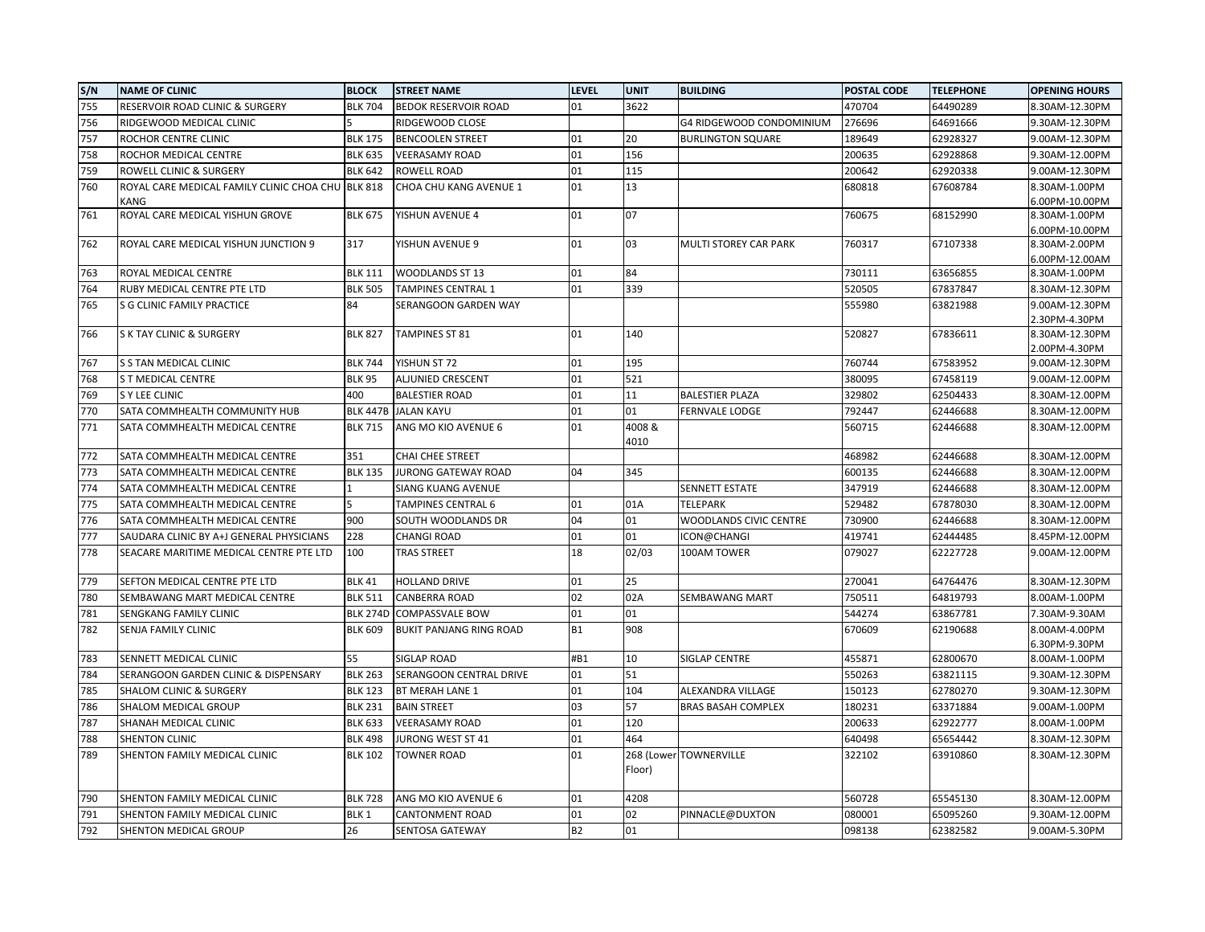| S/N | NAME OF CLINIC | BLOCK | STREET NAME | LEVEL | UNIT | BUILDING | POSTAL CODE | TELEPHONE | OPENING HOURS |
|---|---|---|---|---|---|---|---|---|---|
| 755 | RESERVOIR ROAD CLINIC & SURGERY | BLK 704 | BEDOK RESERVOIR ROAD | 01 | 3622 | | 470704 | 64490289 | 8.30AM-12.30PM |
| 756 | RIDGEWOOD MEDICAL CLINIC | 5 | RIDGEWOOD CLOSE | | | G4 RIDGEWOOD CONDOMINIUM | 276696 | 64691666 | 9.30AM-12.30PM |
| 757 | ROCHOR CENTRE CLINIC | BLK 175 | BENCOOLEN STREET | 01 | 20 | BURLINGTON SQUARE | 189649 | 62928327 | 9.00AM-12.30PM |
| 758 | ROCHOR MEDICAL CENTRE | BLK 635 | VEERASAMY ROAD | 01 | 156 | | 200635 | 62928868 | 9.30AM-12.00PM |
| 759 | ROWELL CLINIC & SURGERY | BLK 642 | ROWELL ROAD | 01 | 115 | | 200642 | 62920338 | 9.00AM-12.30PM |
| 760 | ROYAL CARE MEDICAL FAMILY CLINIC CHOA CHU KANG | BLK 818 | CHOA CHU KANG AVENUE 1 | 01 | 13 | | 680818 | 67608784 | 8.30AM-1.00PM 6.00PM-10.00PM |
| 761 | ROYAL CARE MEDICAL YISHUN GROVE | BLK 675 | YISHUN AVENUE 4 | 01 | 07 | | 760675 | 68152990 | 8.30AM-1.00PM 6.00PM-10.00PM |
| 762 | ROYAL CARE MEDICAL YISHUN JUNCTION 9 | 317 | YISHUN AVENUE 9 | 01 | 03 | MULTI STOREY CAR PARK | 760317 | 67107338 | 8.30AM-2.00PM 6.00PM-12.00AM |
| 763 | ROYAL MEDICAL CENTRE | BLK 111 | WOODLANDS ST 13 | 01 | 84 | | 730111 | 63656855 | 8.30AM-1.00PM |
| 764 | RUBY MEDICAL CENTRE PTE LTD | BLK 505 | TAMPINES CENTRAL 1 | 01 | 339 | | 520505 | 67837847 | 8.30AM-12.30PM |
| 765 | S G CLINIC FAMILY PRACTICE | 84 | SERANGOON GARDEN WAY | | | | 555980 | 63821988 | 9.00AM-12.30PM 2.30PM-4.30PM |
| 766 | S K TAY CLINIC & SURGERY | BLK 827 | TAMPINES ST 81 | 01 | 140 | | 520827 | 67836611 | 8.30AM-12.30PM 2.00PM-4.30PM |
| 767 | S S TAN MEDICAL CLINIC | BLK 744 | YISHUN ST 72 | 01 | 195 | | 760744 | 67583952 | 9.00AM-12.30PM |
| 768 | S T MEDICAL CENTRE | BLK 95 | ALJUNIED CRESCENT | 01 | 521 | | 380095 | 67458119 | 9.00AM-12.00PM |
| 769 | S Y LEE CLINIC | 400 | BALESTIER ROAD | 01 | 11 | BALESTIER PLAZA | 329802 | 62504433 | 8.30AM-12.00PM |
| 770 | SATA COMMHEALTH COMMUNITY HUB | BLK 447B | JALAN KAYU | 01 | 01 | FERNVALE LODGE | 792447 | 62446688 | 8.30AM-12.00PM |
| 771 | SATA COMMHEALTH MEDICAL CENTRE | BLK 715 | ANG MO KIO AVENUE 6 | 01 | 4008 & 4010 | | 560715 | 62446688 | 8.30AM-12.00PM |
| 772 | SATA COMMHEALTH MEDICAL CENTRE | 351 | CHAI CHEE STREET | | | | 468982 | 62446688 | 8.30AM-12.00PM |
| 773 | SATA COMMHEALTH MEDICAL CENTRE | BLK 135 | JURONG GATEWAY ROAD | 04 | 345 | | 600135 | 62446688 | 8.30AM-12.00PM |
| 774 | SATA COMMHEALTH MEDICAL CENTRE | 1 | SIANG KUANG AVENUE | | | SENNETT ESTATE | 347919 | 62446688 | 8.30AM-12.00PM |
| 775 | SATA COMMHEALTH MEDICAL CENTRE | 5 | TAMPINES CENTRAL 6 | 01 | 01A | TELEPARK | 529482 | 67878030 | 8.30AM-12.00PM |
| 776 | SATA COMMHEALTH MEDICAL CENTRE | 900 | SOUTH WOODLANDS DR | 04 | 01 | WOODLANDS CIVIC CENTRE | 730900 | 62446688 | 8.30AM-12.00PM |
| 777 | SAUDARA CLINIC BY A+J GENERAL PHYSICIANS | 228 | CHANGI ROAD | 01 | 01 | ICON@CHANGI | 419741 | 62444485 | 8.45PM-12.00PM |
| 778 | SEACARE MARITIME MEDICAL CENTRE PTE LTD | 100 | TRAS STREET | 18 | 02/03 | 100AM TOWER | 079027 | 62227728 | 9.00AM-12.00PM |
| 779 | SEFTON MEDICAL CENTRE PTE LTD | BLK 41 | HOLLAND DRIVE | 01 | 25 | | 270041 | 64764476 | 8.30AM-12.30PM |
| 780 | SEMBAWANG MART MEDICAL CENTRE | BLK 511 | CANBERRA ROAD | 02 | 02A | SEMBAWANG MART | 750511 | 64819793 | 8.00AM-1.00PM |
| 781 | SENGKANG FAMILY CLINIC | BLK 274D | COMPASSVALE BOW | 01 | 01 | | 544274 | 63867781 | 7.30AM-9.30AM |
| 782 | SENJA FAMILY CLINIC | BLK 609 | BUKIT PANJANG RING ROAD | B1 | 908 | | 670609 | 62190688 | 8.00AM-4.00PM 6.30PM-9.30PM |
| 783 | SENNETT MEDICAL CLINIC | 55 | SIGLAP ROAD | #B1 | 10 | SIGLAP CENTRE | 455871 | 62800670 | 8.00AM-1.00PM |
| 784 | SERANGOON GARDEN CLINIC & DISPENSARY | BLK 263 | SERANGOON CENTRAL DRIVE | 01 | 51 | | 550263 | 63821115 | 9.30AM-12.30PM |
| 785 | SHALOM CLINIC & SURGERY | BLK 123 | BT MERAH LANE 1 | 01 | 104 | ALEXANDRA VILLAGE | 150123 | 62780270 | 9.30AM-12.30PM |
| 786 | SHALOM MEDICAL GROUP | BLK 231 | BAIN STREET | 03 | 57 | BRAS BASAH COMPLEX | 180231 | 63371884 | 9.00AM-1.00PM |
| 787 | SHANAH MEDICAL CLINIC | BLK 633 | VEERASAMY ROAD | 01 | 120 | | 200633 | 62922777 | 8.00AM-1.00PM |
| 788 | SHENTON CLINIC | BLK 498 | JURONG WEST ST 41 | 01 | 464 | | 640498 | 65654442 | 8.30AM-12.30PM |
| 789 | SHENTON FAMILY MEDICAL CLINIC | BLK 102 | TOWNER ROAD | 01 | 268 (Lower Floor) | TOWNERVILLE | 322102 | 63910860 | 8.30AM-12.30PM |
| 790 | SHENTON FAMILY MEDICAL CLINIC | BLK 728 | ANG MO KIO AVENUE 6 | 01 | 4208 | | 560728 | 65545130 | 8.30AM-12.00PM |
| 791 | SHENTON FAMILY MEDICAL CLINIC | BLK 1 | CANTONMENT ROAD | 01 | 02 | PINNACLE@DUXTON | 080001 | 65095260 | 9.30AM-12.00PM |
| 792 | SHENTON MEDICAL GROUP | 26 | SENTOSA GATEWAY | B2 | 01 | | 098138 | 62382582 | 9.00AM-5.30PM |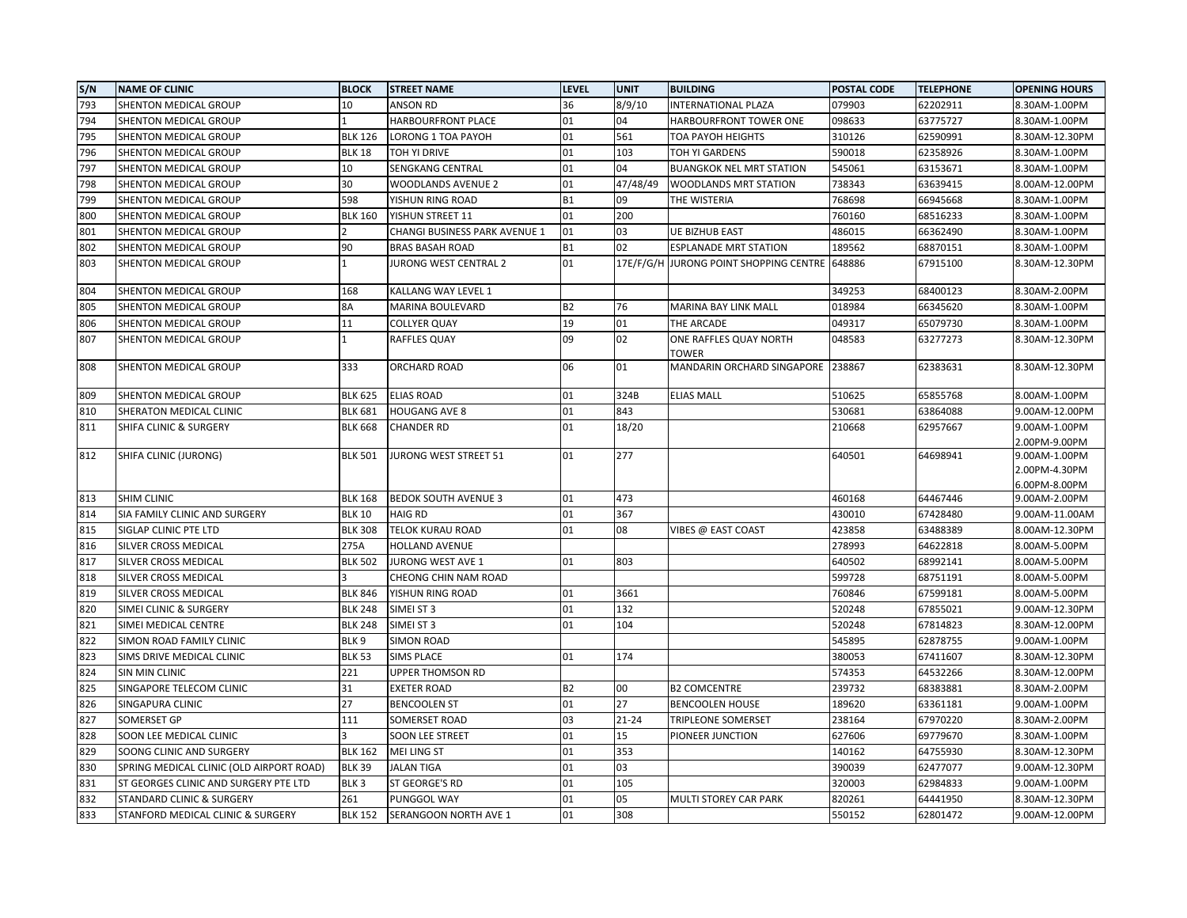| S/N | NAME OF CLINIC | BLOCK | STREET NAME | LEVEL | UNIT | BUILDING | POSTAL CODE | TELEPHONE | OPENING HOURS |
|---|---|---|---|---|---|---|---|---|---|
| 793 | SHENTON MEDICAL GROUP | 10 | ANSON RD | 36 | 8/9/10 | INTERNATIONAL PLAZA | 079903 | 62202911 | 8.30AM-1.00PM |
| 794 | SHENTON MEDICAL GROUP | 1 | HARBOURFRONT PLACE | 01 | 04 | HARBOURFRONT TOWER ONE | 098633 | 63775727 | 8.30AM-1.00PM |
| 795 | SHENTON MEDICAL GROUP | BLK 126 | LORONG 1 TOA PAYOH | 01 | 561 | TOA PAYOH HEIGHTS | 310126 | 62590991 | 8.30AM-12.30PM |
| 796 | SHENTON MEDICAL GROUP | BLK 18 | TOH YI DRIVE | 01 | 103 | TOH YI GARDENS | 590018 | 62358926 | 8.30AM-1.00PM |
| 797 | SHENTON MEDICAL GROUP | 10 | SENGKANG CENTRAL | 01 | 04 | BUANGKOK NEL MRT STATION | 545061 | 63153671 | 8.30AM-1.00PM |
| 798 | SHENTON MEDICAL GROUP | 30 | WOODLANDS AVENUE 2 | 01 | 47/48/49 | WOODLANDS MRT STATION | 738343 | 63639415 | 8.00AM-12.00PM |
| 799 | SHENTON MEDICAL GROUP | 598 | YISHUN RING ROAD | B1 | 09 | THE WISTERIA | 768698 | 66945668 | 8.30AM-1.00PM |
| 800 | SHENTON MEDICAL GROUP | BLK 160 | YISHUN STREET 11 | 01 | 200 | | 760160 | 68516233 | 8.30AM-1.00PM |
| 801 | SHENTON MEDICAL GROUP | 2 | CHANGI BUSINESS PARK AVENUE 1 | 01 | 03 | UE BIZHUB EAST | 486015 | 66362490 | 8.30AM-1.00PM |
| 802 | SHENTON MEDICAL GROUP | 90 | BRAS BASAH ROAD | B1 | 02 | ESPLANADE MRT STATION | 189562 | 68870151 | 8.30AM-1.00PM |
| 803 | SHENTON MEDICAL GROUP | 1 | JURONG WEST CENTRAL 2 | 01 | 17E/F/G/H | JURONG POINT SHOPPING CENTRE | 648886 | 67915100 | 8.30AM-12.30PM |
| 804 | SHENTON MEDICAL GROUP | 168 | KALLANG WAY LEVEL 1 | | | | 349253 | 68400123 | 8.30AM-2.00PM |
| 805 | SHENTON MEDICAL GROUP | 8A | MARINA BOULEVARD | B2 | 76 | MARINA BAY LINK MALL | 018984 | 66345620 | 8.30AM-1.00PM |
| 806 | SHENTON MEDICAL GROUP | 11 | COLLYER QUAY | 19 | 01 | THE ARCADE | 049317 | 65079730 | 8.30AM-1.00PM |
| 807 | SHENTON MEDICAL GROUP | 1 | RAFFLES QUAY | 09 | 02 | ONE RAFFLES QUAY NORTH TOWER | 048583 | 63277273 | 8.30AM-12.30PM |
| 808 | SHENTON MEDICAL GROUP | 333 | ORCHARD ROAD | 06 | 01 | MANDARIN ORCHARD SINGAPORE | 238867 | 62383631 | 8.30AM-12.30PM |
| 809 | SHENTON MEDICAL GROUP | BLK 625 | ELIAS ROAD | 01 | 324B | ELIAS MALL | 510625 | 65855768 | 8.00AM-1.00PM |
| 810 | SHERATON MEDICAL CLINIC | BLK 681 | HOUGANG AVE 8 | 01 | 843 | | 530681 | 63864088 | 9.00AM-12.00PM |
| 811 | SHIFA CLINIC & SURGERY | BLK 668 | CHANDER RD | 01 | 18/20 | | 210668 | 62957667 | 9.00AM-1.00PM 2.00PM-9.00PM |
| 812 | SHIFA CLINIC (JURONG) | BLK 501 | JURONG WEST STREET 51 | 01 | 277 | | 640501 | 64698941 | 9.00AM-1.00PM 2.00PM-4.30PM 6.00PM-8.00PM |
| 813 | SHIM CLINIC | BLK 168 | BEDOK SOUTH AVENUE 3 | 01 | 473 | | 460168 | 64467446 | 9.00AM-2.00PM |
| 814 | SIA FAMILY CLINIC AND SURGERY | BLK 10 | HAIG RD | 01 | 367 | | 430010 | 67428480 | 9.00AM-11.00AM |
| 815 | SIGLAP CLINIC PTE LTD | BLK 308 | TELOK KURAU ROAD | 01 | 08 | VIBES @ EAST COAST | 423858 | 63488389 | 8.00AM-12.30PM |
| 816 | SILVER CROSS MEDICAL | 275A | HOLLAND AVENUE | | | | 278993 | 64622818 | 8.00AM-5.00PM |
| 817 | SILVER CROSS MEDICAL | BLK 502 | JURONG WEST AVE 1 | 01 | 803 | | 640502 | 68992141 | 8.00AM-5.00PM |
| 818 | SILVER CROSS MEDICAL | 3 | CHEONG CHIN NAM ROAD | | | | 599728 | 68751191 | 8.00AM-5.00PM |
| 819 | SILVER CROSS MEDICAL | BLK 846 | YISHUN RING ROAD | 01 | 3661 | | 760846 | 67599181 | 8.00AM-5.00PM |
| 820 | SIMEI CLINIC & SURGERY | BLK 248 | SIMEI ST 3 | 01 | 132 | | 520248 | 67855021 | 9.00AM-12.30PM |
| 821 | SIMEI MEDICAL CENTRE | BLK 248 | SIMEI ST 3 | 01 | 104 | | 520248 | 67814823 | 8.30AM-12.00PM |
| 822 | SIMON ROAD FAMILY CLINIC | BLK 9 | SIMON ROAD | | | | 545895 | 62878755 | 9.00AM-1.00PM |
| 823 | SIMS DRIVE MEDICAL CLINIC | BLK 53 | SIMS PLACE | 01 | 174 | | 380053 | 67411607 | 8.30AM-12.30PM |
| 824 | SIN MIN CLINIC | 221 | UPPER THOMSON RD | | | | 574353 | 64532266 | 8.30AM-12.00PM |
| 825 | SINGAPORE TELECOM CLINIC | 31 | EXETER ROAD | B2 | 00 | B2 COMCENTRE | 239732 | 68383881 | 8.30AM-2.00PM |
| 826 | SINGAPURA CLINIC | 27 | BENCOOLEN ST | 01 | 27 | BENCOOLEN HOUSE | 189620 | 63361181 | 9.00AM-1.00PM |
| 827 | SOMERSET GP | 111 | SOMERSET ROAD | 03 | 21-24 | TRIPLEONE SOMERSET | 238164 | 67970220 | 8.30AM-2.00PM |
| 828 | SOON LEE MEDICAL CLINIC | 3 | SOON LEE STREET | 01 | 15 | PIONEER JUNCTION | 627606 | 69779670 | 8.30AM-1.00PM |
| 829 | SOONG CLINIC AND SURGERY | BLK 162 | MEI LING ST | 01 | 353 | | 140162 | 64755930 | 8.30AM-12.30PM |
| 830 | SPRING MEDICAL CLINIC (OLD AIRPORT ROAD) | BLK 39 | JALAN TIGA | 01 | 03 | | 390039 | 62477077 | 9.00AM-12.30PM |
| 831 | ST GEORGES CLINIC AND SURGERY PTE LTD | BLK 3 | ST GEORGE'S RD | 01 | 105 | | 320003 | 62984833 | 9.00AM-1.00PM |
| 832 | STANDARD CLINIC & SURGERY | 261 | PUNGGOL WAY | 01 | 05 | MULTI STOREY CAR PARK | 820261 | 64441950 | 8.30AM-12.30PM |
| 833 | STANFORD MEDICAL CLINIC & SURGERY | BLK 152 | SERANGOON NORTH AVE 1 | 01 | 308 | | 550152 | 62801472 | 9.00AM-12.00PM |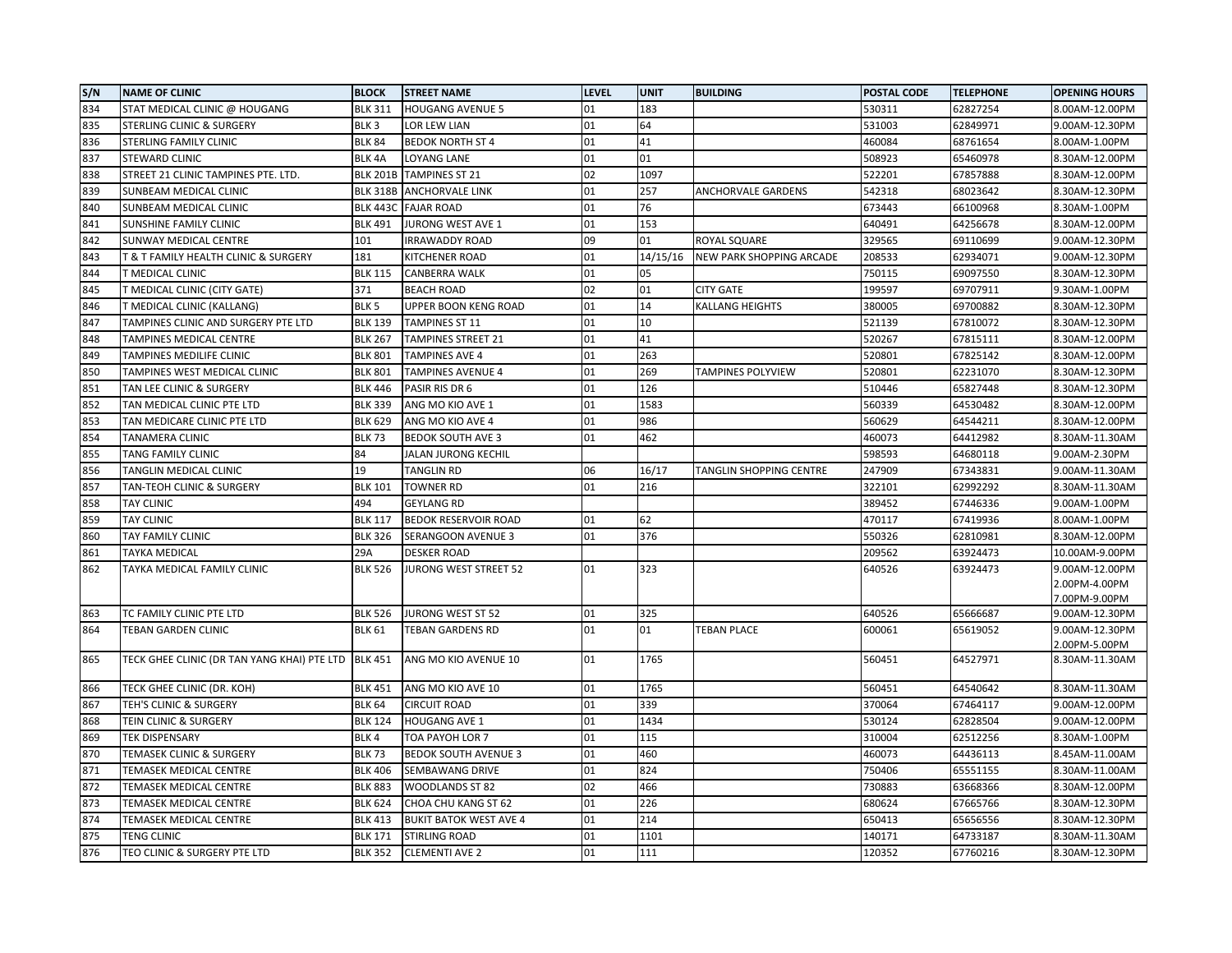| S/N | NAME OF CLINIC | BLOCK | STREET NAME | LEVEL | UNIT | BUILDING | POSTAL CODE | TELEPHONE | OPENING HOURS |
|---|---|---|---|---|---|---|---|---|---|
| 834 | STAT MEDICAL CLINIC @ HOUGANG | BLK 311 | HOUGANG AVENUE 5 | 01 | 183 | | 530311 | 62827254 | 8.00AM-12.00PM |
| 835 | STERLING CLINIC & SURGERY | BLK 3 | LOR LEW LIAN | 01 | 64 | | 531003 | 62849971 | 9.00AM-12.30PM |
| 836 | STERLING FAMILY CLINIC | BLK 84 | BEDOK NORTH ST 4 | 01 | 41 | | 460084 | 68761654 | 8.00AM-1.00PM |
| 837 | STEWARD CLINIC | BLK 4A | LOYANG LANE | 01 | 01 | | 508923 | 65460978 | 8.30AM-12.00PM |
| 838 | STREET 21 CLINIC TAMPINES PTE. LTD. | BLK 201B | TAMPINES ST 21 | 02 | 1097 | | 522201 | 67857888 | 8.30AM-12.00PM |
| 839 | SUNBEAM MEDICAL CLINIC | BLK 318B | ANCHORVALE LINK | 01 | 257 | ANCHORVALE GARDENS | 542318 | 68023642 | 8.30AM-12.30PM |
| 840 | SUNBEAM MEDICAL CLINIC | BLK 443C | FAJAR ROAD | 01 | 76 | | 673443 | 66100968 | 8.30AM-1.00PM |
| 841 | SUNSHINE FAMILY CLINIC | BLK 491 | JURONG WEST AVE 1 | 01 | 153 | | 640491 | 64256678 | 8.30AM-12.00PM |
| 842 | SUNWAY MEDICAL CENTRE | 101 | IRRAWADDY ROAD | 09 | 01 | ROYAL SQUARE | 329565 | 69110699 | 9.00AM-12.30PM |
| 843 | T & T FAMILY HEALTH CLINIC & SURGERY | 181 | KITCHENER ROAD | 01 | 14/15/16 | NEW PARK SHOPPING ARCADE | 208533 | 62934071 | 9.00AM-12.30PM |
| 844 | T MEDICAL CLINIC | BLK 115 | CANBERRA WALK | 01 | 05 | | 750115 | 69097550 | 8.30AM-12.30PM |
| 845 | T MEDICAL CLINIC (CITY GATE) | 371 | BEACH ROAD | 02 | 01 | CITY GATE | 199597 | 69707911 | 9.30AM-1.00PM |
| 846 | T MEDICAL CLINIC (KALLANG) | BLK 5 | UPPER BOON KENG ROAD | 01 | 14 | KALLANG HEIGHTS | 380005 | 69700882 | 8.30AM-12.30PM |
| 847 | TAMPINES CLINIC AND SURGERY PTE LTD | BLK 139 | TAMPINES ST 11 | 01 | 10 | | 521139 | 67810072 | 8.30AM-12.30PM |
| 848 | TAMPINES MEDICAL CENTRE | BLK 267 | TAMPINES STREET 21 | 01 | 41 | | 520267 | 67815111 | 8.30AM-12.00PM |
| 849 | TAMPINES MEDILIFE CLINIC | BLK 801 | TAMPINES AVE 4 | 01 | 263 | | 520801 | 67825142 | 8.30AM-12.00PM |
| 850 | TAMPINES WEST MEDICAL CLINIC | BLK 801 | TAMPINES AVENUE 4 | 01 | 269 | TAMPINES POLYVIEW | 520801 | 62231070 | 8.30AM-12.30PM |
| 851 | TAN LEE CLINIC & SURGERY | BLK 446 | PASIR RIS DR 6 | 01 | 126 | | 510446 | 65827448 | 8.30AM-12.30PM |
| 852 | TAN MEDICAL CLINIC PTE LTD | BLK 339 | ANG MO KIO AVE 1 | 01 | 1583 | | 560339 | 64530482 | 8.30AM-12.00PM |
| 853 | TAN MEDICARE CLINIC PTE LTD | BLK 629 | ANG MO KIO AVE 4 | 01 | 986 | | 560629 | 64544211 | 8.30AM-12.00PM |
| 854 | TANAMERA CLINIC | BLK 73 | BEDOK SOUTH AVE 3 | 01 | 462 | | 460073 | 64412982 | 8.30AM-11.30AM |
| 855 | TANG FAMILY CLINIC | 84 | JALAN JURONG KECHIL | | | | 598593 | 64680118 | 9.00AM-2.30PM |
| 856 | TANGLIN MEDICAL CLINIC | 19 | TANGLIN RD | 06 | 16/17 | TANGLIN SHOPPING CENTRE | 247909 | 67343831 | 9.00AM-11.30AM |
| 857 | TAN-TEOH CLINIC & SURGERY | BLK 101 | TOWNER RD | 01 | 216 | | 322101 | 62992292 | 8.30AM-11.30AM |
| 858 | TAY CLINIC | 494 | GEYLANG RD | | | | 389452 | 67446336 | 9.00AM-1.00PM |
| 859 | TAY CLINIC | BLK 117 | BEDOK RESERVOIR ROAD | 01 | 62 | | 470117 | 67419936 | 8.00AM-1.00PM |
| 860 | TAY FAMILY CLINIC | BLK 326 | SERANGOON AVENUE 3 | 01 | 376 | | 550326 | 62810981 | 8.30AM-12.00PM |
| 861 | TAYKA MEDICAL | 29A | DESKER ROAD | | | | 209562 | 63924473 | 10.00AM-9.00PM |
| 862 | TAYKA MEDICAL FAMILY CLINIC | BLK 526 | JURONG WEST STREET 52 | 01 | 323 | | 640526 | 63924473 | 9.00AM-12.00PM 2.00PM-4.00PM 7.00PM-9.00PM |
| 863 | TC FAMILY CLINIC PTE LTD | BLK 526 | JURONG WEST ST 52 | 01 | 325 | | 640526 | 65666687 | 9.00AM-12.30PM |
| 864 | TEBAN GARDEN CLINIC | BLK 61 | TEBAN GARDENS RD | 01 | 01 | TEBAN PLACE | 600061 | 65619052 | 9.00AM-12.30PM 2.00PM-5.00PM |
| 865 | TECK GHEE CLINIC (DR TAN YANG KHAI) PTE LTD | BLK 451 | ANG MO KIO AVENUE 10 | 01 | 1765 | | 560451 | 64527971 | 8.30AM-11.30AM |
| 866 | TECK GHEE CLINIC (DR. KOH) | BLK 451 | ANG MO KIO AVE 10 | 01 | 1765 | | 560451 | 64540642 | 8.30AM-11.30AM |
| 867 | TEH'S CLINIC & SURGERY | BLK 64 | CIRCUIT ROAD | 01 | 339 | | 370064 | 67464117 | 9.00AM-12.00PM |
| 868 | TEIN CLINIC & SURGERY | BLK 124 | HOUGANG AVE 1 | 01 | 1434 | | 530124 | 62828504 | 9.00AM-12.00PM |
| 869 | TEK DISPENSARY | BLK 4 | TOA PAYOH LOR 7 | 01 | 115 | | 310004 | 62512256 | 8.30AM-1.00PM |
| 870 | TEMASEK CLINIC & SURGERY | BLK 73 | BEDOK SOUTH AVENUE 3 | 01 | 460 | | 460073 | 64436113 | 8.45AM-11.00AM |
| 871 | TEMASEK MEDICAL CENTRE | BLK 406 | SEMBAWANG DRIVE | 01 | 824 | | 750406 | 65551155 | 8.30AM-11.00AM |
| 872 | TEMASEK MEDICAL CENTRE | BLK 883 | WOODLANDS ST 82 | 02 | 466 | | 730883 | 63668366 | 8.30AM-12.00PM |
| 873 | TEMASEK MEDICAL CENTRE | BLK 624 | CHOA CHU KANG ST 62 | 01 | 226 | | 680624 | 67665766 | 8.30AM-12.30PM |
| 874 | TEMASEK MEDICAL CENTRE | BLK 413 | BUKIT BATOK WEST AVE 4 | 01 | 214 | | 650413 | 65656556 | 8.30AM-12.30PM |
| 875 | TENG CLINIC | BLK 171 | STIRLING ROAD | 01 | 1101 | | 140171 | 64733187 | 8.30AM-11.30AM |
| 876 | TEO CLINIC & SURGERY PTE LTD | BLK 352 | CLEMENTI AVE 2 | 01 | 111 | | 120352 | 67760216 | 8.30AM-12.30PM |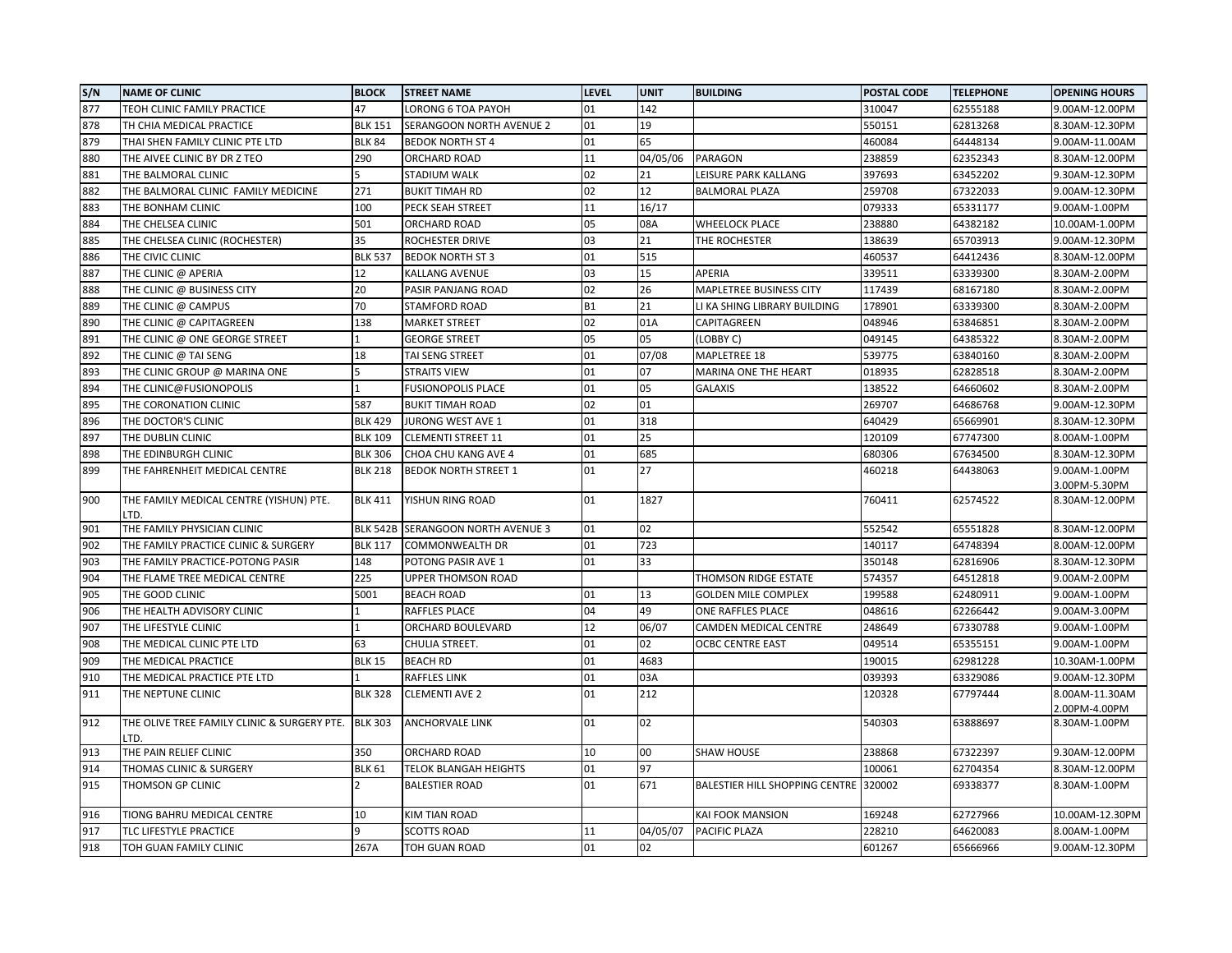| S/N | NAME OF CLINIC | BLOCK | STREET NAME | LEVEL | UNIT | BUILDING | POSTAL CODE | TELEPHONE | OPENING HOURS |
| --- | --- | --- | --- | --- | --- | --- | --- | --- | --- |
| 877 | TEOH CLINIC FAMILY PRACTICE | 47 | LORONG 6 TOA PAYOH | 01 | 142 | | 310047 | 62555188 | 9.00AM-12.00PM |
| 878 | TH CHIA MEDICAL PRACTICE | BLK 151 | SERANGOON NORTH AVENUE 2 | 01 | 19 | | 550151 | 62813268 | 8.30AM-12.30PM |
| 879 | THAI SHEN FAMILY CLINIC PTE LTD | BLK 84 | BEDOK NORTH ST 4 | 01 | 65 | | 460084 | 64448134 | 9.00AM-11.00AM |
| 880 | THE AIVEE CLINIC BY DR Z TEO | 290 | ORCHARD ROAD | 11 | 04/05/06 | PARAGON | 238859 | 62352343 | 8.30AM-12.00PM |
| 881 | THE BALMORAL CLINIC | 5 | STADIUM WALK | 02 | 21 | LEISURE PARK KALLANG | 397693 | 63452202 | 9.30AM-12.30PM |
| 882 | THE BALMORAL CLINIC FAMILY MEDICINE | 271 | BUKIT TIMAH RD | 02 | 12 | BALMORAL PLAZA | 259708 | 67322033 | 9.00AM-12.30PM |
| 883 | THE BONHAM CLINIC | 100 | PECK SEAH STREET | 11 | 16/17 | | 079333 | 65331177 | 9.00AM-1.00PM |
| 884 | THE CHELSEA CLINIC | 501 | ORCHARD ROAD | 05 | 08A | WHEELOCK PLACE | 238880 | 64382182 | 10.00AM-1.00PM |
| 885 | THE CHELSEA CLINIC (ROCHESTER) | 35 | ROCHESTER DRIVE | 03 | 21 | THE ROCHESTER | 138639 | 65703913 | 9.00AM-12.30PM |
| 886 | THE CIVIC CLINIC | BLK 537 | BEDOK NORTH ST 3 | 01 | 515 | | 460537 | 64412436 | 8.30AM-12.00PM |
| 887 | THE CLINIC @ APERIA | 12 | KALLANG AVENUE | 03 | 15 | APERIA | 339511 | 63339300 | 8.30AM-2.00PM |
| 888 | THE CLINIC @ BUSINESS CITY | 20 | PASIR PANJANG ROAD | 02 | 26 | MAPLETREE BUSINESS CITY | 117439 | 68167180 | 8.30AM-2.00PM |
| 889 | THE CLINIC @ CAMPUS | 70 | STAMFORD ROAD | B1 | 21 | LI KA SHING LIBRARY BUILDING | 178901 | 63339300 | 8.30AM-2.00PM |
| 890 | THE CLINIC @ CAPITAGREEN | 138 | MARKET STREET | 02 | 01A | CAPITAGREEN | 048946 | 63846851 | 8.30AM-2.00PM |
| 891 | THE CLINIC @ ONE GEORGE STREET | 1 | GEORGE STREET | 05 | 05 | (LOBBY C) | 049145 | 64385322 | 8.30AM-2.00PM |
| 892 | THE CLINIC @ TAI SENG | 18 | TAI SENG STREET | 01 | 07/08 | MAPLETREE 18 | 539775 | 63840160 | 8.30AM-2.00PM |
| 893 | THE CLINIC GROUP @ MARINA ONE | 5 | STRAITS VIEW | 01 | 07 | MARINA ONE THE HEART | 018935 | 62828518 | 8.30AM-2.00PM |
| 894 | THE CLINIC@FUSIONOPOLIS | 1 | FUSIONOPOLIS PLACE | 01 | 05 | GALAXIS | 138522 | 64660602 | 8.30AM-2.00PM |
| 895 | THE CORONATION CLINIC | 587 | BUKIT TIMAH ROAD | 02 | 01 | | 269707 | 64686768 | 9.00AM-12.30PM |
| 896 | THE DOCTOR'S CLINIC | BLK 429 | JURONG WEST AVE 1 | 01 | 318 | | 640429 | 65669901 | 8.30AM-12.30PM |
| 897 | THE DUBLIN CLINIC | BLK 109 | CLEMENTI STREET 11 | 01 | 25 | | 120109 | 67747300 | 8.00AM-1.00PM |
| 898 | THE EDINBURGH CLINIC | BLK 306 | CHOA CHU KANG AVE 4 | 01 | 685 | | 680306 | 67634500 | 8.30AM-12.30PM |
| 899 | THE FAHRENHEIT MEDICAL CENTRE | BLK 218 | BEDOK NORTH STREET 1 | 01 | 27 | | 460218 | 64438063 | 9.00AM-1.00PM 3.00PM-5.30PM |
| 900 | THE FAMILY MEDICAL CENTRE (YISHUN) PTE. LTD. | BLK 411 | YISHUN RING ROAD | 01 | 1827 | | 760411 | 62574522 | 8.30AM-12.00PM |
| 901 | THE FAMILY PHYSICIAN CLINIC | BLK 542B | SERANGOON NORTH AVENUE 3 | 01 | 02 | | 552542 | 65551828 | 8.30AM-12.00PM |
| 902 | THE FAMILY PRACTICE CLINIC & SURGERY | BLK 117 | COMMONWEALTH DR | 01 | 723 | | 140117 | 64748394 | 8.00AM-12.00PM |
| 903 | THE FAMILY PRACTICE-POTONG PASIR | 148 | POTONG PASIR AVE 1 | 01 | 33 | | 350148 | 62816906 | 8.30AM-12.30PM |
| 904 | THE FLAME TREE MEDICAL CENTRE | 225 | UPPER THOMSON ROAD | | | THOMSON RIDGE ESTATE | 574357 | 64512818 | 9.00AM-2.00PM |
| 905 | THE GOOD CLINIC | 5001 | BEACH ROAD | 01 | 13 | GOLDEN MILE COMPLEX | 199588 | 62480911 | 9.00AM-1.00PM |
| 906 | THE HEALTH ADVISORY CLINIC | 1 | RAFFLES PLACE | 04 | 49 | ONE RAFFLES PLACE | 048616 | 62266442 | 9.00AM-3.00PM |
| 907 | THE LIFESTYLE CLINIC | 1 | ORCHARD BOULEVARD | 12 | 06/07 | CAMDEN MEDICAL CENTRE | 248649 | 67330788 | 9.00AM-1.00PM |
| 908 | THE MEDICAL CLINIC PTE LTD | 63 | CHULIA STREET. | 01 | 02 | OCBC CENTRE EAST | 049514 | 65355151 | 9.00AM-1.00PM |
| 909 | THE MEDICAL PRACTICE | BLK 15 | BEACH RD | 01 | 4683 | | 190015 | 62981228 | 10.30AM-1.00PM |
| 910 | THE MEDICAL PRACTICE PTE LTD | 1 | RAFFLES LINK | 01 | 03A | | 039393 | 63329086 | 9.00AM-12.30PM |
| 911 | THE NEPTUNE CLINIC | BLK 328 | CLEMENTI AVE 2 | 01 | 212 | | 120328 | 67797444 | 8.00AM-11.30AM 2.00PM-4.00PM |
| 912 | THE OLIVE TREE FAMILY CLINIC & SURGERY PTE. LTD. | BLK 303 | ANCHORVALE LINK | 01 | 02 | | 540303 | 63888697 | 8.30AM-1.00PM |
| 913 | THE PAIN RELIEF CLINIC | 350 | ORCHARD ROAD | 10 | 00 | SHAW HOUSE | 238868 | 67322397 | 9.30AM-12.00PM |
| 914 | THOMAS CLINIC & SURGERY | BLK 61 | TELOK BLANGAH HEIGHTS | 01 | 97 | | 100061 | 62704354 | 8.30AM-12.00PM |
| 915 | THOMSON GP CLINIC | 2 | BALESTIER ROAD | 01 | 671 | BALESTIER HILL SHOPPING CENTRE | 320002 | 69338377 | 8.30AM-1.00PM |
| 916 | TIONG BAHRU MEDICAL CENTRE | 10 | KIM TIAN ROAD | | | KAI FOOK MANSION | 169248 | 62727966 | 10.00AM-12.30PM |
| 917 | TLC LIFESTYLE PRACTICE | 9 | SCOTTS ROAD | 11 | 04/05/07 | PACIFIC PLAZA | 228210 | 64620083 | 8.00AM-1.00PM |
| 918 | TOH GUAN FAMILY CLINIC | 267A | TOH GUAN ROAD | 01 | 02 | | 601267 | 65666966 | 9.00AM-12.30PM |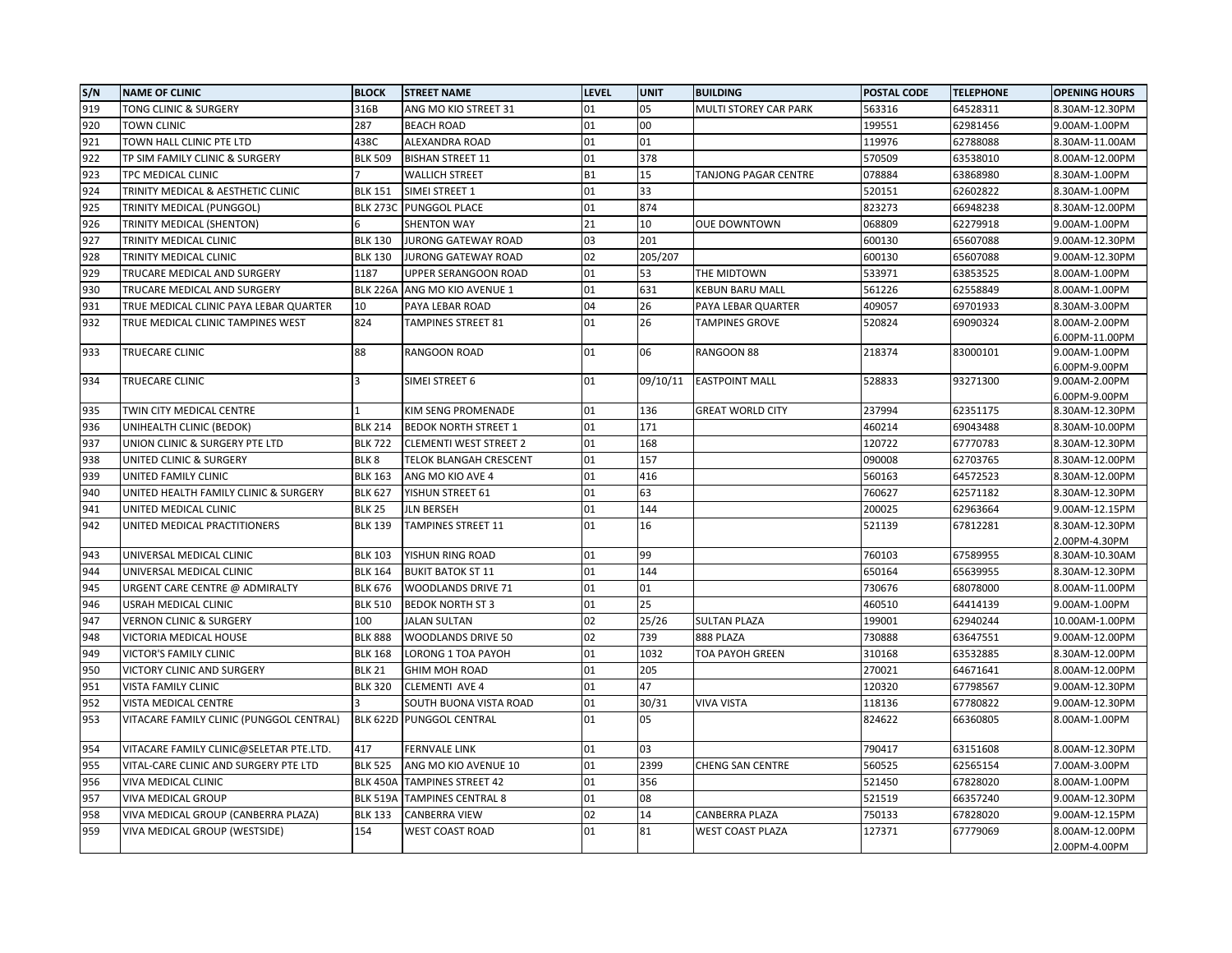| S/N | NAME OF CLINIC | BLOCK | STREET NAME | LEVEL | UNIT | BUILDING | POSTAL CODE | TELEPHONE | OPENING HOURS |
|---|---|---|---|---|---|---|---|---|---|
| 919 | TONG CLINIC & SURGERY | 316B | ANG MO KIO STREET 31 | 01 | 05 | MULTI STOREY CAR PARK | 563316 | 64528311 | 8.30AM-12.30PM |
| 920 | TOWN CLINIC | 287 | BEACH ROAD | 01 | 00 | | 199551 | 62981456 | 9.00AM-1.00PM |
| 921 | TOWN HALL CLINIC PTE LTD | 438C | ALEXANDRA ROAD | 01 | 01 | | 119976 | 62788088 | 8.30AM-11.00AM |
| 922 | TP SIM FAMILY CLINIC & SURGERY | BLK 509 | BISHAN STREET 11 | 01 | 378 | | 570509 | 63538010 | 8.00AM-12.00PM |
| 923 | TPC MEDICAL CLINIC | 7 | WALLICH STREET | B1 | 15 | TANJONG PAGAR CENTRE | 078884 | 63868980 | 8.30AM-1.00PM |
| 924 | TRINITY MEDICAL & AESTHETIC CLINIC | BLK 151 | SIMEI STREET 1 | 01 | 33 | | 520151 | 62602822 | 8.30AM-1.00PM |
| 925 | TRINITY MEDICAL (PUNGGOL) | BLK 273C | PUNGGOL PLACE | 01 | 874 | | 823273 | 66948238 | 8.30AM-12.00PM |
| 926 | TRINITY MEDICAL (SHENTON) | 6 | SHENTON WAY | 21 | 10 | OUE DOWNTOWN | 068809 | 62279918 | 9.00AM-1.00PM |
| 927 | TRINITY MEDICAL CLINIC | BLK 130 | JURONG GATEWAY ROAD | 03 | 201 | | 600130 | 65607088 | 9.00AM-12.30PM |
| 928 | TRINITY MEDICAL CLINIC | BLK 130 | JURONG GATEWAY ROAD | 02 | 205/207 | | 600130 | 65607088 | 9.00AM-12.30PM |
| 929 | TRUCARE MEDICAL AND SURGERY | 1187 | UPPER SERANGOON ROAD | 01 | 53 | THE MIDTOWN | 533971 | 63853525 | 8.00AM-1.00PM |
| 930 | TRUCARE MEDICAL AND SURGERY | BLK 226A | ANG MO KIO AVENUE 1 | 01 | 631 | KEBUN BARU MALL | 561226 | 62558849 | 8.00AM-1.00PM |
| 931 | TRUE MEDICAL CLINIC PAYA LEBAR QUARTER | 10 | PAYA LEBAR ROAD | 04 | 26 | PAYA LEBAR QUARTER | 409057 | 69701933 | 8.30AM-3.00PM |
| 932 | TRUE MEDICAL CLINIC TAMPINES WEST | 824 | TAMPINES STREET 81 | 01 | 26 | TAMPINES GROVE | 520824 | 69090324 | 8.00AM-2.00PM 6.00PM-11.00PM |
| 933 | TRUECARE CLINIC | 88 | RANGOON ROAD | 01 | 06 | RANGOON 88 | 218374 | 83000101 | 9.00AM-1.00PM 6.00PM-9.00PM |
| 934 | TRUECARE CLINIC | 3 | SIMEI STREET 6 | 01 | 09/10/11 | EASTPOINT MALL | 528833 | 93271300 | 9.00AM-2.00PM 6.00PM-9.00PM |
| 935 | TWIN CITY MEDICAL CENTRE | 1 | KIM SENG PROMENADE | 01 | 136 | GREAT WORLD CITY | 237994 | 62351175 | 8.30AM-12.30PM |
| 936 | UNIHEALTH CLINIC (BEDOK) | BLK 214 | BEDOK NORTH STREET 1 | 01 | 171 | | 460214 | 69043488 | 8.30AM-10.00PM |
| 937 | UNION CLINIC & SURGERY PTE LTD | BLK 722 | CLEMENTI WEST STREET 2 | 01 | 168 | | 120722 | 67770783 | 8.30AM-12.30PM |
| 938 | UNITED CLINIC & SURGERY | BLK 8 | TELOK BLANGAH CRESCENT | 01 | 157 | | 090008 | 62703765 | 8.30AM-12.00PM |
| 939 | UNITED FAMILY CLINIC | BLK 163 | ANG MO KIO AVE 4 | 01 | 416 | | 560163 | 64572523 | 8.30AM-12.00PM |
| 940 | UNITED HEALTH FAMILY CLINIC & SURGERY | BLK 627 | YISHUN STREET 61 | 01 | 63 | | 760627 | 62571182 | 8.30AM-12.30PM |
| 941 | UNITED MEDICAL CLINIC | BLK 25 | JLN BERSEH | 01 | 144 | | 200025 | 62963664 | 9.00AM-12.15PM |
| 942 | UNITED MEDICAL PRACTITIONERS | BLK 139 | TAMPINES STREET 11 | 01 | 16 | | 521139 | 67812281 | 8.30AM-12.30PM 2.00PM-4.30PM |
| 943 | UNIVERSAL MEDICAL CLINIC | BLK 103 | YISHUN RING ROAD | 01 | 99 | | 760103 | 67589955 | 8.30AM-10.30AM |
| 944 | UNIVERSAL MEDICAL CLINIC | BLK 164 | BUKIT BATOK ST 11 | 01 | 144 | | 650164 | 65639955 | 8.30AM-12.30PM |
| 945 | URGENT CARE CENTRE @ ADMIRALTY | BLK 676 | WOODLANDS DRIVE 71 | 01 | 01 | | 730676 | 68078000 | 8.00AM-11.00PM |
| 946 | USRAH MEDICAL CLINIC | BLK 510 | BEDOK NORTH ST 3 | 01 | 25 | | 460510 | 64414139 | 9.00AM-1.00PM |
| 947 | VERNON CLINIC & SURGERY | 100 | JALAN SULTAN | 02 | 25/26 | SULTAN PLAZA | 199001 | 62940244 | 10.00AM-1.00PM |
| 948 | VICTORIA MEDICAL HOUSE | BLK 888 | WOODLANDS DRIVE 50 | 02 | 739 | 888 PLAZA | 730888 | 63647551 | 9.00AM-12.00PM |
| 949 | VICTOR'S FAMILY CLINIC | BLK 168 | LORONG 1 TOA PAYOH | 01 | 1032 | TOA PAYOH GREEN | 310168 | 63532885 | 8.30AM-12.00PM |
| 950 | VICTORY CLINIC AND SURGERY | BLK 21 | GHIM MOH ROAD | 01 | 205 | | 270021 | 64671641 | 8.00AM-12.00PM |
| 951 | VISTA FAMILY CLINIC | BLK 320 | CLEMENTI AVE 4 | 01 | 47 | | 120320 | 67798567 | 9.00AM-12.30PM |
| 952 | VISTA MEDICAL CENTRE | 3 | SOUTH BUONA VISTA ROAD | 01 | 30/31 | VIVA VISTA | 118136 | 67780822 | 9.00AM-12.30PM |
| 953 | VITACARE FAMILY CLINIC (PUNGGOL CENTRAL) | BLK 622D | PUNGGOL CENTRAL | 01 | 05 | | 824622 | 66360805 | 8.00AM-1.00PM |
| 954 | VITACARE FAMILY CLINIC@SELETAR PTE.LTD. | 417 | FERNVALE LINK | 01 | 03 | | 790417 | 63151608 | 8.00AM-12.30PM |
| 955 | VITAL-CARE CLINIC AND SURGERY PTE LTD | BLK 525 | ANG MO KIO AVENUE 10 | 01 | 2399 | CHENG SAN CENTRE | 560525 | 62565154 | 7.00AM-3.00PM |
| 956 | VIVA MEDICAL CLINIC | BLK 450A | TAMPINES STREET 42 | 01 | 356 | | 521450 | 67828020 | 8.00AM-1.00PM |
| 957 | VIVA MEDICAL GROUP | BLK 519A | TAMPINES CENTRAL 8 | 01 | 08 | | 521519 | 66357240 | 9.00AM-12.30PM |
| 958 | VIVA MEDICAL GROUP (CANBERRA PLAZA) | BLK 133 | CANBERRA VIEW | 02 | 14 | CANBERRA PLAZA | 750133 | 67828020 | 9.00AM-12.15PM |
| 959 | VIVA MEDICAL GROUP (WESTSIDE) | 154 | WEST COAST ROAD | 01 | 81 | WEST COAST PLAZA | 127371 | 67779069 | 8.00AM-12.00PM 2.00PM-4.00PM |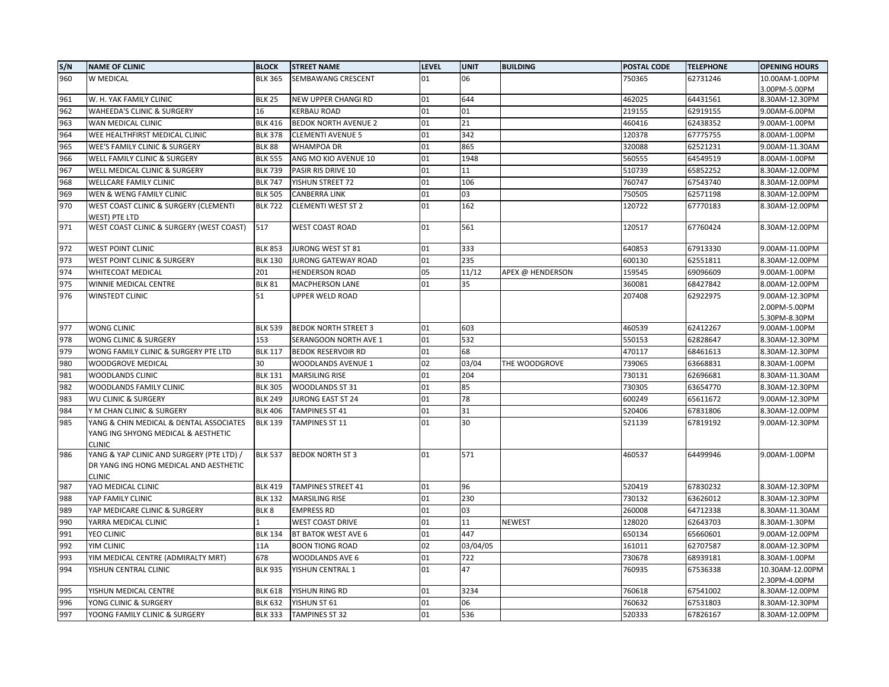| S/N | NAME OF CLINIC | BLOCK | STREET NAME | LEVEL | UNIT | BUILDING | POSTAL CODE | TELEPHONE | OPENING HOURS |
|---|---|---|---|---|---|---|---|---|---|
| 960 | W MEDICAL | BLK 365 | SEMBAWANG CRESCENT | 01 | 06 | | 750365 | 62731246 | 10.00AM-1.00PM 3.00PM-5.00PM |
| 961 | W. H. YAK FAMILY CLINIC | BLK 25 | NEW UPPER CHANGI RD | 01 | 644 | | 462025 | 64431561 | 8.30AM-12.30PM |
| 962 | WAHEEDA'S CLINIC & SURGERY | 16 | KERBAU ROAD | 01 | 01 | | 219155 | 62919155 | 9.00AM-6.00PM |
| 963 | WAN MEDICAL CLINIC | BLK 416 | BEDOK NORTH AVENUE 2 | 01 | 21 | | 460416 | 62438352 | 9.00AM-1.00PM |
| 964 | WEE HEALTHFIRST MEDICAL CLINIC | BLK 378 | CLEMENTI AVENUE 5 | 01 | 342 | | 120378 | 67775755 | 8.00AM-1.00PM |
| 965 | WEE'S FAMILY CLINIC & SURGERY | BLK 88 | WHAMPOA DR | 01 | 865 | | 320088 | 62521231 | 9.00AM-11.30AM |
| 966 | WELL FAMILY CLINIC & SURGERY | BLK 555 | ANG MO KIO AVENUE 10 | 01 | 1948 | | 560555 | 64549519 | 8.00AM-1.00PM |
| 967 | WELL MEDICAL CLINIC & SURGERY | BLK 739 | PASIR RIS DRIVE 10 | 01 | 11 | | 510739 | 65852252 | 8.30AM-12.00PM |
| 968 | WELLCARE FAMILY CLINIC | BLK 747 | YISHUN STREET 72 | 01 | 106 | | 760747 | 67543740 | 8.30AM-12.00PM |
| 969 | WEN & WENG FAMILY CLINIC | BLK 505 | CANBERRA LINK | 01 | 03 | | 750505 | 62571198 | 8.30AM-12.00PM |
| 970 | WEST COAST CLINIC & SURGERY (CLEMENTI WEST) PTE LTD | BLK 722 | CLEMENTI WEST ST 2 | 01 | 162 | | 120722 | 67770183 | 8.30AM-12.00PM |
| 971 | WEST COAST CLINIC & SURGERY (WEST COAST) | 517 | WEST COAST ROAD | 01 | 561 | | 120517 | 67760424 | 8.30AM-12.00PM |
| 972 | WEST POINT CLINIC | BLK 853 | JURONG WEST ST 81 | 01 | 333 | | 640853 | 67913330 | 9.00AM-11.00PM |
| 973 | WEST POINT CLINIC & SURGERY | BLK 130 | JURONG GATEWAY ROAD | 01 | 235 | | 600130 | 62551811 | 8.30AM-12.00PM |
| 974 | WHITECOAT MEDICAL | 201 | HENDERSON ROAD | 05 | 11/12 | APEX @ HENDERSON | 159545 | 69096609 | 9.00AM-1.00PM |
| 975 | WINNIE MEDICAL CENTRE | BLK 81 | MACPHERSON LANE | 01 | 35 | | 360081 | 68427842 | 8.00AM-12.00PM |
| 976 | WINSTEDT CLINIC | 51 | UPPER WELD ROAD | | | | 207408 | 62922975 | 9.00AM-12.30PM 2.00PM-5.00PM 5.30PM-8.30PM |
| 977 | WONG CLINIC | BLK 539 | BEDOK NORTH STREET 3 | 01 | 603 | | 460539 | 62412267 | 9.00AM-1.00PM |
| 978 | WONG CLINIC & SURGERY | 153 | SERANGOON NORTH AVE 1 | 01 | 532 | | 550153 | 62828647 | 8.30AM-12.30PM |
| 979 | WONG FAMILY CLINIC & SURGERY PTE LTD | BLK 117 | BEDOK RESERVOIR RD | 01 | 68 | | 470117 | 68461613 | 8.30AM-12.30PM |
| 980 | WOODGROVE MEDICAL | 30 | WOODLANDS AVENUE 1 | 02 | 03/04 | THE WOODGROVE | 739065 | 63668831 | 8.30AM-1.00PM |
| 981 | WOODLANDS CLINIC | BLK 131 | MARSILING RISE | 01 | 204 | | 730131 | 62696681 | 8.30AM-11.30AM |
| 982 | WOODLANDS FAMILY CLINIC | BLK 305 | WOODLANDS ST 31 | 01 | 85 | | 730305 | 63654770 | 8.30AM-12.30PM |
| 983 | WU CLINIC & SURGERY | BLK 249 | JURONG EAST ST 24 | 01 | 78 | | 600249 | 65611672 | 9.00AM-12.30PM |
| 984 | Y M CHAN CLINIC & SURGERY | BLK 406 | TAMPINES ST 41 | 01 | 31 | | 520406 | 67831806 | 8.30AM-12.00PM |
| 985 | YANG & CHIN MEDICAL & DENTAL ASSOCIATES YANG ING SHYONG MEDICAL & AESTHETIC CLINIC | BLK 139 | TAMPINES ST 11 | 01 | 30 | | 521139 | 67819192 | 9.00AM-12.30PM |
| 986 | YANG & YAP CLINIC AND SURGERY (PTE LTD) / DR YANG ING HONG MEDICAL AND AESTHETIC CLINIC | BLK 537 | BEDOK NORTH ST 3 | 01 | 571 | | 460537 | 64499946 | 9.00AM-1.00PM |
| 987 | YAO MEDICAL CLINIC | BLK 419 | TAMPINES STREET 41 | 01 | 96 | | 520419 | 67830232 | 8.30AM-12.30PM |
| 988 | YAP FAMILY CLINIC | BLK 132 | MARSILING RISE | 01 | 230 | | 730132 | 63626012 | 8.30AM-12.30PM |
| 989 | YAP MEDICARE CLINIC & SURGERY | BLK 8 | EMPRESS RD | 01 | 03 | | 260008 | 64712338 | 8.30AM-11.30AM |
| 990 | YARRA MEDICAL CLINIC | 1 | WEST COAST DRIVE | 01 | 11 | NEWEST | 128020 | 62643703 | 8.30AM-1.30PM |
| 991 | YEO CLINIC | BLK 134 | BT BATOK WEST AVE 6 | 01 | 447 | | 650134 | 65660601 | 9.00AM-12.00PM |
| 992 | YIM CLINIC | 11A | BOON TIONG ROAD | 02 | 03/04/05 | | 161011 | 62707587 | 8.00AM-12.30PM |
| 993 | YIM MEDICAL CENTRE (ADMIRALTY MRT) | 678 | WOODLANDS AVE 6 | 01 | 722 | | 730678 | 68939181 | 8.30AM-1.00PM |
| 994 | YISHUN CENTRAL CLINIC | BLK 935 | YISHUN CENTRAL 1 | 01 | 47 | | 760935 | 67536338 | 10.30AM-12.00PM 2.30PM-4.00PM |
| 995 | YISHUN MEDICAL CENTRE | BLK 618 | YISHUN RING RD | 01 | 3234 | | 760618 | 67541002 | 8.30AM-12.00PM |
| 996 | YONG CLINIC & SURGERY | BLK 632 | YISHUN ST 61 | 01 | 06 | | 760632 | 67531803 | 8.30AM-12.30PM |
| 997 | YOONG FAMILY CLINIC & SURGERY | BLK 333 | TAMPINES ST 32 | 01 | 536 | | 520333 | 67826167 | 8.30AM-12.00PM |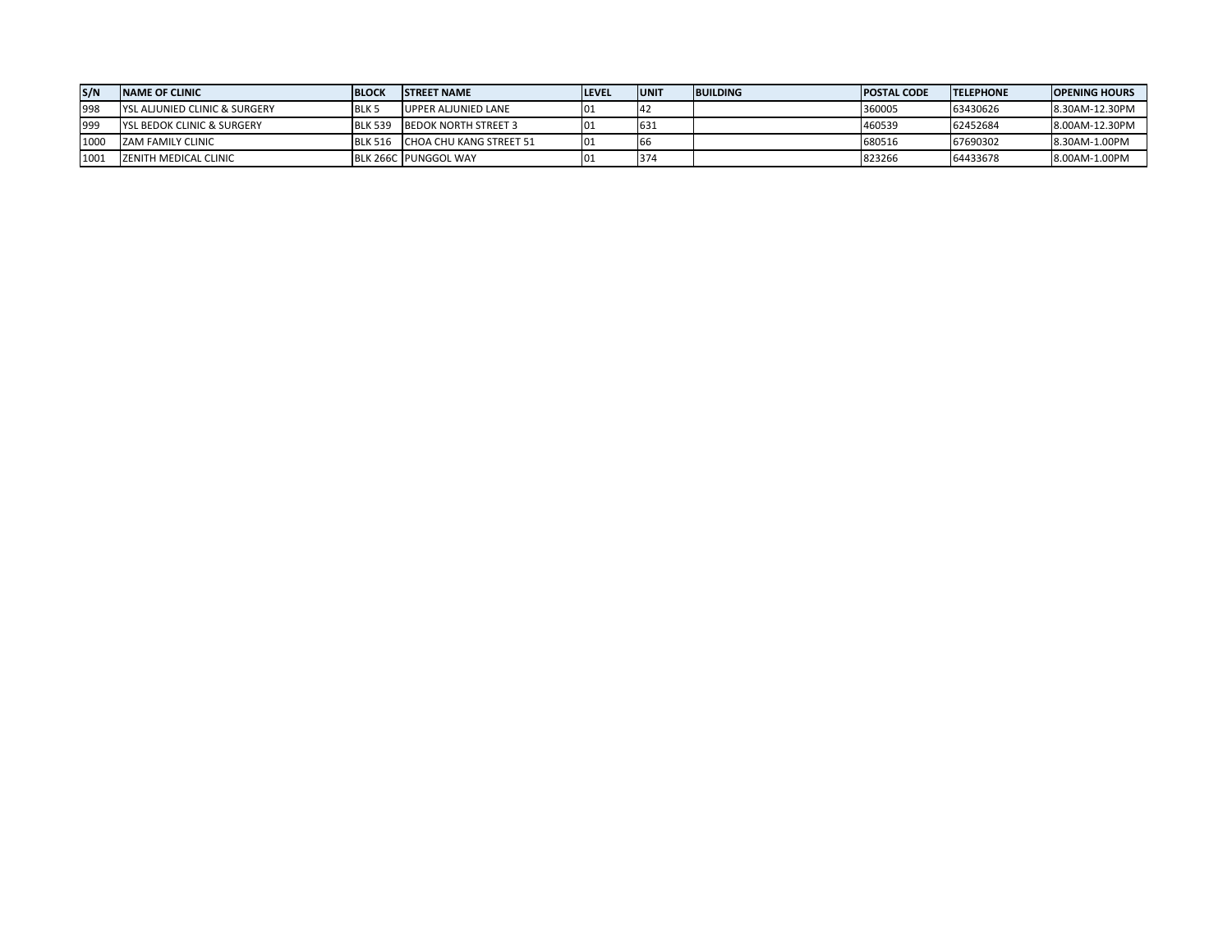| S/N | NAME OF CLINIC | BLOCK | STREET NAME | LEVEL | UNIT | BUILDING | POSTAL CODE | TELEPHONE | OPENING HOURS |
|---|---|---|---|---|---|---|---|---|---|
| 998 | YSL ALJUNIED CLINIC & SURGERY | BLK 5 | UPPER ALJUNIED LANE | 01 | 42 | | 360005 | 63430626 | 8.30AM-12.30PM |
| 999 | YSL BEDOK CLINIC & SURGERY | BLK 539 | BEDOK NORTH STREET 3 | 01 | 631 | | 460539 | 62452684 | 8.00AM-12.30PM |
| 1000 | ZAM FAMILY CLINIC | BLK 516 | CHOA CHU KANG STREET 51 | 01 | 66 | | 680516 | 67690302 | 8.30AM-1.00PM |
| 1001 | ZENITH MEDICAL CLINIC | BLK 266C | PUNGGOL WAY | 01 | 374 | | 823266 | 64433678 | 8.00AM-1.00PM |